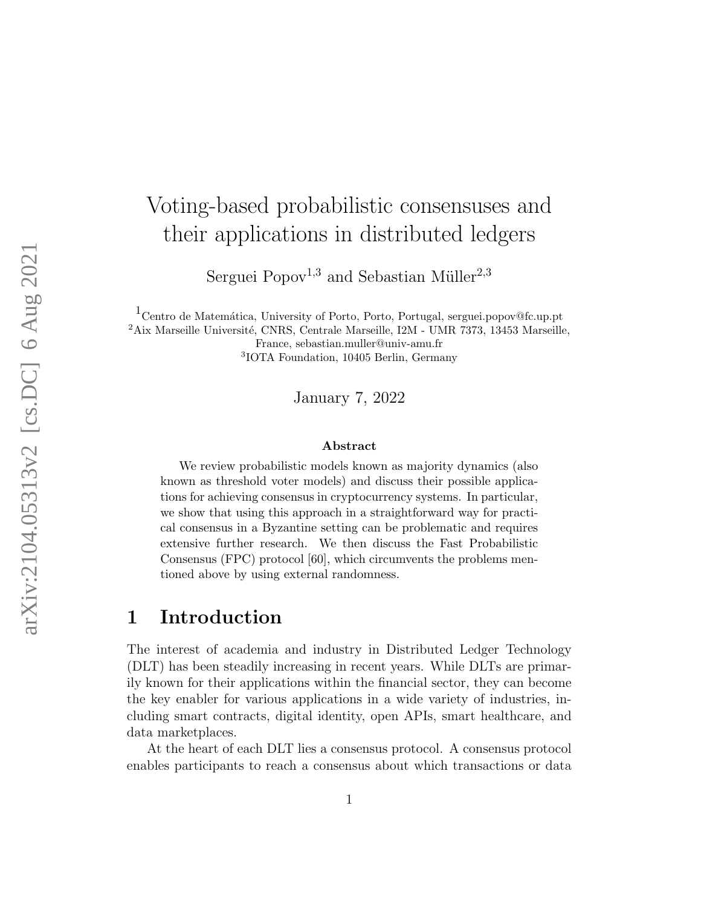# Voting-based probabilistic consensuses and their applications in distributed ledgers

Serguei Popov[1,3] and Sebastian Müller[2,3]

[1]Centro de Matemática, University of Porto, Porto, Portugal, serguei.popov@fc.up.pt
[2]Aix Marseille Université, CNRS, Centrale Marseille, I2M - UMR 7373, 13453 Marseille, France, sebastian.muller@univ-amu.fr
[3]IOTA Foundation, 10405 Berlin, Germany

January 7, 2022

### Abstract

We review probabilistic models known as majority dynamics (also known as threshold voter models) and discuss their possible applications for achieving consensus in cryptocurrency systems. In particular, we show that using this approach in a straightforward way for practical consensus in a Byzantine setting can be problematic and requires extensive further research. We then discuss the Fast Probabilistic Consensus (FPC) protocol [60], which circumvents the problems mentioned above by using external randomness.

## 1 Introduction

The interest of academia and industry in Distributed Ledger Technology (DLT) has been steadily increasing in recent years. While DLTs are primarily known for their applications within the financial sector, they can become the key enabler for various applications in a wide variety of industries, including smart contracts, digital identity, open APIs, smart healthcare, and data marketplaces.

At the heart of each DLT lies a consensus protocol. A consensus protocol enables participants to reach a consensus about which transactions or data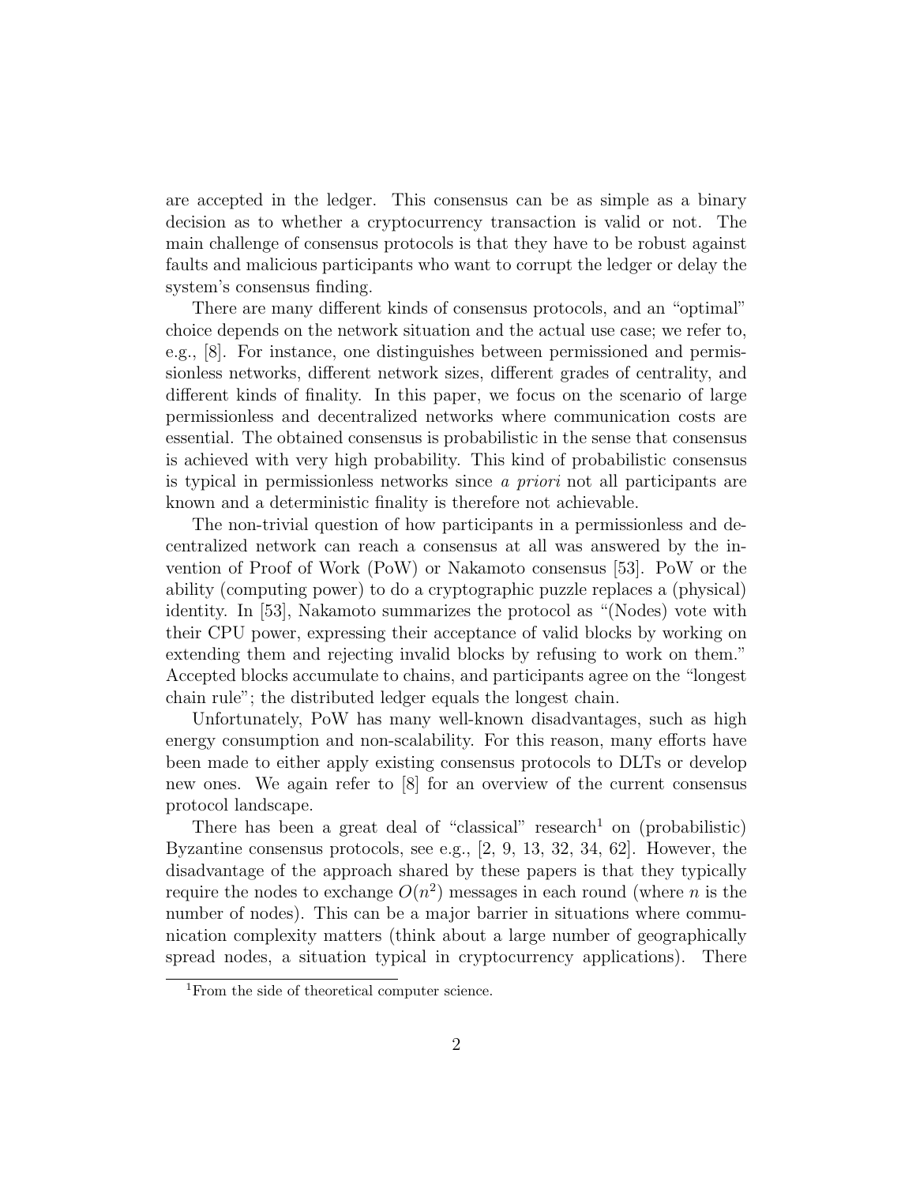are accepted in the ledger. This consensus can be as simple as a binary decision as to whether a cryptocurrency transaction is valid or not. The main challenge of consensus protocols is that they have to be robust against faults and malicious participants who want to corrupt the ledger or delay the system's consensus finding.

There are many different kinds of consensus protocols, and an "optimal" choice depends on the network situation and the actual use case; we refer to, e.g., [8]. For instance, one distinguishes between permissioned and permissionless networks, different network sizes, different grades of centrality, and different kinds of finality. In this paper, we focus on the scenario of large permissionless and decentralized networks where communication costs are essential. The obtained consensus is probabilistic in the sense that consensus is achieved with very high probability. This kind of probabilistic consensus is typical in permissionless networks since *a priori* not all participants are known and a deterministic finality is therefore not achievable.

The non-trivial question of how participants in a permissionless and decentralized network can reach a consensus at all was answered by the invention of Proof of Work (PoW) or Nakamoto consensus [53]. PoW or the ability (computing power) to do a cryptographic puzzle replaces a (physical) identity. In [53], Nakamoto summarizes the protocol as "(Nodes) vote with their CPU power, expressing their acceptance of valid blocks by working on extending them and rejecting invalid blocks by refusing to work on them." Accepted blocks accumulate to chains, and participants agree on the "longest chain rule"; the distributed ledger equals the longest chain.

Unfortunately, PoW has many well-known disadvantages, such as high energy consumption and non-scalability. For this reason, many efforts have been made to either apply existing consensus protocols to DLTs or develop new ones. We again refer to [8] for an overview of the current consensus protocol landscape.

There has been a great deal of "classical" research[1] on (probabilistic) Byzantine consensus protocols, see e.g., [2, 9, 13, 32, 34, 62]. However, the disadvantage of the approach shared by these papers is that they typically require the nodes to exchange $O(n^2)$ messages in each round (where $n$ is the number of nodes). This can be a major barrier in situations where communication complexity matters (think about a large number of geographically spread nodes, a situation typical in cryptocurrency applications). There

[1] From the side of theoretical computer science.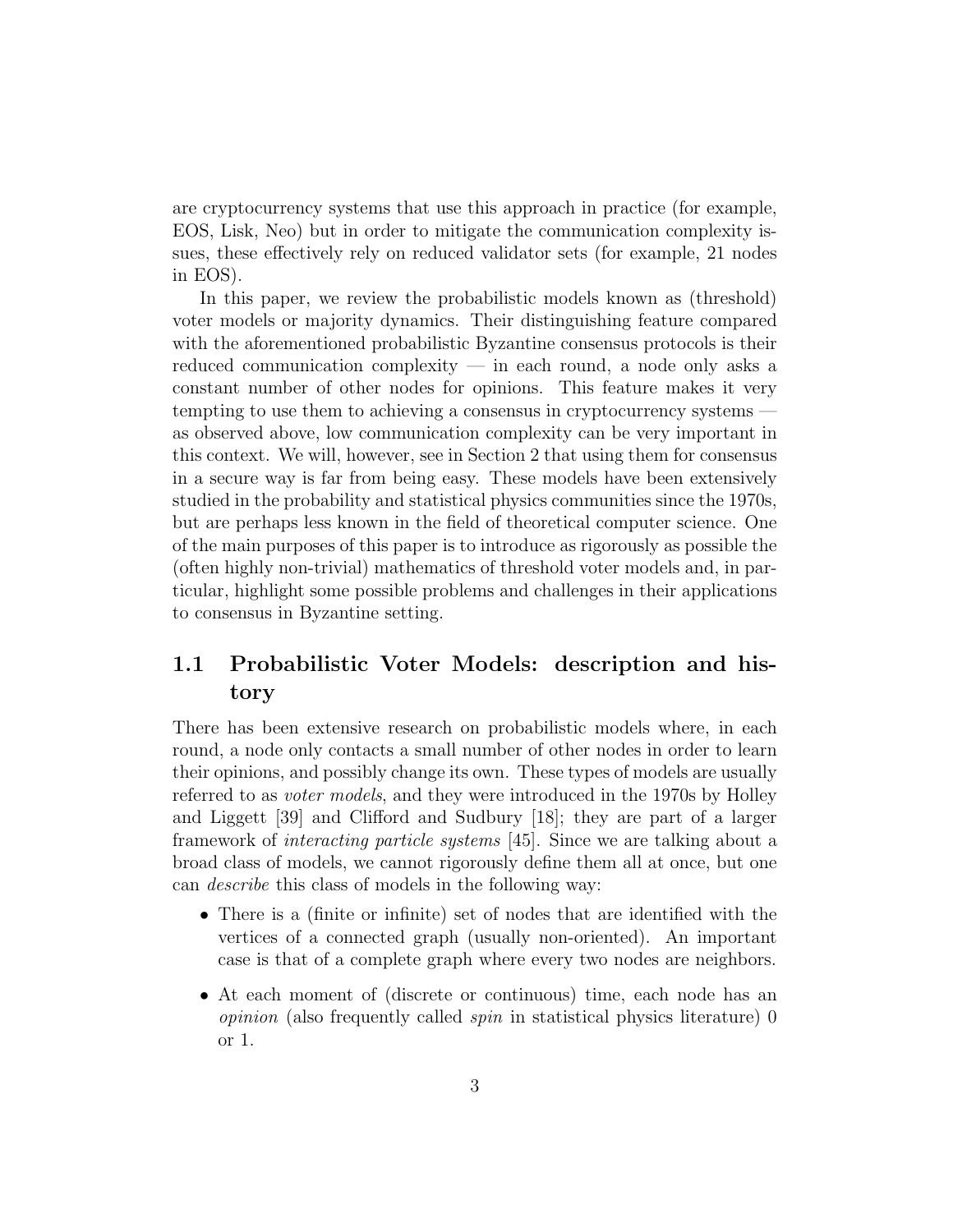are cryptocurrency systems that use this approach in practice (for example, EOS, Lisk, Neo) but in order to mitigate the communication complexity issues, these effectively rely on reduced validator sets (for example, 21 nodes in EOS).

In this paper, we review the probabilistic models known as (threshold) voter models or majority dynamics. Their distinguishing feature compared with the aforementioned probabilistic Byzantine consensus protocols is their reduced communication complexity — in each round, a node only asks a constant number of other nodes for opinions. This feature makes it very tempting to use them to achieving a consensus in cryptocurrency systems — as observed above, low communication complexity can be very important in this context. We will, however, see in Section 2 that using them for consensus in a secure way is far from being easy. These models have been extensively studied in the probability and statistical physics communities since the 1970s, but are perhaps less known in the field of theoretical computer science. One of the main purposes of this paper is to introduce as rigorously as possible the (often highly non-trivial) mathematics of threshold voter models and, in particular, highlight some possible problems and challenges in their applications to consensus in Byzantine setting.

## 1.1 Probabilistic Voter Models: description and history

There has been extensive research on probabilistic models where, in each round, a node only contacts a small number of other nodes in order to learn their opinions, and possibly change its own. These types of models are usually referred to as *voter models*, and they were introduced in the 1970s by Holley and Liggett [39] and Clifford and Sudbury [18]; they are part of a larger framework of *interacting particle systems* [45]. Since we are talking about a broad class of models, we cannot rigorously define them all at once, but one can *describe* this class of models in the following way:

- There is a (finite or infinite) set of nodes that are identified with the vertices of a connected graph (usually non-oriented). An important case is that of a complete graph where every two nodes are neighbors.
- At each moment of (discrete or continuous) time, each node has an *opinion* (also frequently called *spin* in statistical physics literature) 0 or 1.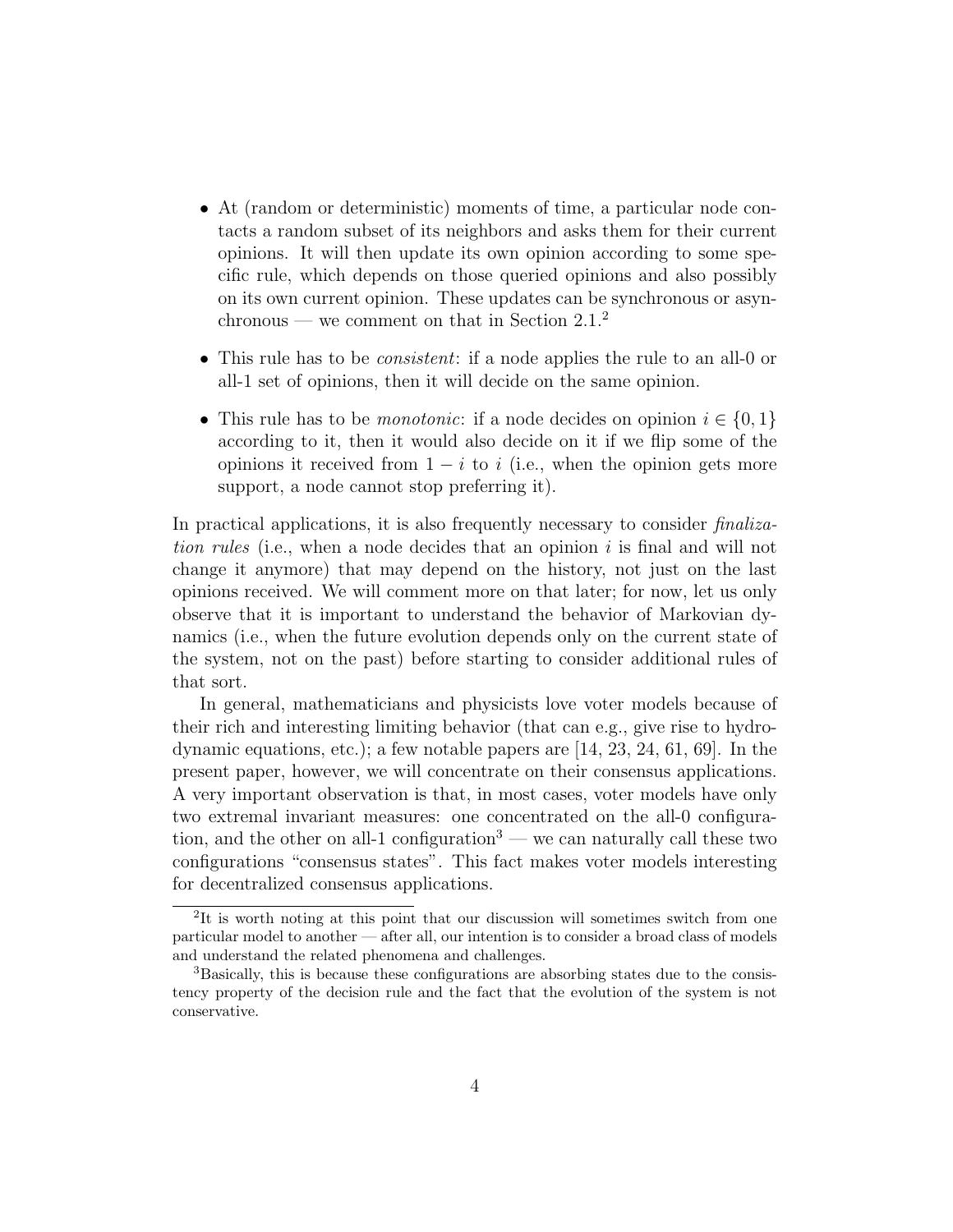- At (random or deterministic) moments of time, a particular node contacts a random subset of its neighbors and asks them for their current opinions. It will then update its own opinion according to some specific rule, which depends on those queried opinions and also possibly on its own current opinion. These updates can be synchronous or asynchronous — we comment on that in Section 2.1.[2]

- This rule has to be *consistent*: if a node applies the rule to an all-0 or all-1 set of opinions, then it will decide on the same opinion.

- This rule has to be *monotonic*: if a node decides on opinion $i \in \{0, 1\}$ according to it, then it would also decide on it if we flip some of the opinions it received from $1 - i$ to $i$ (i.e., when the opinion gets more support, a node cannot stop preferring it).

In practical applications, it is also frequently necessary to consider *finalization rules* (i.e., when a node decides that an opinion $i$ is final and will not change it anymore) that may depend on the history, not just on the last opinions received. We will comment more on that later; for now, let us only observe that it is important to understand the behavior of Markovian dynamics (i.e., when the future evolution depends only on the current state of the system, not on the past) before starting to consider additional rules of that sort.

In general, mathematicians and physicists love voter models because of their rich and interesting limiting behavior (that can e.g., give rise to hydrodynamic equations, etc.); a few notable papers are [14, 23, 24, 61, 69]. In the present paper, however, we will concentrate on their consensus applications. A very important observation is that, in most cases, voter models have only two extremal invariant measures: one concentrated on the all-0 configuration, and the other on all-1 configuration[3] — we can naturally call these two configurations "consensus states". This fact makes voter models interesting for decentralized consensus applications.

---

[2] It is worth noting at this point that our discussion will sometimes switch from one particular model to another — after all, our intention is to consider a broad class of models and understand the related phenomena and challenges.

[3] Basically, this is because these configurations are absorbing states due to the consistency property of the decision rule and the fact that the evolution of the system is not conservative.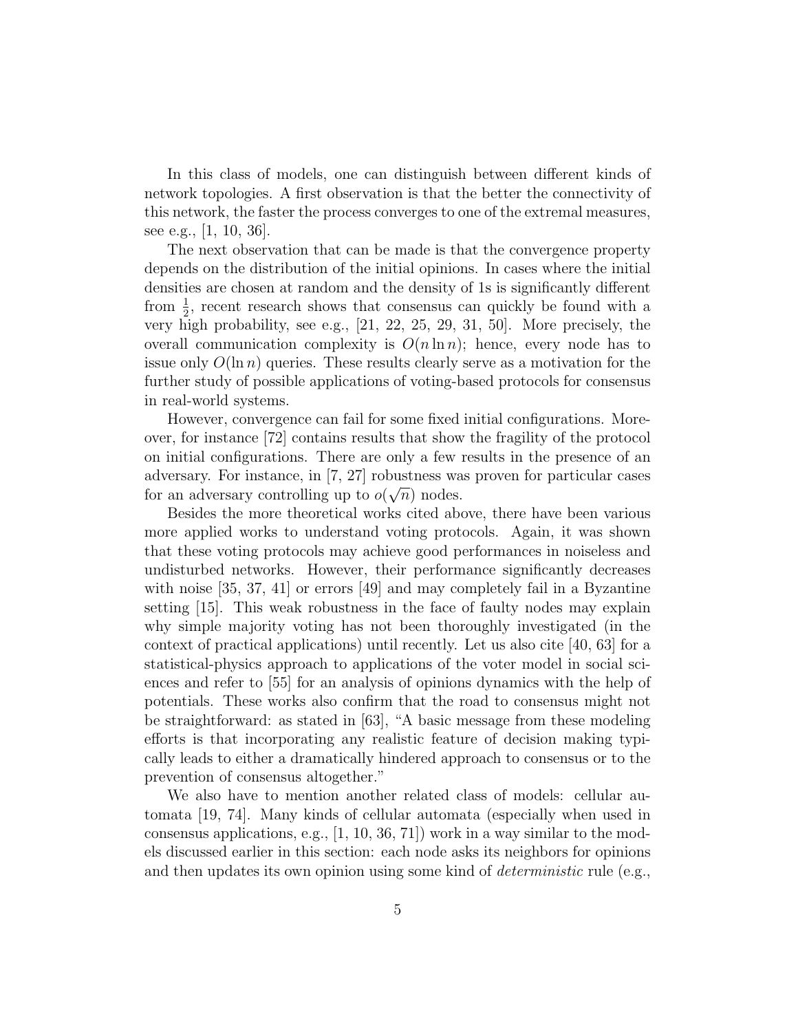In this class of models, one can distinguish between different kinds of network topologies. A first observation is that the better the connectivity of this network, the faster the process converges to one of the extremal measures, see e.g., [1, 10, 36].

The next observation that can be made is that the convergence property depends on the distribution of the initial opinions. In cases where the initial densities are chosen at random and the density of 1s is significantly different from $\frac{1}{2}$, recent research shows that consensus can quickly be found with a very high probability, see e.g., [21, 22, 25, 29, 31, 50]. More precisely, the overall communication complexity is $O(n \ln n)$; hence, every node has to issue only $O(\ln n)$ queries. These results clearly serve as a motivation for the further study of possible applications of voting-based protocols for consensus in real-world systems.

However, convergence can fail for some fixed initial configurations. Moreover, for instance [72] contains results that show the fragility of the protocol on initial configurations. There are only a few results in the presence of an adversary. For instance, in [7, 27] robustness was proven for particular cases for an adversary controlling up to $o(\sqrt{n})$ nodes.

Besides the more theoretical works cited above, there have been various more applied works to understand voting protocols. Again, it was shown that these voting protocols may achieve good performances in noiseless and undisturbed networks. However, their performance significantly decreases with noise [35, 37, 41] or errors [49] and may completely fail in a Byzantine setting [15]. This weak robustness in the face of faulty nodes may explain why simple majority voting has not been thoroughly investigated (in the context of practical applications) until recently. Let us also cite [40, 63] for a statistical-physics approach to applications of the voter model in social sciences and refer to [55] for an analysis of opinions dynamics with the help of potentials. These works also confirm that the road to consensus might not be straightforward: as stated in [63], "A basic message from these modeling efforts is that incorporating any realistic feature of decision making typically leads to either a dramatically hindered approach to consensus or to the prevention of consensus altogether."

We also have to mention another related class of models: cellular automata [19, 74]. Many kinds of cellular automata (especially when used in consensus applications, e.g., [1, 10, 36, 71]) work in a way similar to the models discussed earlier in this section: each node asks its neighbors for opinions and then updates its own opinion using some kind of *deterministic* rule (e.g.,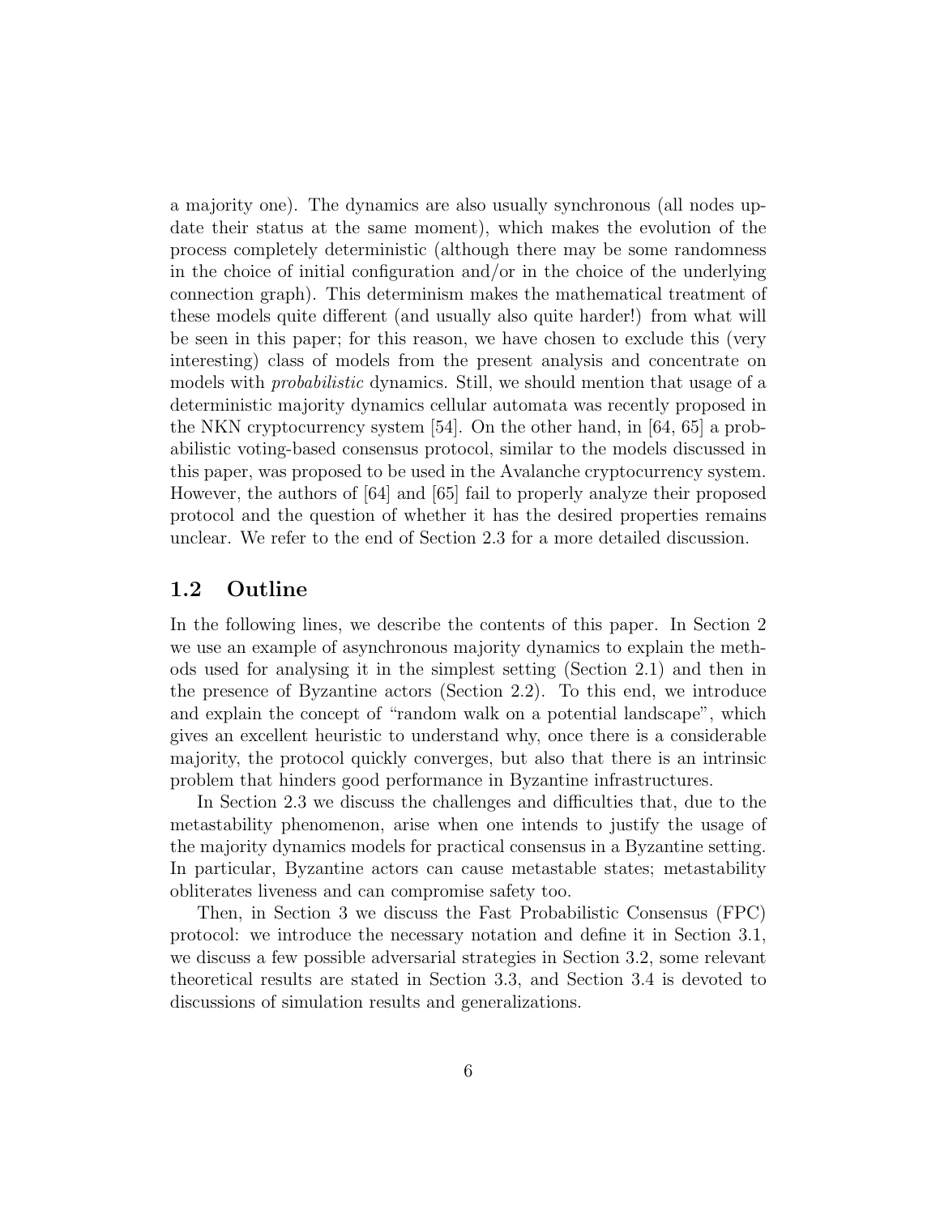a majority one). The dynamics are also usually synchronous (all nodes update their status at the same moment), which makes the evolution of the process completely deterministic (although there may be some randomness in the choice of initial configuration and/or in the choice of the underlying connection graph). This determinism makes the mathematical treatment of these models quite different (and usually also quite harder!) from what will be seen in this paper; for this reason, we have chosen to exclude this (very interesting) class of models from the present analysis and concentrate on models with *probabilistic* dynamics. Still, we should mention that usage of a deterministic majority dynamics cellular automata was recently proposed in the NKN cryptocurrency system [54]. On the other hand, in [64, 65] a probabilistic voting-based consensus protocol, similar to the models discussed in this paper, was proposed to be used in the Avalanche cryptocurrency system. However, the authors of [64] and [65] fail to properly analyze their proposed protocol and the question of whether it has the desired properties remains unclear. We refer to the end of Section 2.3 for a more detailed discussion.

## 1.2 Outline

In the following lines, we describe the contents of this paper. In Section 2 we use an example of asynchronous majority dynamics to explain the methods used for analysing it in the simplest setting (Section 2.1) and then in the presence of Byzantine actors (Section 2.2). To this end, we introduce and explain the concept of "random walk on a potential landscape", which gives an excellent heuristic to understand why, once there is a considerable majority, the protocol quickly converges, but also that there is an intrinsic problem that hinders good performance in Byzantine infrastructures.

In Section 2.3 we discuss the challenges and difficulties that, due to the metastability phenomenon, arise when one intends to justify the usage of the majority dynamics models for practical consensus in a Byzantine setting. In particular, Byzantine actors can cause metastable states; metastability obliterates liveness and can compromise safety too.

Then, in Section 3 we discuss the Fast Probabilistic Consensus (FPC) protocol: we introduce the necessary notation and define it in Section 3.1, we discuss a few possible adversarial strategies in Section 3.2, some relevant theoretical results are stated in Section 3.3, and Section 3.4 is devoted to discussions of simulation results and generalizations.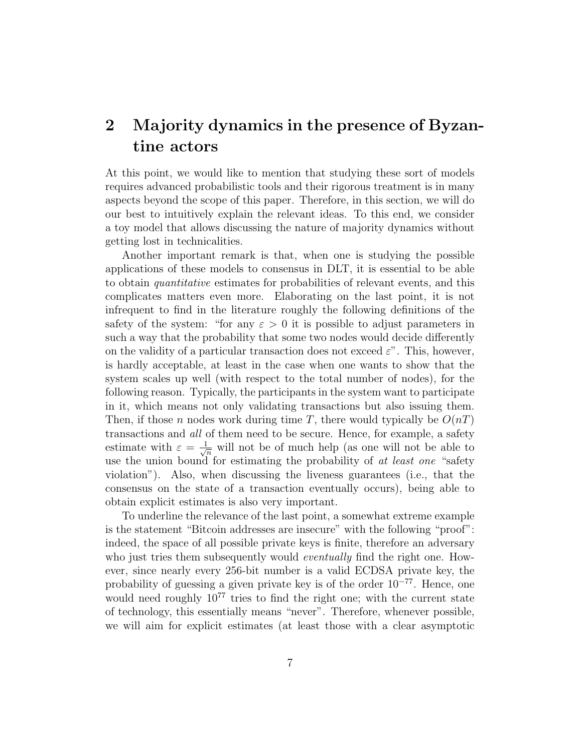## 2 Majority dynamics in the presence of Byzantine actors

At this point, we would like to mention that studying these sort of models requires advanced probabilistic tools and their rigorous treatment is in many aspects beyond the scope of this paper. Therefore, in this section, we will do our best to intuitively explain the relevant ideas. To this end, we consider a toy model that allows discussing the nature of majority dynamics without getting lost in technicalities.

Another important remark is that, when one is studying the possible applications of these models to consensus in DLT, it is essential to be able to obtain *quantitative* estimates for probabilities of relevant events, and this complicates matters even more. Elaborating on the last point, it is not infrequent to find in the literature roughly the following definitions of the safety of the system: "for any $\varepsilon > 0$ it is possible to adjust parameters in such a way that the probability that some two nodes would decide differently on the validity of a particular transaction does not exceed $\varepsilon$". This, however, is hardly acceptable, at least in the case when one wants to show that the system scales up well (with respect to the total number of nodes), for the following reason. Typically, the participants in the system want to participate in it, which means not only validating transactions but also issuing them. Then, if those $n$ nodes work during time $T$, there would typically be $O(nT)$ transactions and *all* of them need to be secure. Hence, for example, a safety estimate with $\varepsilon = \frac{1}{\sqrt{n}}$ will not be of much help (as one will not be able to use the union bound for estimating the probability of *at least one* "safety violation"). Also, when discussing the liveness guarantees (i.e., that the consensus on the state of a transaction eventually occurs), being able to obtain explicit estimates is also very important.

To underline the relevance of the last point, a somewhat extreme example is the statement "Bitcoin addresses are insecure" with the following "proof": indeed, the space of all possible private keys is finite, therefore an adversary who just tries them subsequently would *eventually* find the right one. However, since nearly every 256-bit number is a valid ECDSA private key, the probability of guessing a given private key is of the order $10^{-77}$. Hence, one would need roughly $10^{77}$ tries to find the right one; with the current state of technology, this essentially means "never". Therefore, whenever possible, we will aim for explicit estimates (at least those with a clear asymptotic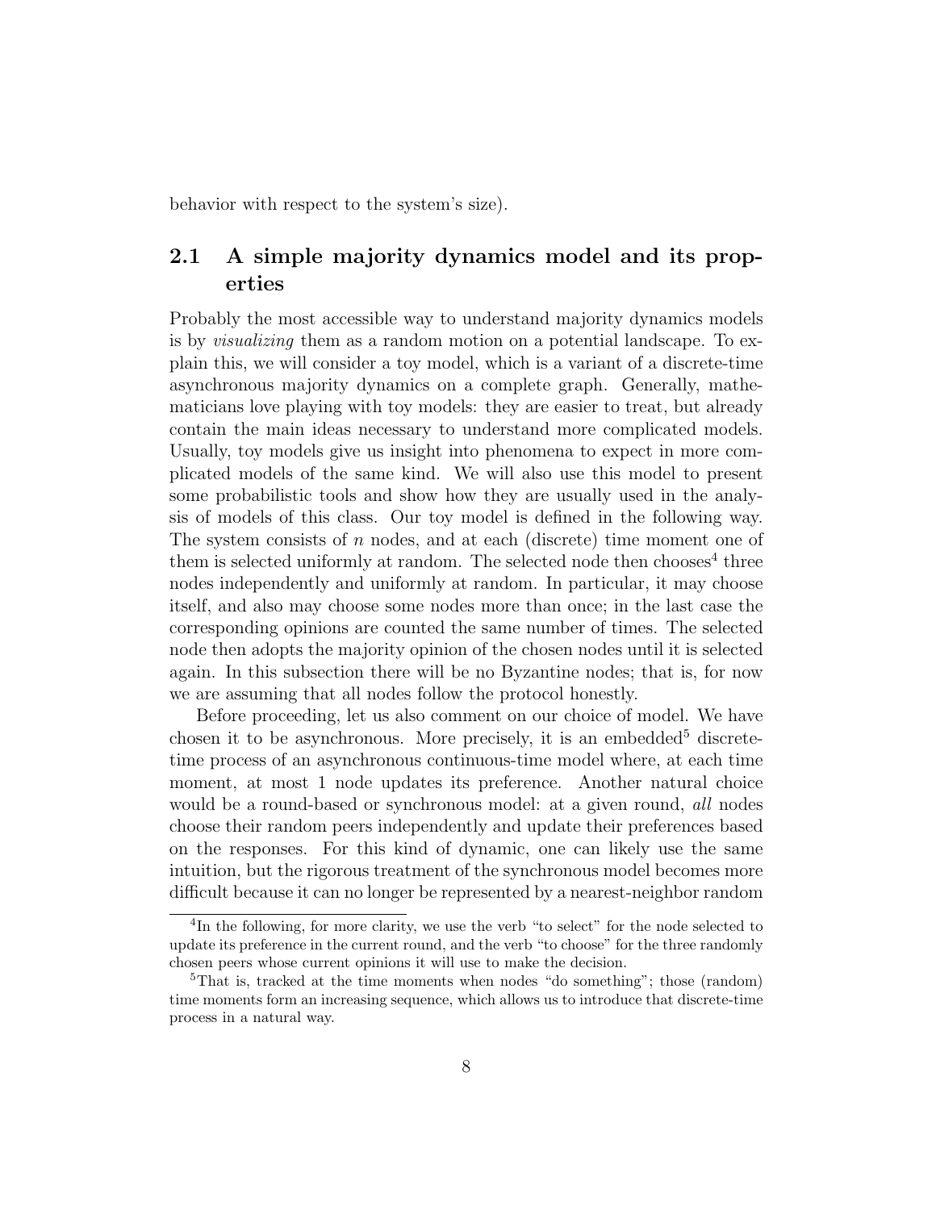behavior with respect to the system's size).

## 2.1 A simple majority dynamics model and its properties

Probably the most accessible way to understand majority dynamics models is by *visualizing* them as a random motion on a potential landscape. To explain this, we will consider a toy model, which is a variant of a discrete-time asynchronous majority dynamics on a complete graph. Generally, mathematicians love playing with toy models: they are easier to treat, but already contain the main ideas necessary to understand more complicated models. Usually, toy models give us insight into phenomena to expect in more complicated models of the same kind. We will also use this model to present some probabilistic tools and show how they are usually used in the analysis of models of this class. Our toy model is defined in the following way. The system consists of $n$ nodes, and at each (discrete) time moment one of them is selected uniformly at random. The selected node then chooses[4] three nodes independently and uniformly at random. In particular, it may choose itself, and also may choose some nodes more than once; in the last case the corresponding opinions are counted the same number of times. The selected node then adopts the majority opinion of the chosen nodes until it is selected again. In this subsection there will be no Byzantine nodes; that is, for now we are assuming that all nodes follow the protocol honestly.

Before proceeding, let us also comment on our choice of model. We have chosen it to be asynchronous. More precisely, it is an embedded[5] discrete-time process of an asynchronous continuous-time model where, at each time moment, at most 1 node updates its preference. Another natural choice would be a round-based or synchronous model: at a given round, *all* nodes choose their random peers independently and update their preferences based on the responses. For this kind of dynamic, one can likely use the same intuition, but the rigorous treatment of the synchronous model becomes more difficult because it can no longer be represented by a nearest-neighbor random

[4] In the following, for more clarity, we use the verb "to select" for the node selected to update its preference in the current round, and the verb "to choose" for the three randomly chosen peers whose current opinions it will use to make the decision.

[5] That is, tracked at the time moments when nodes "do something"; those (random) time moments form an increasing sequence, which allows us to introduce that discrete-time process in a natural way.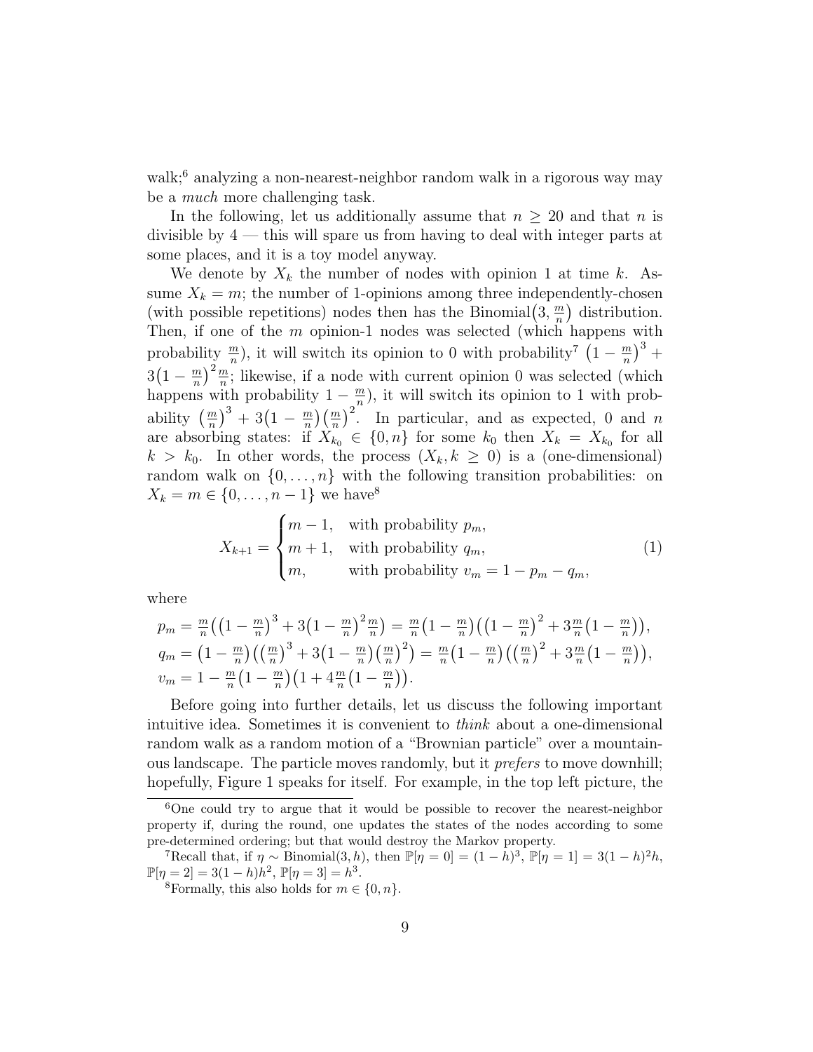walk;[6] analyzing a non-nearest-neighbor random walk in a rigorous way may be a *much* more challenging task.

In the following, let us additionally assume that $n \geq 20$ and that $n$ is divisible by 4 — this will spare us from having to deal with integer parts at some places, and it is a toy model anyway.

We denote by $X_k$ the number of nodes with opinion 1 at time $k$. Assume $X_k = m$; the number of 1-opinions among three independently-chosen (with possible repetitions) nodes then has the Binomial$\big(3, \frac{m}{n}\big)$ distribution. Then, if one of the $m$ opinion-1 nodes was selected (which happens with probability $\frac{m}{n}$), it will switch its opinion to 0 with probability[7] $\big(1 - \frac{m}{n}\big)^3 + 3\big(1 - \frac{m}{n}\big)^2 \frac{m}{n}$; likewise, if a node with current opinion 0 was selected (which happens with probability $1 - \frac{m}{n}$), it will switch its opinion to 1 with probability $\big(\frac{m}{n}\big)^3 + 3\big(1 - \frac{m}{n}\big)\big(\frac{m}{n}\big)^2$. In particular, and as expected, 0 and $n$ are absorbing states: if $X_{k_0} \in \{0, n\}$ for some $k_0$ then $X_k = X_{k_0}$ for all $k > k_0$. In other words, the process $(X_k, k \geq 0)$ is a (one-dimensional) random walk on $\{0, \ldots, n\}$ with the following transition probabilities: on $X_k = m \in \{0, \ldots, n-1\}$ we have[8]

$$X_{k+1} = \begin{cases} m-1, & \text{with probability } p_m, \\ m+1, & \text{with probability } q_m, \\ m, & \text{with probability } v_m = 1 - p_m - q_m, \end{cases} \tag{1}$$

where

$$\begin{aligned}
p_m &= \tfrac{m}{n}\Big(\big(1 - \tfrac{m}{n}\big)^3 + 3\big(1 - \tfrac{m}{n}\big)^2 \tfrac{m}{n}\Big) = \tfrac{m}{n}\big(1 - \tfrac{m}{n}\big)\Big(\big(1 - \tfrac{m}{n}\big)^2 + 3\tfrac{m}{n}\big(1 - \tfrac{m}{n}\big)\Big), \\
q_m &= \big(1 - \tfrac{m}{n}\big)\Big(\big(\tfrac{m}{n}\big)^3 + 3\big(1 - \tfrac{m}{n}\big)\big(\tfrac{m}{n}\big)^2\Big) = \tfrac{m}{n}\big(1 - \tfrac{m}{n}\big)\Big(\big(\tfrac{m}{n}\big)^2 + 3\tfrac{m}{n}\big(1 - \tfrac{m}{n}\big)\Big), \\
v_m &= 1 - \tfrac{m}{n}\big(1 - \tfrac{m}{n}\big)\big(1 + 4\tfrac{m}{n}\big(1 - \tfrac{m}{n}\big)\big).
\end{aligned}$$

Before going into further details, let us discuss the following important intuitive idea. Sometimes it is convenient to *think* about a one-dimensional random walk as a random motion of a "Brownian particle" over a mountainous landscape. The particle moves randomly, but it *prefers* to move downhill; hopefully, Figure 1 speaks for itself. For example, in the top left picture, the

---

[6] One could try to argue that it would be possible to recover the nearest-neighbor property if, during the round, one updates the states of the nodes according to some pre-determined ordering; but that would destroy the Markov property.

[7] Recall that, if $\eta \sim$ Binomial$(3, h)$, then $\mathbb{P}[\eta = 0] = (1-h)^3$, $\mathbb{P}[\eta = 1] = 3(1-h)^2 h$, $\mathbb{P}[\eta = 2] = 3(1-h)h^2$, $\mathbb{P}[\eta = 3] = h^3$.

[8] Formally, this also holds for $m \in \{0, n\}$.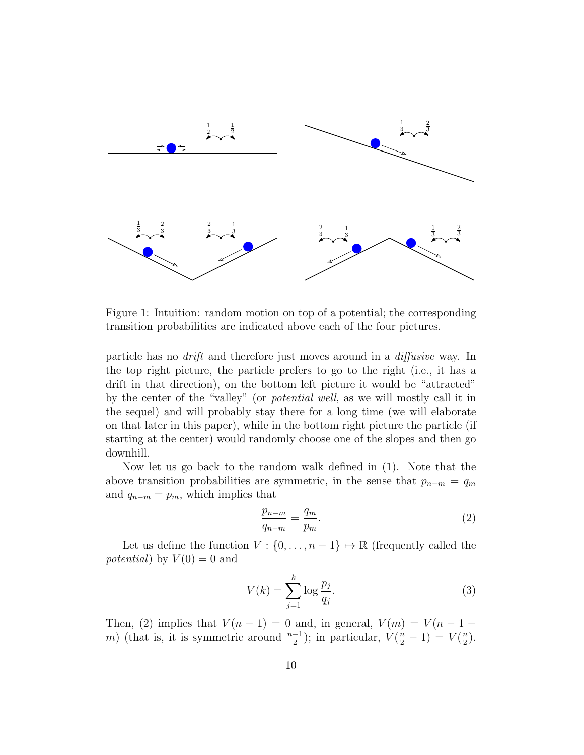Figure 1: Intuition: random motion on top of a potential; the corresponding transition probabilities are indicated above each of the four pictures.

particle has no *drift* and therefore just moves around in a *diffusive* way. In the top right picture, the particle prefers to go to the right (i.e., it has a drift in that direction), on the bottom left picture it would be "attracted" by the center of the "valley" (or *potential well*, as we will mostly call it in the sequel) and will probably stay there for a long time (we will elaborate on that later in this paper), while in the bottom right picture the particle (if starting at the center) would randomly choose one of the slopes and then go downhill.

Now let us go back to the random walk defined in (1). Note that the above transition probabilities are symmetric, in the sense that $p_{n-m} = q_m$ and $q_{n-m} = p_m$, which implies that

$$\frac{p_{n-m}}{q_{n-m}} = \frac{q_m}{p_m}. \tag{2}$$

Let us define the function $V : \{0, \dots, n-1\} \mapsto \mathbb{R}$ (frequently called the *potential*) by $V(0) = 0$ and

$$V(k) = \sum_{j=1}^{k} \log \frac{p_j}{q_j}. \tag{3}$$

Then, (2) implies that $V(n-1) = 0$ and, in general, $V(m) = V(n-1-m)$ (that is, it is symmetric around $\frac{n-1}{2}$); in particular, $V(\frac{n}{2}-1) = V(\frac{n}{2})$.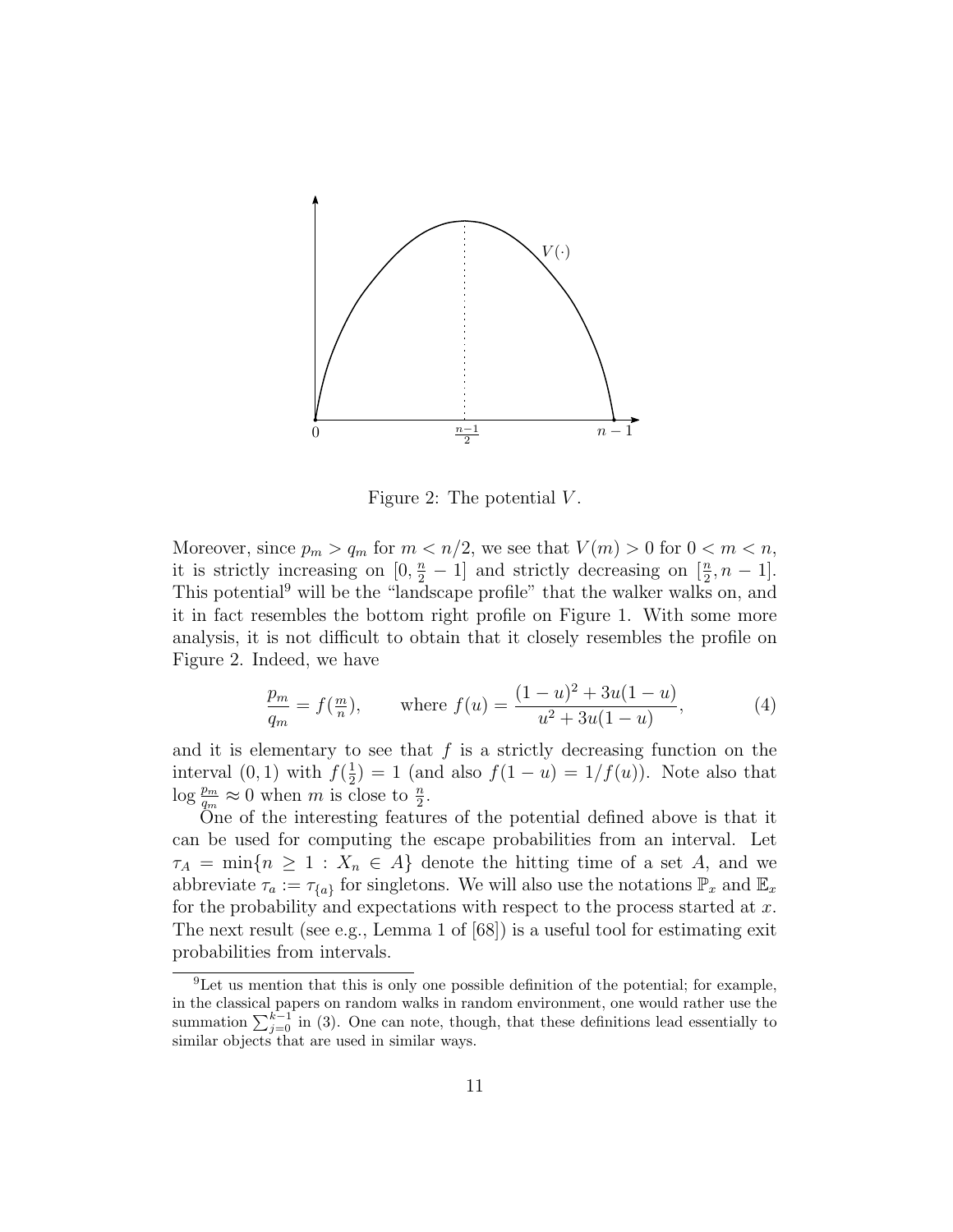Figure 2: The potential $V$.

Moreover, since $p_m > q_m$ for $m < n/2$, we see that $V(m) > 0$ for $0 < m < n$, it is strictly increasing on $[0, \frac{n}{2} - 1]$ and strictly decreasing on $[\frac{n}{2}, n-1]$. This potential[9] will be the "landscape profile" that the walker walks on, and it in fact resembles the bottom right profile on Figure 1. With some more analysis, it is not difficult to obtain that it closely resembles the profile on Figure 2. Indeed, we have

$$\frac{p_m}{q_m} = f(\tfrac{m}{n}), \qquad \text{where } f(u) = \frac{(1-u)^2 + 3u(1-u)}{u^2 + 3u(1-u)}, \tag{4}$$

and it is elementary to see that $f$ is a strictly decreasing function on the interval $(0,1)$ with $f(\frac{1}{2}) = 1$ (and also $f(1-u) = 1/f(u)$). Note also that $\log \frac{p_m}{q_m} \approx 0$ when $m$ is close to $\frac{n}{2}$.

One of the interesting features of the potential defined above is that it can be used for computing the escape probabilities from an interval. Let $\tau_A = \min\{n \geq 1 : X_n \in A\}$ denote the hitting time of a set $A$, and we abbreviate $\tau_a := \tau_{\{a\}}$ for singletons. We will also use the notations $\mathbb{P}_x$ and $\mathbb{E}_x$ for the probability and expectations with respect to the process started at $x$. The next result (see e.g., Lemma 1 of [68]) is a useful tool for estimating exit probabilities from intervals.

[9] Let us mention that this is only one possible definition of the potential; for example, in the classical papers on random walks in random environment, one would rather use the summation $\sum_{j=0}^{k-1}$ in (3). One can note, though, that these definitions lead essentially to similar objects that are used in similar ways.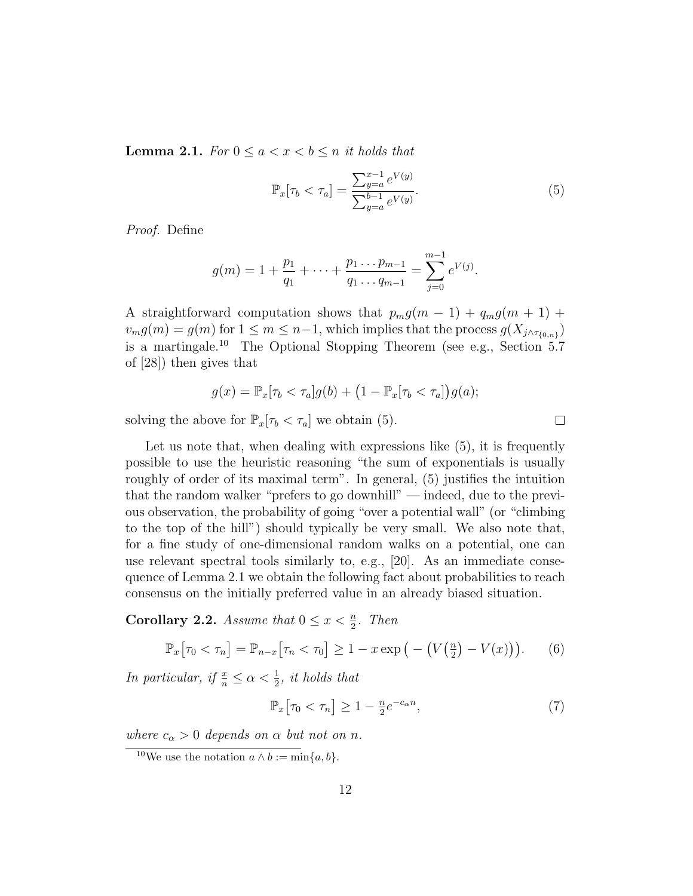**Lemma 2.1.** *For $0 \le a < x < b \le n$ it holds that*

$$\mathbb{P}_x[\tau_b < \tau_a] = \frac{\sum_{y=a}^{x-1} e^{V(y)}}{\sum_{y=a}^{b-1} e^{V(y)}}. \tag{5}$$

*Proof.* Define

$$g(m) = 1 + \frac{p_1}{q_1} + \cdots + \frac{p_1 \dots p_{m-1}}{q_1 \dots q_{m-1}} = \sum_{j=0}^{m-1} e^{V(j)}.$$

A straightforward computation shows that $p_m g(m-1) + q_m g(m+1) + v_m g(m) = g(m)$ for $1 \le m \le n-1$, which implies that the process $g(X_{j \wedge \tau_{\{0,n\}}})$ is a martingale.[10] The Optional Stopping Theorem (see e.g., Section 5.7 of [28]) then gives that

$$g(x) = \mathbb{P}_x[\tau_b < \tau_a] g(b) + \big(1 - \mathbb{P}_x[\tau_b < \tau_a]\big) g(a);$$

solving the above for $\mathbb{P}_x[\tau_b < \tau_a]$ we obtain (5). □

Let us note that, when dealing with expressions like (5), it is frequently possible to use the heuristic reasoning "the sum of exponentials is usually roughly of order of its maximal term". In general, (5) justifies the intuition that the random walker "prefers to go downhill" — indeed, due to the previous observation, the probability of going "over a potential wall" (or "climbing to the top of the hill") should typically be very small. We also note that, for a fine study of one-dimensional random walks on a potential, one can use relevant spectral tools similarly to, e.g., [20]. As an immediate consequence of Lemma 2.1 we obtain the following fact about probabilities to reach consensus on the initially preferred value in an already biased situation.

**Corollary 2.2.** *Assume that $0 \le x < \frac{n}{2}$. Then*

$$\mathbb{P}_x\big[\tau_0 < \tau_n\big] = \mathbb{P}_{n-x}\big[\tau_n < \tau_0\big] \ge 1 - x \exp\big(-\big(V\big(\tfrac{n}{2}\big) - V(x)\big)\big). \tag{6}$$

*In particular, if $\frac{x}{n} \le \alpha < \frac{1}{2}$, it holds that*

$$\mathbb{P}_x\big[\tau_0 < \tau_n\big] \ge 1 - \tfrac{n}{2} e^{-c_\alpha n}, \tag{7}$$

*where $c_\alpha > 0$ depends on $\alpha$ but not on $n$.*

---

[10] We use the notation $a \wedge b := \min\{a, b\}$.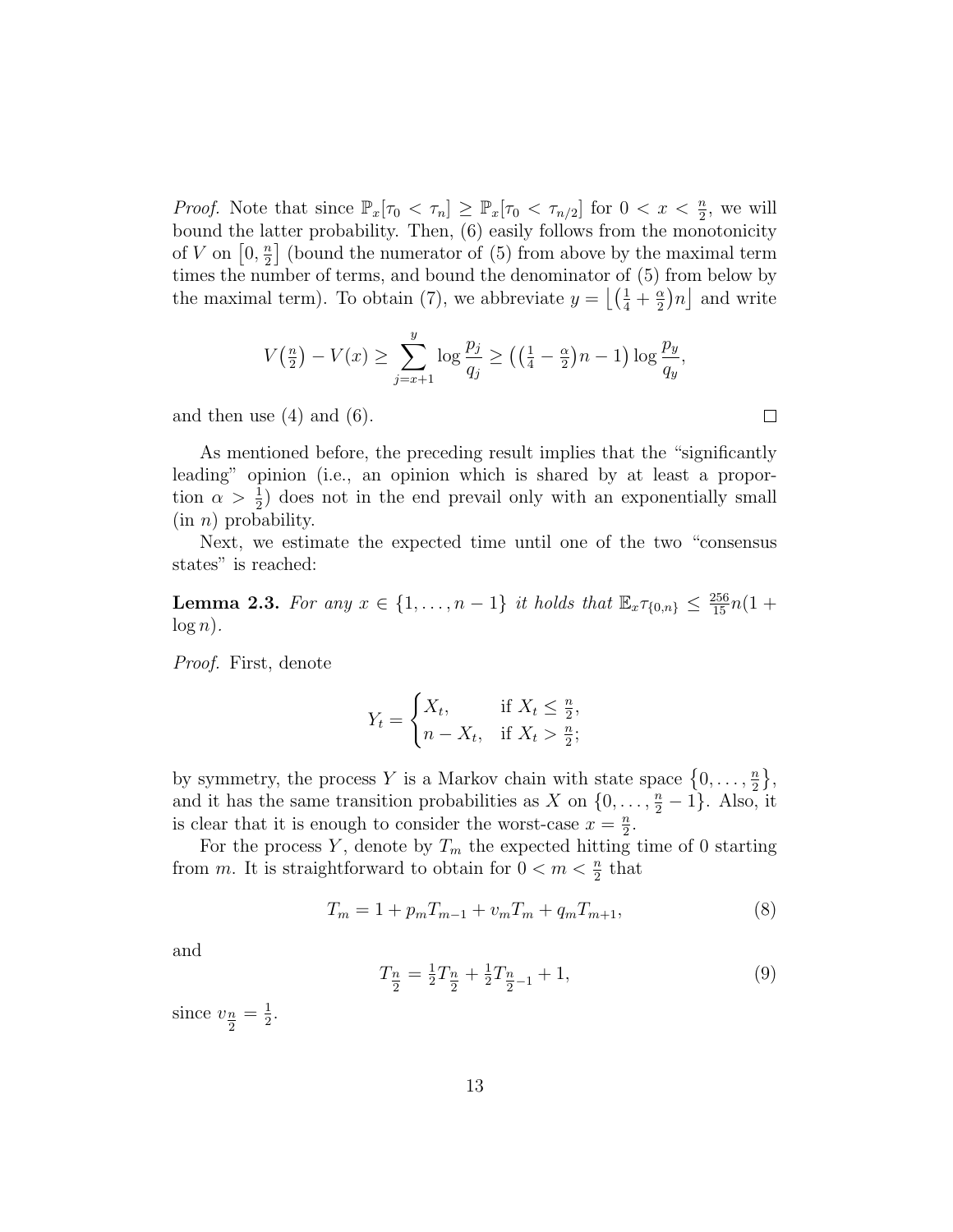*Proof.* Note that since $\mathbb{P}_x[\tau_0 < \tau_n] \geq \mathbb{P}_x[\tau_0 < \tau_{n/2}]$ for $0 < x < \frac{n}{2}$, we will bound the latter probability. Then, (6) easily follows from the monotonicity of $V$ on $\left[0, \frac{n}{2}\right]$ (bound the numerator of (5) from above by the maximal term times the number of terms, and bound the denominator of (5) from below by the maximal term). To obtain (7), we abbreviate $y = \left\lfloor\left(\frac{1}{4} + \frac{\alpha}{2}\right)n\right\rfloor$ and write

$$V\left(\tfrac{n}{2}\right) - V(x) \geq \sum_{j=x+1}^{y} \log\frac{p_j}{q_j} \geq \left(\left(\tfrac{1}{4} - \tfrac{\alpha}{2}\right)n - 1\right)\log\frac{p_y}{q_y},$$

and then use (4) and (6). $\square$

As mentioned before, the preceding result implies that the "significantly leading" opinion (i.e., an opinion which is shared by at least a proportion $\alpha > \frac{1}{2}$) does not in the end prevail only with an exponentially small (in $n$) probability.

Next, we estimate the expected time until one of the two "consensus states" is reached:

**Lemma 2.3.** *For any $x \in \{1, \ldots, n-1\}$ it holds that $\mathbb{E}_x\tau_{\{0,n\}} \leq \frac{256}{15}n(1 + \log n)$.*

*Proof.* First, denote

$$Y_t = \begin{cases} X_t, & \text{if } X_t \leq \frac{n}{2}, \\ n - X_t, & \text{if } X_t > \frac{n}{2}; \end{cases}$$

by symmetry, the process $Y$ is a Markov chain with state space $\left\{0, \ldots, \frac{n}{2}\right\}$, and it has the same transition probabilities as $X$ on $\{0, \ldots, \frac{n}{2} - 1\}$. Also, it is clear that it is enough to consider the worst-case $x = \frac{n}{2}$.

For the process $Y$, denote by $T_m$ the expected hitting time of 0 starting from $m$. It is straightforward to obtain for $0 < m < \frac{n}{2}$ that

$$T_m = 1 + p_m T_{m-1} + v_m T_m + q_m T_{m+1}, \tag{8}$$

and

$$T_{\frac{n}{2}} = \tfrac{1}{2}T_{\frac{n}{2}} + \tfrac{1}{2}T_{\frac{n}{2}-1} + 1, \tag{9}$$

since $v_{\frac{n}{2}} = \frac{1}{2}$.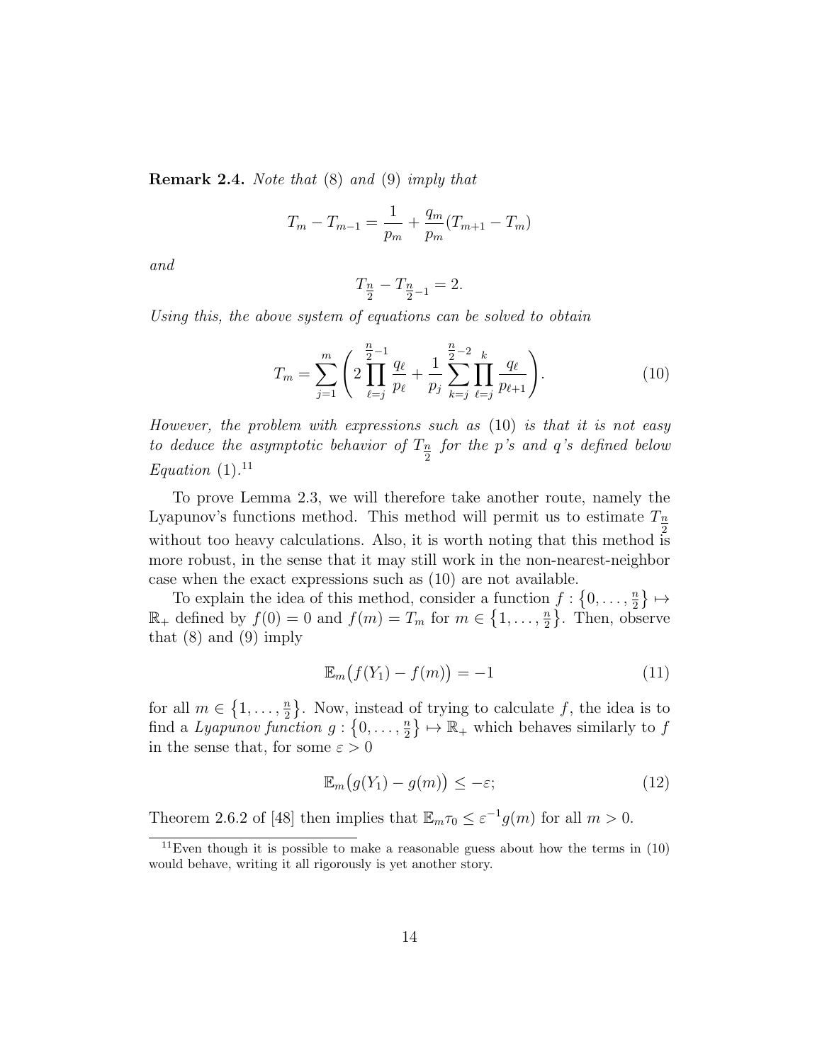**Remark 2.4.** *Note that* (8) *and* (9) *imply that*

$$T_m - T_{m-1} = \frac{1}{p_m} + \frac{q_m}{p_m}(T_{m+1} - T_m)$$

*and*

$$T_{\frac{n}{2}} - T_{\frac{n}{2}-1} = 2.$$

*Using this, the above system of equations can be solved to obtain*

$$T_m = \sum_{j=1}^{m} \left( 2 \prod_{\ell=j}^{\frac{n}{2}-1} \frac{q_\ell}{p_\ell} + \frac{1}{p_j} \sum_{k=j}^{\frac{n}{2}-2} \prod_{\ell=j}^{k} \frac{q_\ell}{p_{\ell+1}} \right). \tag{10}$$

*However, the problem with expressions such as* (10) *is that it is not easy to deduce the asymptotic behavior of $T_{\frac{n}{2}}$ for the p's and q's defined below Equation* (1).[11]

To prove Lemma 2.3, we will therefore take another route, namely the Lyapunov's functions method. This method will permit us to estimate $T_{\frac{n}{2}}$ without too heavy calculations. Also, it is worth noting that this method is more robust, in the sense that it may still work in the non-nearest-neighbor case when the exact expressions such as (10) are not available.

To explain the idea of this method, consider a function $f : \{0, \ldots, \frac{n}{2}\} \mapsto \mathbb{R}_+$ defined by $f(0) = 0$ and $f(m) = T_m$ for $m \in \{1, \ldots, \frac{n}{2}\}$. Then, observe that (8) and (9) imply

$$\mathbb{E}_m\big(f(Y_1) - f(m)\big) = -1 \tag{11}$$

for all $m \in \{1, \ldots, \frac{n}{2}\}$. Now, instead of trying to calculate $f$, the idea is to find a *Lyapunov function* $g : \{0, \ldots, \frac{n}{2}\} \mapsto \mathbb{R}_+$ which behaves similarly to $f$ in the sense that, for some $\varepsilon > 0$

$$\mathbb{E}_m\big(g(Y_1) - g(m)\big) \le -\varepsilon; \tag{12}$$

Theorem 2.6.2 of [48] then implies that $\mathbb{E}_m \tau_0 \le \varepsilon^{-1} g(m)$ for all $m > 0$.

[11] Even though it is possible to make a reasonable guess about how the terms in (10) would behave, writing it all rigorously is yet another story.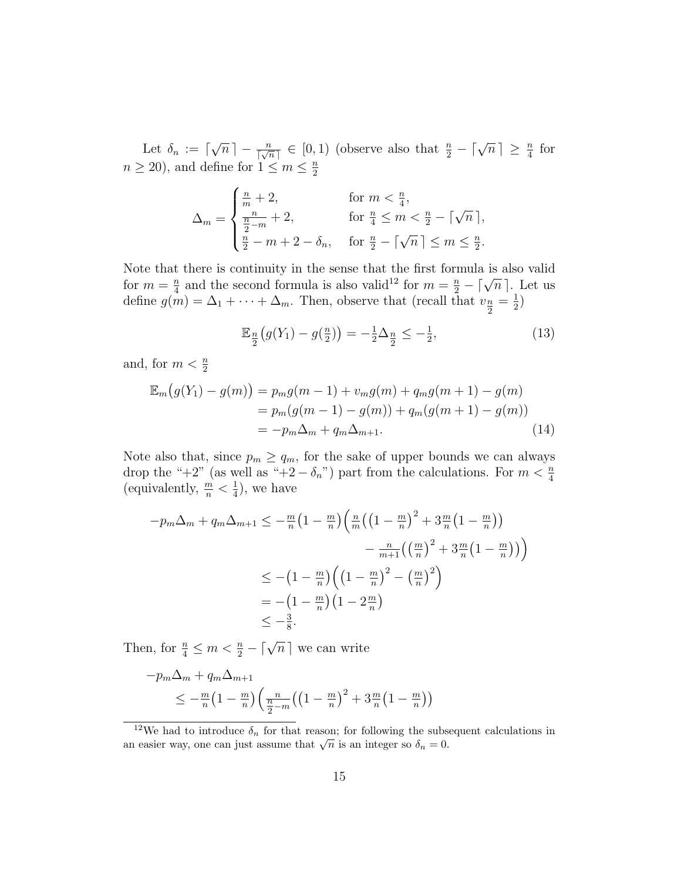Let $\delta_n := \lceil \sqrt{n}\, \rceil - \frac{n}{\lceil \sqrt{n}\, \rceil} \in [0,1)$ (observe also that $\frac{n}{2} - \lceil \sqrt{n}\, \rceil \geq \frac{n}{4}$ for $n \geq 20$), and define for $1 \leq m \leq \frac{n}{2}$

$$\Delta_m = \begin{cases} \frac{n}{m} + 2, & \text{for } m < \frac{n}{4}, \\ \frac{n}{\frac{n}{2} - m} + 2, & \text{for } \frac{n}{4} \leq m < \frac{n}{2} - \lceil \sqrt{n}\, \rceil, \\ \frac{n}{2} - m + 2 - \delta_n, & \text{for } \frac{n}{2} - \lceil \sqrt{n}\, \rceil \leq m \leq \frac{n}{2}. \end{cases}$$

Note that there is continuity in the sense that the first formula is also valid for $m = \frac{n}{4}$ and the second formula is also valid[12] for $m = \frac{n}{2} - \lceil \sqrt{n}\, \rceil$. Let us define $g(m) = \Delta_1 + \cdots + \Delta_m$. Then, observe that (recall that $v_{\frac{n}{2}} = \frac{1}{2}$)

$$\mathbb{E}_{\frac{n}{2}}\big(g(Y_1) - g(\tfrac{n}{2})\big) = -\tfrac{1}{2}\Delta_{\frac{n}{2}} \leq -\tfrac{1}{2}, \tag{13}$$

and, for $m < \frac{n}{2}$

$$\begin{aligned} \mathbb{E}_m\big(g(Y_1) - g(m)\big) &= p_m g(m-1) + v_m g(m) + q_m g(m+1) - g(m) \\ &= p_m(g(m-1) - g(m)) + q_m(g(m+1) - g(m)) \\ &= -p_m\Delta_m + q_m\Delta_{m+1}. \end{aligned} \tag{14}$$

Note also that, since $p_m \geq q_m$, for the sake of upper bounds we can always drop the "+2" (as well as "$+2 - \delta_n$") part from the calculations. For $m < \frac{n}{4}$ (equivalently, $\frac{m}{n} < \frac{1}{4}$), we have

$$\begin{aligned} -p_m\Delta_m + q_m\Delta_{m+1} &\leq -\tfrac{m}{n}\big(1 - \tfrac{m}{n}\big)\Big(\tfrac{n}{m}\big(\big(1 - \tfrac{m}{n}\big)^2 + 3\tfrac{m}{n}\big(1 - \tfrac{m}{n}\big)\big) \\ &\qquad\qquad - \tfrac{n}{m+1}\big(\big(\tfrac{m}{n}\big)^2 + 3\tfrac{m}{n}\big(1 - \tfrac{m}{n}\big)\big)\Big) \\ &\leq -\big(1 - \tfrac{m}{n}\big)\Big(\big(1 - \tfrac{m}{n}\big)^2 - \big(\tfrac{m}{n}\big)^2\Big) \\ &= -\big(1 - \tfrac{m}{n}\big)\big(1 - 2\tfrac{m}{n}\big) \\ &\leq -\tfrac{3}{8}. \end{aligned}$$

Then, for $\frac{n}{4} \leq m < \frac{n}{2} - \lceil \sqrt{n}\, \rceil$ we can write

$$\begin{aligned} &-p_m\Delta_m + q_m\Delta_{m+1} \\ &\qquad \leq -\tfrac{m}{n}\big(1 - \tfrac{m}{n}\big)\Big(\tfrac{n}{\frac{n}{2} - m}\big(\big(1 - \tfrac{m}{n}\big)^2 + 3\tfrac{m}{n}\big(1 - \tfrac{m}{n}\big)\big) \end{aligned}$$

[12] We had to introduce $\delta_n$ for that reason; for following the subsequent calculations in an easier way, one can just assume that $\sqrt{n}$ is an integer so $\delta_n = 0$.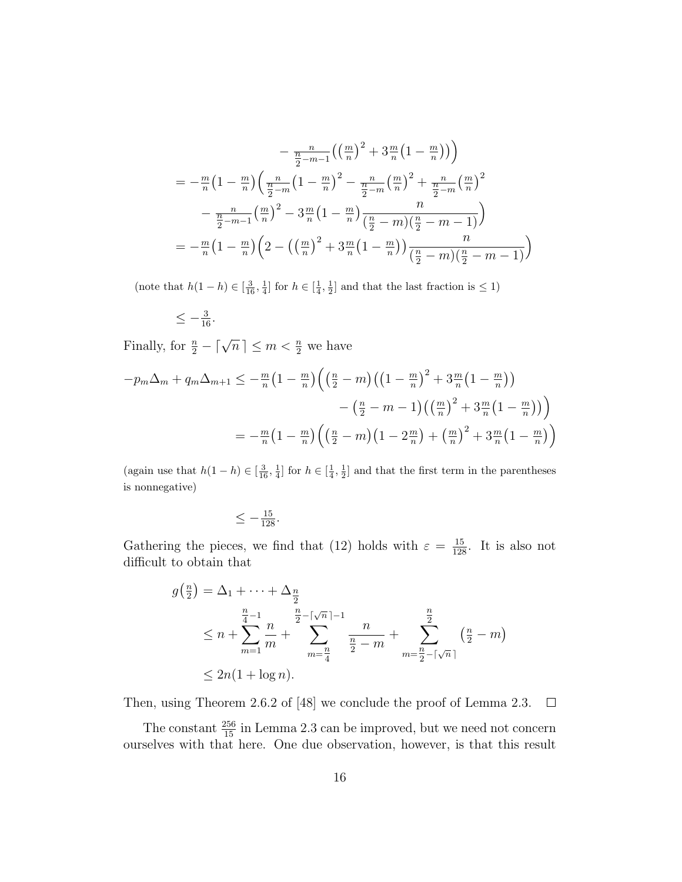$$
\begin{aligned}
&\qquad - \tfrac{n}{\frac{n}{2}-m-1}\Big(\big(\tfrac{m}{n}\big)^2 + 3\tfrac{m}{n}\big(1-\tfrac{m}{n}\big)\Big)\Big) \\
&= -\tfrac{m}{n}\big(1-\tfrac{m}{n}\big)\Big(\tfrac{n}{\frac{n}{2}-m}\big(1-\tfrac{m}{n}\big)^2 - \tfrac{n}{\frac{n}{2}-m}\big(\tfrac{m}{n}\big)^2 + \tfrac{n}{\frac{n}{2}-m}\big(\tfrac{m}{n}\big)^2 \\
&\qquad - \tfrac{n}{\frac{n}{2}-m-1}\big(\tfrac{m}{n}\big)^2 - 3\tfrac{m}{n}\big(1-\tfrac{m}{n}\big)\frac{n}{(\frac{n}{2}-m)(\frac{n}{2}-m-1)}\Big) \\
&= -\tfrac{m}{n}\big(1-\tfrac{m}{n}\big)\Big(2 - \big(\big(\tfrac{m}{n}\big)^2 + 3\tfrac{m}{n}\big(1-\tfrac{m}{n}\big)\big)\frac{n}{(\frac{n}{2}-m)(\frac{n}{2}-m-1)}\Big)
\end{aligned}
$$

(note that $h(1-h) \in [\frac{3}{16}, \frac{1}{4}]$ for $h \in [\frac{1}{4}, \frac{1}{2}]$ and that the last fraction is $\leq 1$)

$$
\leq -\tfrac{3}{16}.
$$

Finally, for $\frac{n}{2} - \lceil \sqrt{n}\,\rceil \leq m < \frac{n}{2}$ we have

$$
\begin{aligned}
-p_m\Delta_m + q_m\Delta_{m+1} &\leq -\tfrac{m}{n}\big(1-\tfrac{m}{n}\big)\Big(\big(\tfrac{n}{2}-m\big)\big(\big(1-\tfrac{m}{n}\big)^2 + 3\tfrac{m}{n}\big(1-\tfrac{m}{n}\big)\big) \\
&\qquad\qquad - \big(\tfrac{n}{2}-m-1\big)\big(\big(\tfrac{m}{n}\big)^2 + 3\tfrac{m}{n}\big(1-\tfrac{m}{n}\big)\big)\Big) \\
&= -\tfrac{m}{n}\big(1-\tfrac{m}{n}\big)\Big(\big(\tfrac{n}{2}-m\big)\big(1-2\tfrac{m}{n}\big) + \big(\tfrac{m}{n}\big)^2 + 3\tfrac{m}{n}\big(1-\tfrac{m}{n}\big)\Big)
\end{aligned}
$$

(again use that $h(1-h) \in [\frac{3}{16}, \frac{1}{4}]$ for $h \in [\frac{1}{4}, \frac{1}{2}]$ and that the first term in the parentheses is nonnegative)

$$
\leq -\tfrac{15}{128}.
$$

Gathering the pieces, we find that (12) holds with $\varepsilon = \frac{15}{128}$. It is also not difficult to obtain that

$$
\begin{aligned}
g\big(\tfrac{n}{2}\big) &= \Delta_1 + \cdots + \Delta_{\frac{n}{2}} \\
&\leq n + \sum_{m=1}^{\frac{n}{4}-1} \frac{n}{m} + \sum_{m=\frac{n}{4}}^{\frac{n}{2}-\lceil\sqrt{n}\,\rceil-1} \frac{n}{\frac{n}{2}-m} + \sum_{m=\frac{n}{2}-\lceil\sqrt{n}\,\rceil}^{\frac{n}{2}} \big(\tfrac{n}{2}-m\big) \\
&\leq 2n(1+\log n).
\end{aligned}
$$

Then, using Theorem 2.6.2 of [48] we conclude the proof of Lemma 2.3. $\square$

The constant $\frac{256}{15}$ in Lemma 2.3 can be improved, but we need not concern ourselves with that here. One due observation, however, is that this result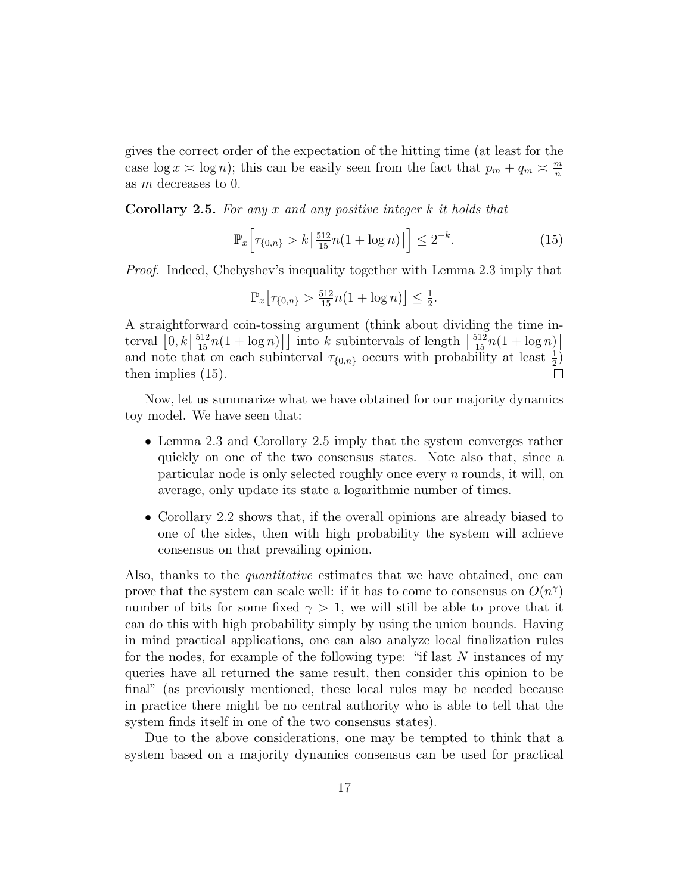gives the correct order of the expectation of the hitting time (at least for the case $\log x \asymp \log n$); this can be easily seen from the fact that $p_m + q_m \asymp \frac{m}{n}$ as $m$ decreases to 0.

**Corollary 2.5.** *For any $x$ and any positive integer $k$ it holds that*

$$\mathbb{P}_x\Big[\tau_{\{0,n\}} > k\big\lceil \tfrac{512}{15} n(1+\log n)\big\rceil\Big] \leq 2^{-k}. \tag{15}$$

*Proof.* Indeed, Chebyshev's inequality together with Lemma 2.3 imply that

$$\mathbb{P}_x\big[\tau_{\{0,n\}} > \tfrac{512}{15} n(1+\log n)\big] \leq \tfrac{1}{2}.$$

A straightforward coin-tossing argument (think about dividing the time interval $\big[0, k\big\lceil \frac{512}{15} n(1+\log n)\big\rceil\big]$ into $k$ subintervals of length $\big\lceil \frac{512}{15} n(1+\log n)\big\rceil$ and note that on each subinterval $\tau_{\{0,n\}}$ occurs with probability at least $\frac{1}{2}$) then implies (15). □

Now, let us summarize what we have obtained for our majority dynamics toy model. We have seen that:

- Lemma 2.3 and Corollary 2.5 imply that the system converges rather quickly on one of the two consensus states. Note also that, since a particular node is only selected roughly once every $n$ rounds, it will, on average, only update its state a logarithmic number of times.
- Corollary 2.2 shows that, if the overall opinions are already biased to one of the sides, then with high probability the system will achieve consensus on that prevailing opinion.

Also, thanks to the *quantitative* estimates that we have obtained, one can prove that the system can scale well: if it has to come to consensus on $O(n^\gamma)$ number of bits for some fixed $\gamma > 1$, we will still be able to prove that it can do this with high probability simply by using the union bounds. Having in mind practical applications, one can also analyze local finalization rules for the nodes, for example of the following type: "if last $N$ instances of my queries have all returned the same result, then consider this opinion to be final" (as previously mentioned, these local rules may be needed because in practice there might be no central authority who is able to tell that the system finds itself in one of the two consensus states).

Due to the above considerations, one may be tempted to think that a system based on a majority dynamics consensus can be used for practical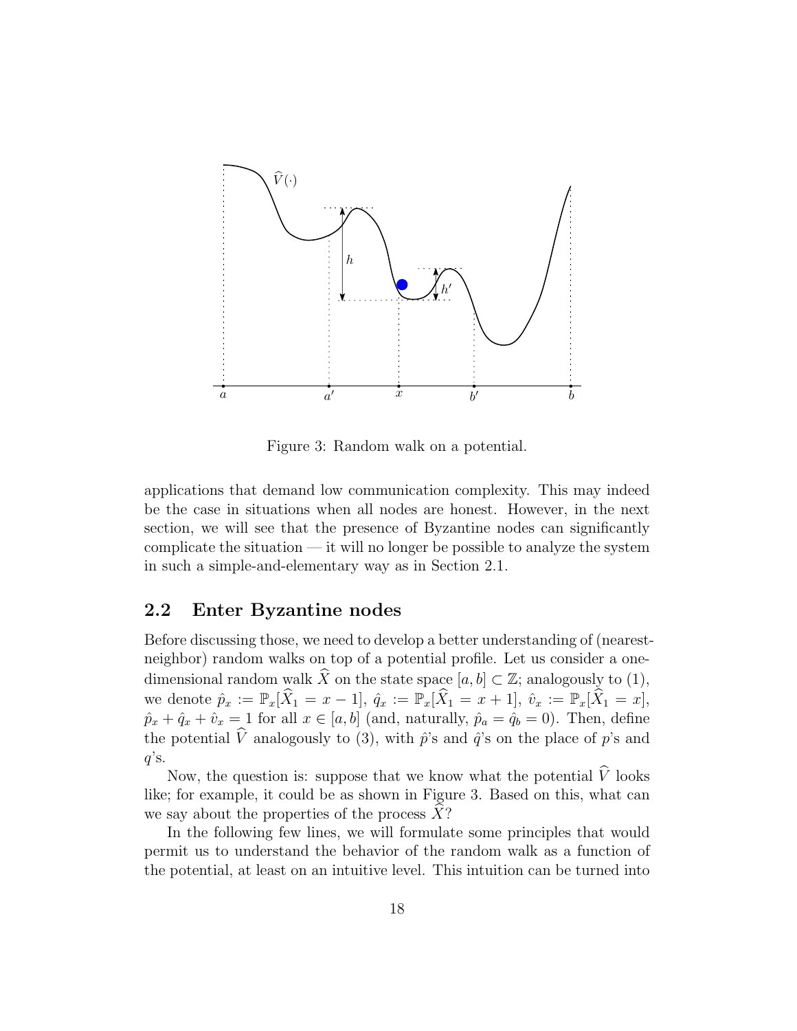Figure 3: Random walk on a potential.

applications that demand low communication complexity. This may indeed be the case in situations when all nodes are honest. However, in the next section, we will see that the presence of Byzantine nodes can significantly complicate the situation — it will no longer be possible to analyze the system in such a simple-and-elementary way as in Section 2.1.

## 2.2 Enter Byzantine nodes

Before discussing those, we need to develop a better understanding of (nearest-neighbor) random walks on top of a potential profile. Let us consider a one-dimensional random walk $\widehat{X}$ on the state space $[a, b] \subset \mathbb{Z}$; analogously to (1), we denote $\hat{p}_x := \mathbb{P}_x[\widehat{X}_1 = x - 1]$, $\hat{q}_x := \mathbb{P}_x[\widehat{X}_1 = x + 1]$, $\hat{v}_x := \mathbb{P}_x[\widehat{X}_1 = x]$, $\hat{p}_x + \hat{q}_x + \hat{v}_x = 1$ for all $x \in [a, b]$ (and, naturally, $\hat{p}_a = \hat{q}_b = 0$). Then, define the potential $\widehat{V}$ analogously to (3), with $\hat{p}$'s and $\hat{q}$'s on the place of $p$'s and $q$'s.

Now, the question is: suppose that we know what the potential $\widehat{V}$ looks like; for example, it could be as shown in Figure 3. Based on this, what can we say about the properties of the process $\widehat{X}$?

In the following few lines, we will formulate some principles that would permit us to understand the behavior of the random walk as a function of the potential, at least on an intuitive level. This intuition can be turned into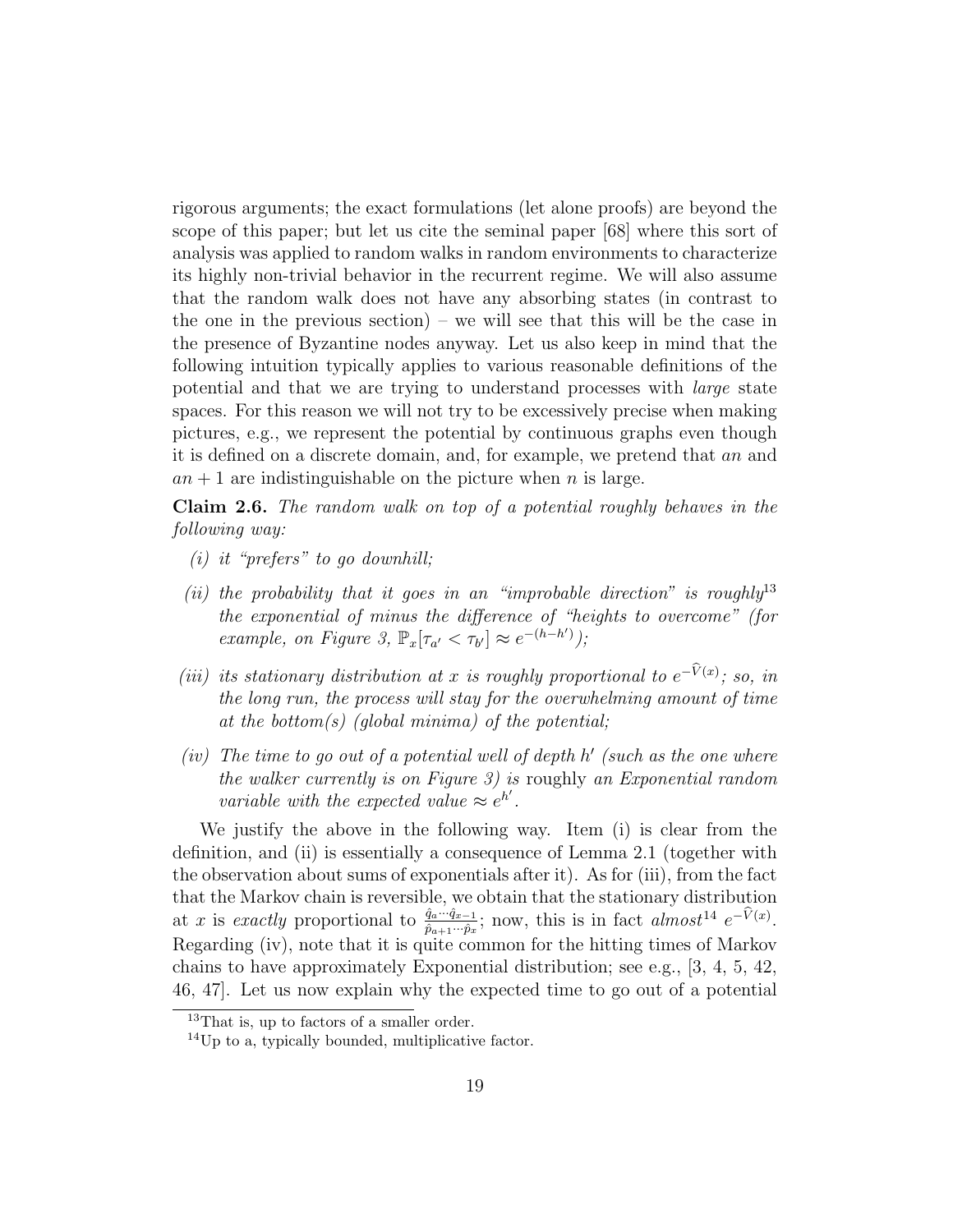rigorous arguments; the exact formulations (let alone proofs) are beyond the scope of this paper; but let us cite the seminal paper [68] where this sort of analysis was applied to random walks in random environments to characterize its highly non-trivial behavior in the recurrent regime. We will also assume that the random walk does not have any absorbing states (in contrast to the one in the previous section) – we will see that this will be the case in the presence of Byzantine nodes anyway. Let us also keep in mind that the following intuition typically applies to various reasonable definitions of the potential and that we are trying to understand processes with *large* state spaces. For this reason we will not try to be excessively precise when making pictures, e.g., we represent the potential by continuous graphs even though it is defined on a discrete domain, and, for example, we pretend that $an$ and $an + 1$ are indistinguishable on the picture when $n$ is large.

**Claim 2.6.** *The random walk on top of a potential roughly behaves in the following way:*

*(i) it "prefers" to go downhill;*

*(ii) the probability that it goes in an "improbable direction" is roughly*[13] *the exponential of minus the difference of "heights to overcome" (for example, on Figure 3, $\mathbb{P}_x[\tau_{a'} < \tau_{b'}] \approx e^{-(h-h')}$);*

*(iii) its stationary distribution at $x$ is roughly proportional to $e^{-\widehat{V}(x)}$; so, in the long run, the process will stay for the overwhelming amount of time at the bottom(s) (global minima) of the potential;*

*(iv) The time to go out of a potential well of depth $h'$ (such as the one where the walker currently is on Figure 3) is* roughly *an Exponential random variable with the expected value $\approx e^{h'}$.*

We justify the above in the following way. Item (i) is clear from the definition, and (ii) is essentially a consequence of Lemma 2.1 (together with the observation about sums of exponentials after it). As for (iii), from the fact that the Markov chain is reversible, we obtain that the stationary distribution at $x$ is *exactly* proportional to $\frac{\hat{q}_a \cdots \hat{q}_{x-1}}{\hat{p}_{a+1} \cdots \hat{p}_x}$; now, this is in fact *almost*[14] $e^{-\widehat{V}(x)}$. Regarding (iv), note that it is quite common for the hitting times of Markov chains to have approximately Exponential distribution; see e.g., [3, 4, 5, 42, 46, 47]. Let us now explain why the expected time to go out of a potential

[13] That is, up to factors of a smaller order.

[14] Up to a, typically bounded, multiplicative factor.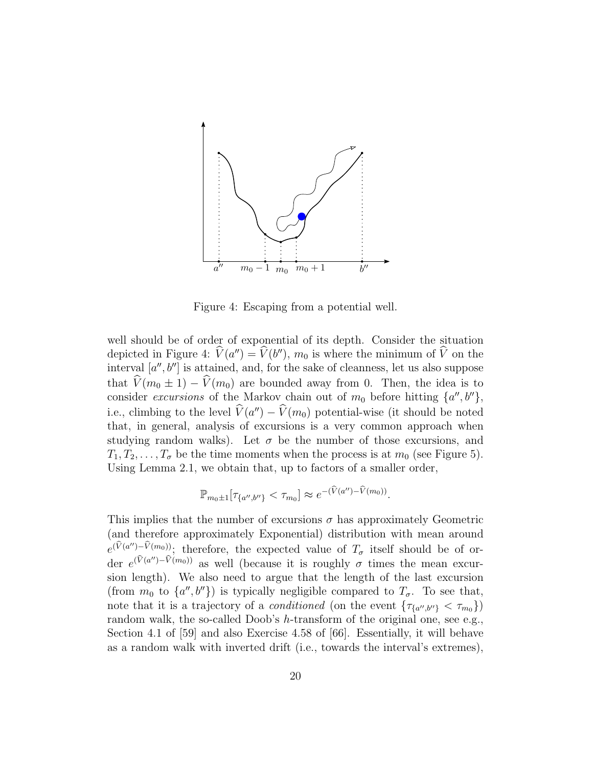Figure 4: Escaping from a potential well.

well should be of order of exponential of its depth. Consider the situation depicted in Figure 4: $\widehat{V}(a'') = \widehat{V}(b'')$, $m_0$ is where the minimum of $\widehat{V}$ on the interval $[a'', b'']$ is attained, and, for the sake of cleanness, let us also suppose that $\widehat{V}(m_0 \pm 1) - \widehat{V}(m_0)$ are bounded away from 0. Then, the idea is to consider *excursions* of the Markov chain out of $m_0$ before hitting $\{a'', b''\}$, i.e., climbing to the level $\widehat{V}(a'') - \widehat{V}(m_0)$ potential-wise (it should be noted that, in general, analysis of excursions is a very common approach when studying random walks). Let $\sigma$ be the number of those excursions, and $T_1, T_2, \ldots, T_\sigma$ be the time moments when the process is at $m_0$ (see Figure 5). Using Lemma 2.1, we obtain that, up to factors of a smaller order,

$$\mathbb{P}_{m_0 \pm 1}[\tau_{\{a'',b''\}} < \tau_{m_0}] \approx e^{-(\widehat{V}(a'') - \widehat{V}(m_0))}.$$

This implies that the number of excursions $\sigma$ has approximately Geometric (and therefore approximately Exponential) distribution with mean around $e^{(\widehat{V}(a'') - \widehat{V}(m_0))}$; therefore, the expected value of $T_\sigma$ itself should be of order $e^{(\widehat{V}(a'') - \widehat{V}(m_0))}$ as well (because it is roughly $\sigma$ times the mean excursion length). We also need to argue that the length of the last excursion (from $m_0$ to $\{a'', b''\}$) is typically negligible compared to $T_\sigma$. To see that, note that it is a trajectory of a *conditioned* (on the event $\{\tau_{\{a'',b''\}} < \tau_{m_0}\}$) random walk, the so-called Doob's $h$-transform of the original one, see e.g., Section 4.1 of [59] and also Exercise 4.58 of [66]. Essentially, it will behave as a random walk with inverted drift (i.e., towards the interval's extremes),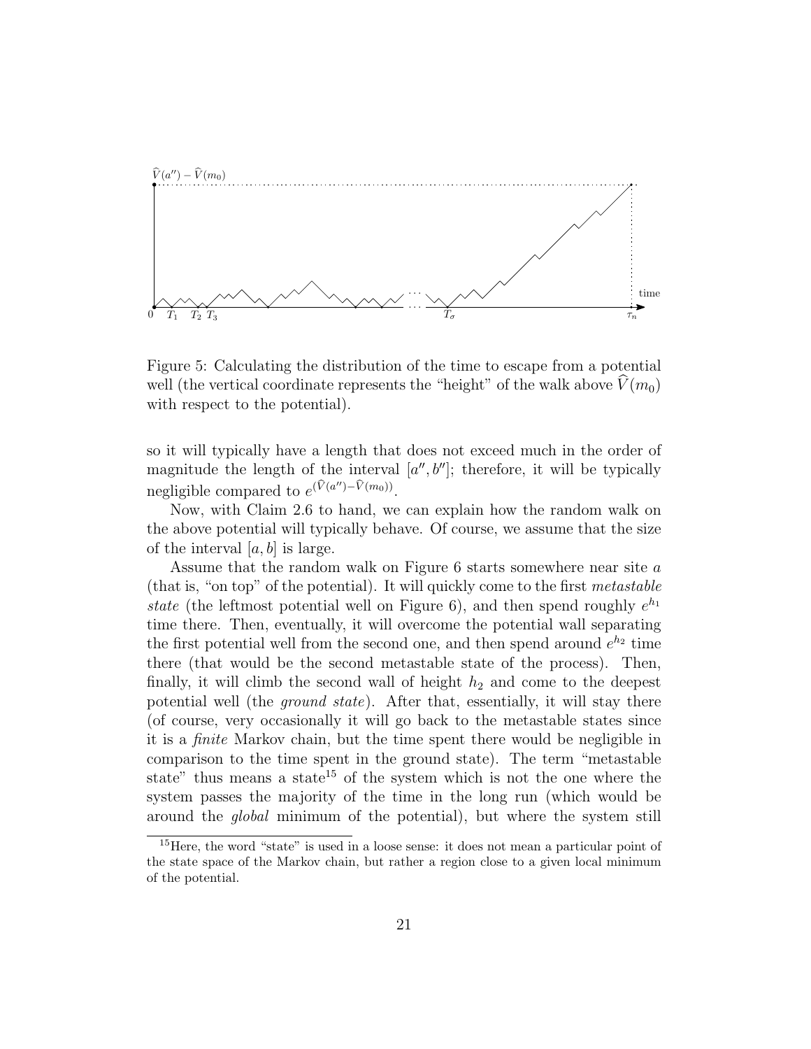Figure 5: Calculating the distribution of the time to escape from a potential well (the vertical coordinate represents the "height" of the walk above $\widehat{V}(m_0)$ with respect to the potential).

so it will typically have a length that does not exceed much in the order of magnitude the length of the interval $[a'', b'']$; therefore, it will be typically negligible compared to $e^{(\widehat{V}(a'')-\widehat{V}(m_0))}$.

Now, with Claim 2.6 to hand, we can explain how the random walk on the above potential will typically behave. Of course, we assume that the size of the interval $[a, b]$ is large.

Assume that the random walk on Figure 6 starts somewhere near site $a$ (that is, "on top" of the potential). It will quickly come to the first *metastable state* (the leftmost potential well on Figure 6), and then spend roughly $e^{h_1}$ time there. Then, eventually, it will overcome the potential wall separating the first potential well from the second one, and then spend around $e^{h_2}$ time there (that would be the second metastable state of the process). Then, finally, it will climb the second wall of height $h_2$ and come to the deepest potential well (the *ground state*). After that, essentially, it will stay there (of course, very occasionally it will go back to the metastable states since it is a *finite* Markov chain, but the time spent there would be negligible in comparison to the time spent in the ground state). The term "metastable state" thus means a state[15] of the system which is not the one where the system passes the majority of the time in the long run (which would be around the *global* minimum of the potential), but where the system still

[15] Here, the word "state" is used in a loose sense: it does not mean a particular point of the state space of the Markov chain, but rather a region close to a given local minimum of the potential.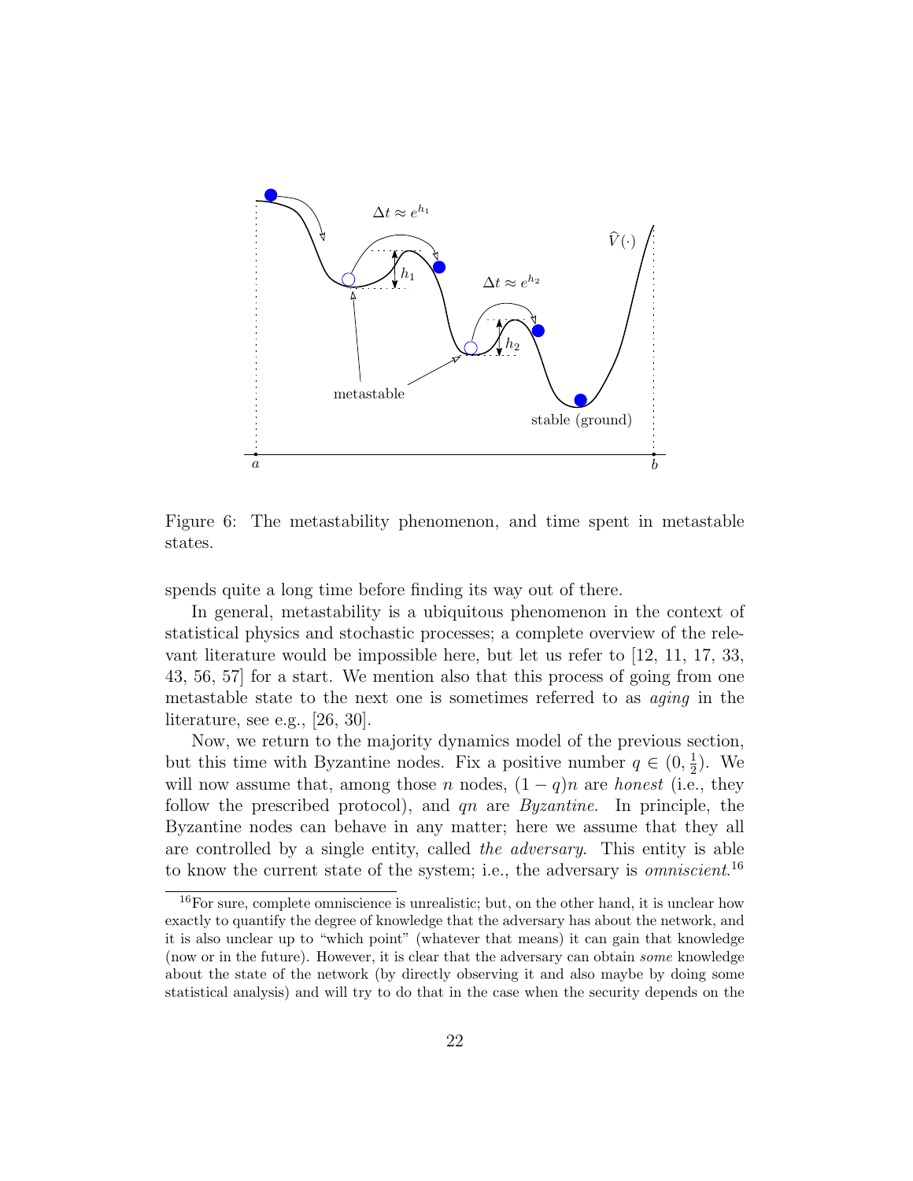Figure 6: The metastability phenomenon, and time spent in metastable states.

spends quite a long time before finding its way out of there.

In general, metastability is a ubiquitous phenomenon in the context of statistical physics and stochastic processes; a complete overview of the relevant literature would be impossible here, but let us refer to [12, 11, 17, 33, 43, 56, 57] for a start. We mention also that this process of going from one metastable state to the next one is sometimes referred to as *aging* in the literature, see e.g., [26, 30].

Now, we return to the majority dynamics model of the previous section, but this time with Byzantine nodes. Fix a positive number $q \in (0, \frac{1}{2})$. We will now assume that, among those $n$ nodes, $(1-q)n$ are *honest* (i.e., they follow the prescribed protocol), and $qn$ are *Byzantine*. In principle, the Byzantine nodes can behave in any matter; here we assume that they all are controlled by a single entity, called *the adversary*. This entity is able to know the current state of the system; i.e., the adversary is *omniscient*.[16]

[16]For sure, complete omniscience is unrealistic; but, on the other hand, it is unclear how exactly to quantify the degree of knowledge that the adversary has about the network, and it is also unclear up to "which point" (whatever that means) it can gain that knowledge (now or in the future). However, it is clear that the adversary can obtain *some* knowledge about the state of the network (by directly observing it and also maybe by doing some statistical analysis) and will try to do that in the case when the security depends on the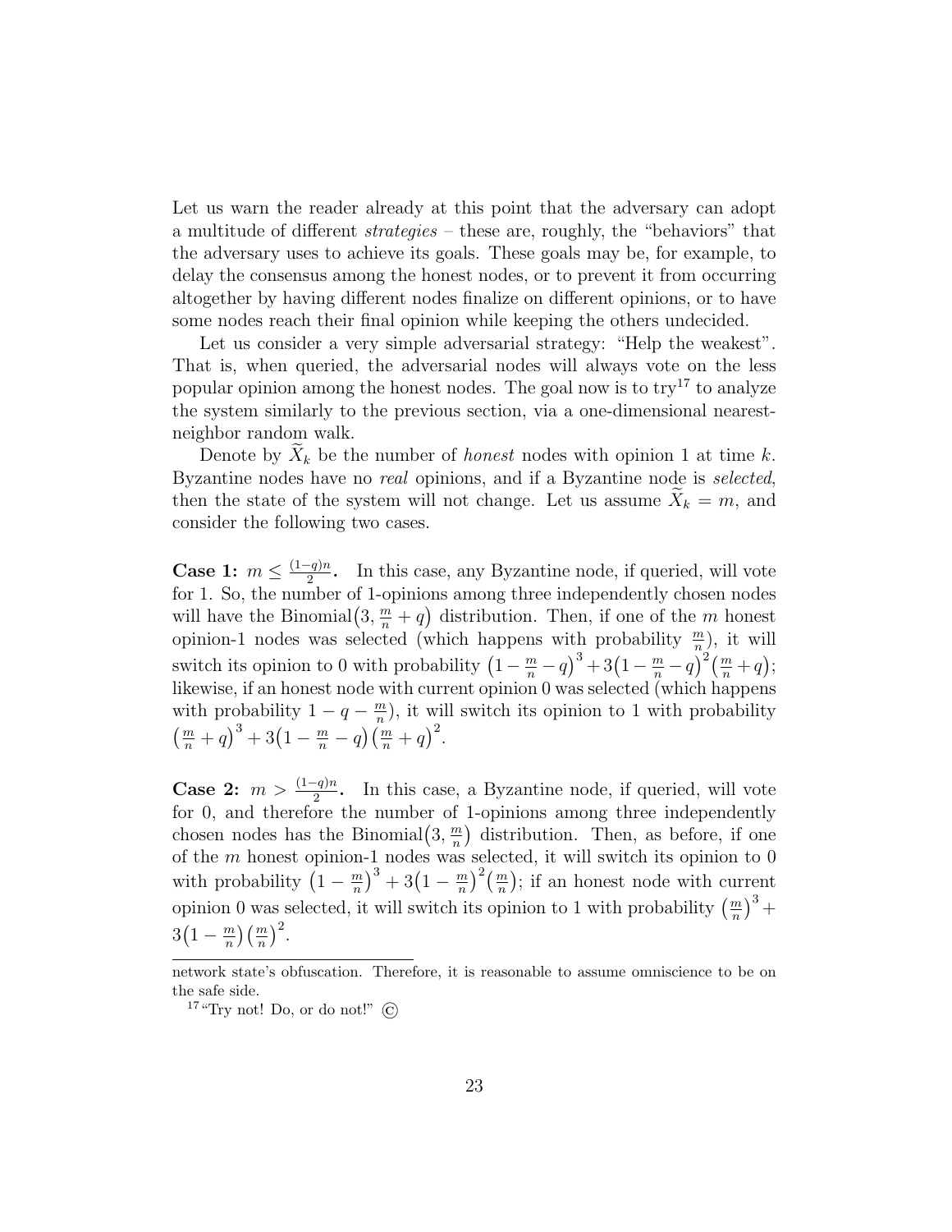Let us warn the reader already at this point that the adversary can adopt a multitude of different *strategies* – these are, roughly, the "behaviors" that the adversary uses to achieve its goals. These goals may be, for example, to delay the consensus among the honest nodes, or to prevent it from occurring altogether by having different nodes finalize on different opinions, or to have some nodes reach their final opinion while keeping the others undecided.

Let us consider a very simple adversarial strategy: "Help the weakest". That is, when queried, the adversarial nodes will always vote on the less popular opinion among the honest nodes. The goal now is to try[17] to analyze the system similarly to the previous section, via a one-dimensional nearest-neighbor random walk.

Denote by $\widetilde{X}_k$ be the number of *honest* nodes with opinion 1 at time $k$. Byzantine nodes have no *real* opinions, and if a Byzantine node is *selected*, then the state of the system will not change. Let us assume $\widetilde{X}_k = m$, and consider the following two cases.

**Case 1:** $m \leq \frac{(1-q)n}{2}$**.** In this case, any Byzantine node, if queried, will vote for 1. So, the number of 1-opinions among three independently chosen nodes will have the Binomial$\big(3, \frac{m}{n} + q\big)$ distribution. Then, if one of the $m$ honest opinion-1 nodes was selected (which happens with probability $\frac{m}{n}$), it will switch its opinion to 0 with probability $\big(1 - \frac{m}{n} - q\big)^3 + 3\big(1 - \frac{m}{n} - q\big)^2\big(\frac{m}{n} + q\big)$; likewise, if an honest node with current opinion 0 was selected (which happens with probability $1 - q - \frac{m}{n}$), it will switch its opinion to 1 with probability $\big(\frac{m}{n} + q\big)^3 + 3\big(1 - \frac{m}{n} - q\big)\big(\frac{m}{n} + q\big)^2$.

**Case 2:** $m > \frac{(1-q)n}{2}$**.** In this case, a Byzantine node, if queried, will vote for 0, and therefore the number of 1-opinions among three independently chosen nodes has the Binomial$\big(3, \frac{m}{n}\big)$ distribution. Then, as before, if one of the $m$ honest opinion-1 nodes was selected, it will switch its opinion to 0 with probability $\big(1 - \frac{m}{n}\big)^3 + 3\big(1 - \frac{m}{n}\big)^2\big(\frac{m}{n}\big)$; if an honest node with current opinion 0 was selected, it will switch its opinion to 1 with probability $\big(\frac{m}{n}\big)^3 + 3\big(1 - \frac{m}{n}\big)\big(\frac{m}{n}\big)^2$.

---

network state's obfuscation. Therefore, it is reasonable to assume omniscience to be on the safe side.

[17] "Try not! Do, or do not!" ©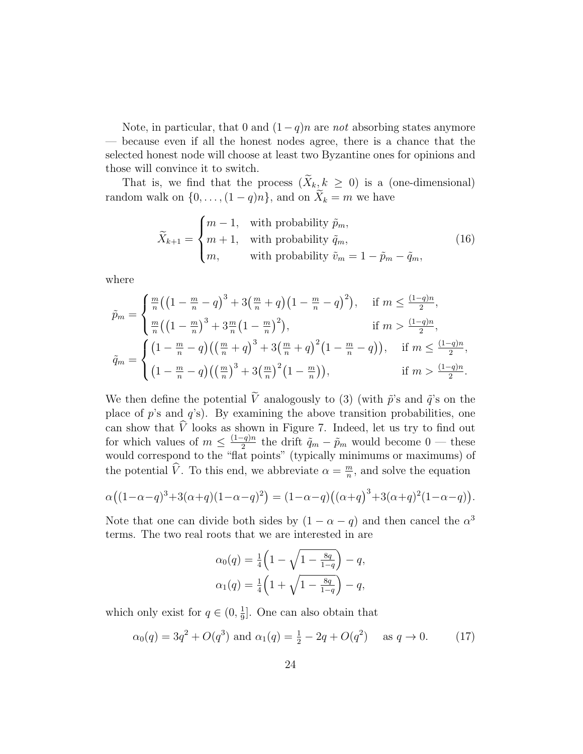Note, in particular, that 0 and $(1-q)n$ are *not* absorbing states anymore — because even if all the honest nodes agree, there is a chance that the selected honest node will choose at least two Byzantine ones for opinions and those will convince it to switch.

That is, we find that the process $(\widetilde{X}_k, k \geq 0)$ is a (one-dimensional) random walk on $\{0, \ldots, (1-q)n\}$, and on $\widetilde{X}_k = m$ we have

$$\widetilde{X}_{k+1} = \begin{cases} m-1, & \text{with probability } \tilde{p}_m, \\ m+1, & \text{with probability } \tilde{q}_m, \\ m, & \text{with probability } \tilde{v}_m = 1 - \tilde{p}_m - \tilde{q}_m, \end{cases} \tag{16}$$

where

$$\tilde{p}_m = \begin{cases} \frac{m}{n}\Big(\big(1-\frac{m}{n}-q\big)^3 + 3\big(\frac{m}{n}+q\big)\big(1-\frac{m}{n}-q\big)^2\Big), & \text{if } m \leq \frac{(1-q)n}{2}, \\ \frac{m}{n}\Big(\big(1-\frac{m}{n}\big)^3 + 3\frac{m}{n}\big(1-\frac{m}{n}\big)^2\Big), & \text{if } m > \frac{(1-q)n}{2}, \end{cases}$$

$$\tilde{q}_m = \begin{cases} \big(1-\frac{m}{n}-q\big)\Big(\big(\frac{m}{n}+q\big)^3 + 3\big(\frac{m}{n}+q\big)^2\big(1-\frac{m}{n}-q\big)\Big), & \text{if } m \leq \frac{(1-q)n}{2}, \\ \big(1-\frac{m}{n}-q\big)\Big(\big(\frac{m}{n}\big)^3 + 3\big(\frac{m}{n}\big)^2\big(1-\frac{m}{n}\big)\Big), & \text{if } m > \frac{(1-q)n}{2}. \end{cases}$$

We then define the potential $\widetilde{V}$ analogously to (3) (with $\tilde{p}$'s and $\tilde{q}$'s on the place of $p$'s and $q$'s). By examining the above transition probabilities, one can show that $\widehat{V}$ looks as shown in Figure 7. Indeed, let us try to find out for which values of $m \leq \frac{(1-q)n}{2}$ the drift $\tilde{q}_m - \tilde{p}_m$ would become 0 — these would correspond to the "flat points" (typically minimums or maximums) of the potential $\widehat{V}$. To this end, we abbreviate $\alpha = \frac{m}{n}$, and solve the equation

$$\alpha\big((1-\alpha-q)^3 + 3(\alpha+q)(1-\alpha-q)^2\big) = (1-\alpha-q)\big((\alpha+q)^3 + 3(\alpha+q)^2(1-\alpha-q)\big).$$

Note that one can divide both sides by $(1-\alpha-q)$ and then cancel the $\alpha^3$ terms. The two real roots that we are interested in are

$$\alpha_0(q) = \tfrac{1}{4}\Big(1 - \sqrt{1 - \tfrac{8q}{1-q}}\Big) - q,$$
$$\alpha_1(q) = \tfrac{1}{4}\Big(1 + \sqrt{1 - \tfrac{8q}{1-q}}\Big) - q,$$

which only exist for $q \in (0, \frac{1}{9}]$. One can also obtain that

$$\alpha_0(q) = 3q^2 + O(q^3) \text{ and } \alpha_1(q) = \tfrac{1}{2} - 2q + O(q^2) \quad \text{as } q \to 0. \tag{17}$$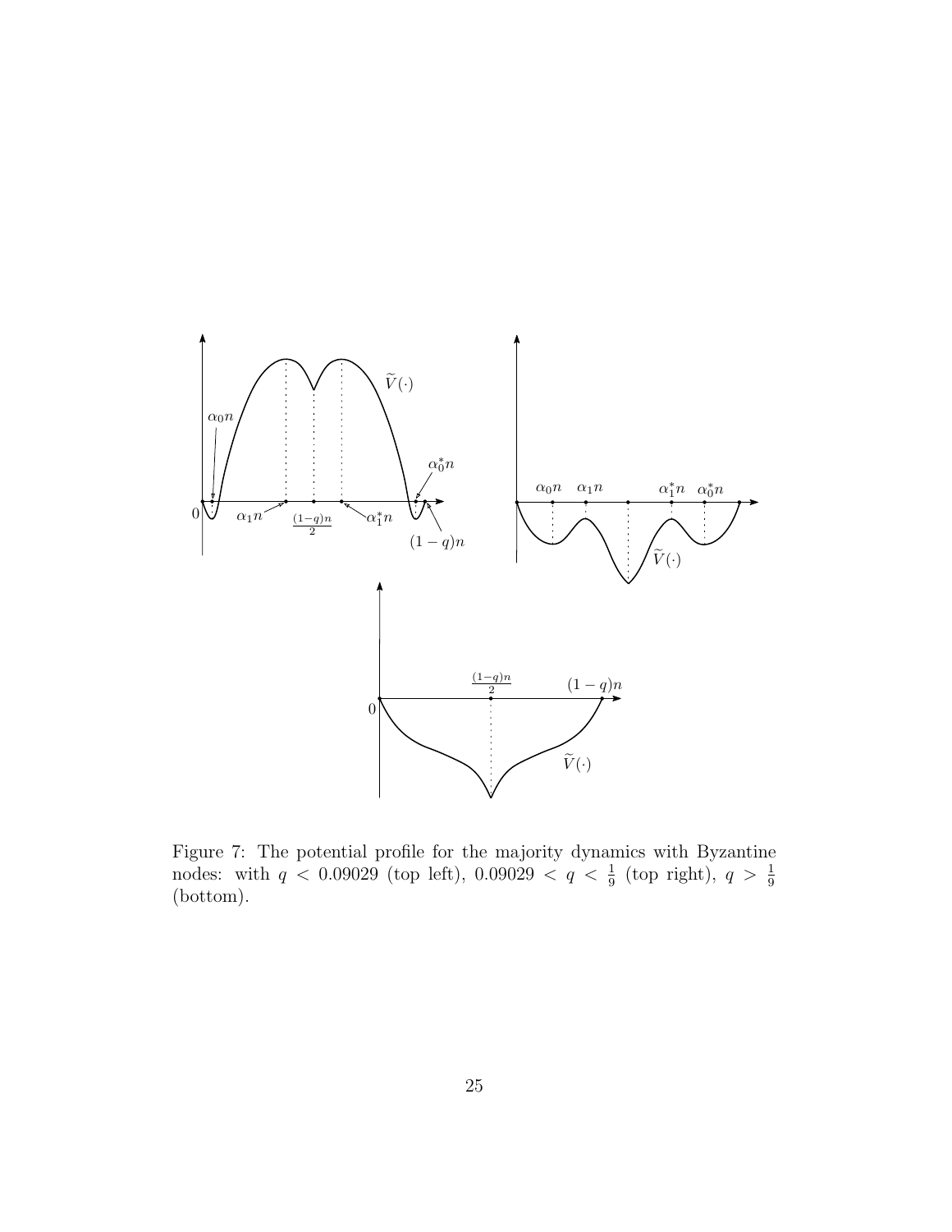Figure 7: The potential profile for the majority dynamics with Byzantine nodes: with $q < 0.09029$ (top left), $0.09029 < q < \frac{1}{9}$ (top right), $q > \frac{1}{9}$ (bottom).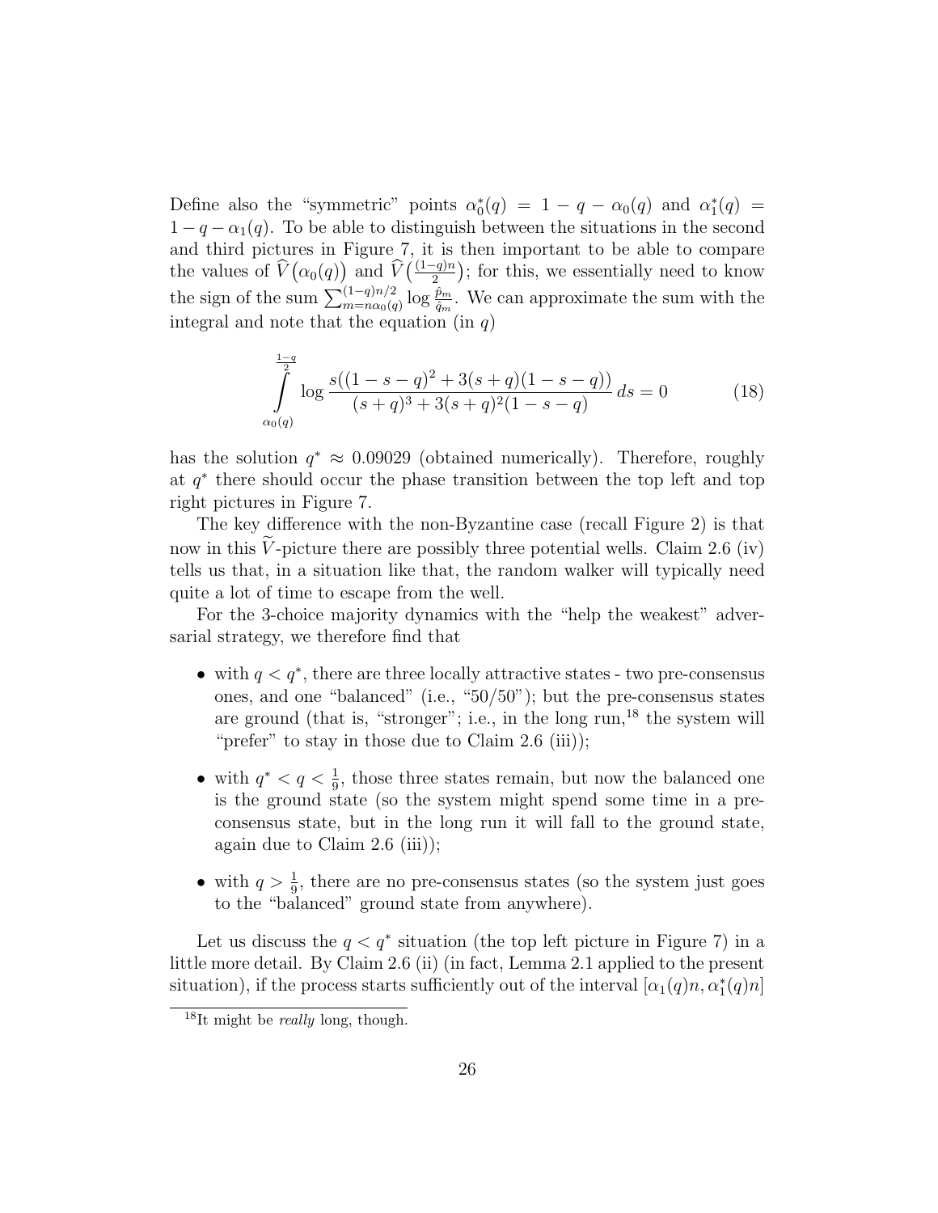Define also the "symmetric" points $\alpha_0^*(q) = 1 - q - \alpha_0(q)$ and $\alpha_1^*(q) = 1 - q - \alpha_1(q)$. To be able to distinguish between the situations in the second and third pictures in Figure 7, it is then important to be able to compare the values of $\widehat{V}\big(\alpha_0(q)\big)$ and $\widehat{V}\big(\frac{(1-q)n}{2}\big)$; for this, we essentially need to know the sign of the sum $\sum_{m=n\alpha_0(q)}^{(1-q)n/2} \log \frac{\hat{p}_m}{\hat{q}_m}$. We can approximate the sum with the integral and note that the equation (in $q$)

$$\int_{\alpha_0(q)}^{\frac{1-q}{2}} \log \frac{s((1-s-q)^2 + 3(s+q)(1-s-q))}{(s+q)^3 + 3(s+q)^2(1-s-q)}\, ds = 0 \tag{18}$$

has the solution $q^* \approx 0.09029$ (obtained numerically). Therefore, roughly at $q^*$ there should occur the phase transition between the top left and top right pictures in Figure 7.

The key difference with the non-Byzantine case (recall Figure 2) is that now in this $\widetilde{V}$-picture there are possibly three potential wells. Claim 2.6 (iv) tells us that, in a situation like that, the random walker will typically need quite a lot of time to escape from the well.

For the 3-choice majority dynamics with the "help the weakest" adversarial strategy, we therefore find that

- with $q < q^*$, there are three locally attractive states - two pre-consensus ones, and one "balanced" (i.e., "50/50"); but the pre-consensus states are ground (that is, "stronger"; i.e., in the long run,[18] the system will "prefer" to stay in those due to Claim 2.6 (iii));
- with $q^* < q < \frac{1}{9}$, those three states remain, but now the balanced one is the ground state (so the system might spend some time in a pre-consensus state, but in the long run it will fall to the ground state, again due to Claim 2.6 (iii));
- with $q > \frac{1}{9}$, there are no pre-consensus states (so the system just goes to the "balanced" ground state from anywhere).

Let us discuss the $q < q^*$ situation (the top left picture in Figure 7) in a little more detail. By Claim 2.6 (ii) (in fact, Lemma 2.1 applied to the present situation), if the process starts sufficiently out of the interval $[\alpha_1(q)n, \alpha_1^*(q)n]$

[18] It might be *really* long, though.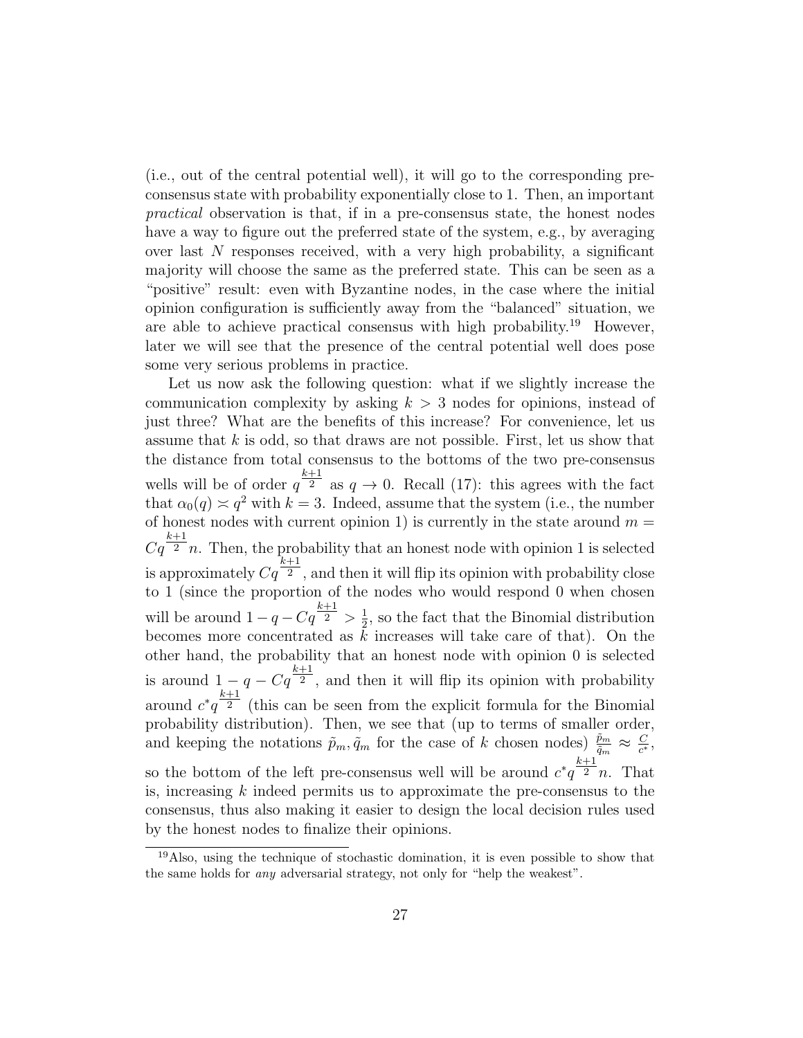(i.e., out of the central potential well), it will go to the corresponding pre-consensus state with probability exponentially close to 1. Then, an important *practical* observation is that, if in a pre-consensus state, the honest nodes have a way to figure out the preferred state of the system, e.g., by averaging over last $N$ responses received, with a very high probability, a significant majority will choose the same as the preferred state. This can be seen as a "positive" result: even with Byzantine nodes, in the case where the initial opinion configuration is sufficiently away from the "balanced" situation, we are able to achieve practical consensus with high probability.[19] However, later we will see that the presence of the central potential well does pose some very serious problems in practice.

Let us now ask the following question: what if we slightly increase the communication complexity by asking $k > 3$ nodes for opinions, instead of just three? What are the benefits of this increase? For convenience, let us assume that $k$ is odd, so that draws are not possible. First, let us show that the distance from total consensus to the bottoms of the two pre-consensus wells will be of order $q^{\frac{k+1}{2}}$ as $q \to 0$. Recall (17): this agrees with the fact that $\alpha_0(q) \asymp q^2$ with $k = 3$. Indeed, assume that the system (i.e., the number of honest nodes with current opinion 1) is currently in the state around $m = Cq^{\frac{k+1}{2}}n$. Then, the probability that an honest node with opinion 1 is selected is approximately $Cq^{\frac{k+1}{2}}$, and then it will flip its opinion with probability close to 1 (since the proportion of the nodes who would respond 0 when chosen will be around $1 - q - Cq^{\frac{k+1}{2}} > \frac{1}{2}$, so the fact that the Binomial distribution becomes more concentrated as $k$ increases will take care of that). On the other hand, the probability that an honest node with opinion 0 is selected is around $1 - q - Cq^{\frac{k+1}{2}}$, and then it will flip its opinion with probability around $c^* q^{\frac{k+1}{2}}$ (this can be seen from the explicit formula for the Binomial probability distribution). Then, we see that (up to terms of smaller order, and keeping the notations $\tilde{p}_m, \tilde{q}_m$ for the case of $k$ chosen nodes) $\frac{\tilde{p}_m}{\tilde{q}_m} \approx \frac{C}{c^*}$, so the bottom of the left pre-consensus well will be around $c^* q^{\frac{k+1}{2}} n$. That is, increasing $k$ indeed permits us to approximate the pre-consensus to the consensus, thus also making it easier to design the local decision rules used by the honest nodes to finalize their opinions.

[19] Also, using the technique of stochastic domination, it is even possible to show that the same holds for *any* adversarial strategy, not only for "help the weakest".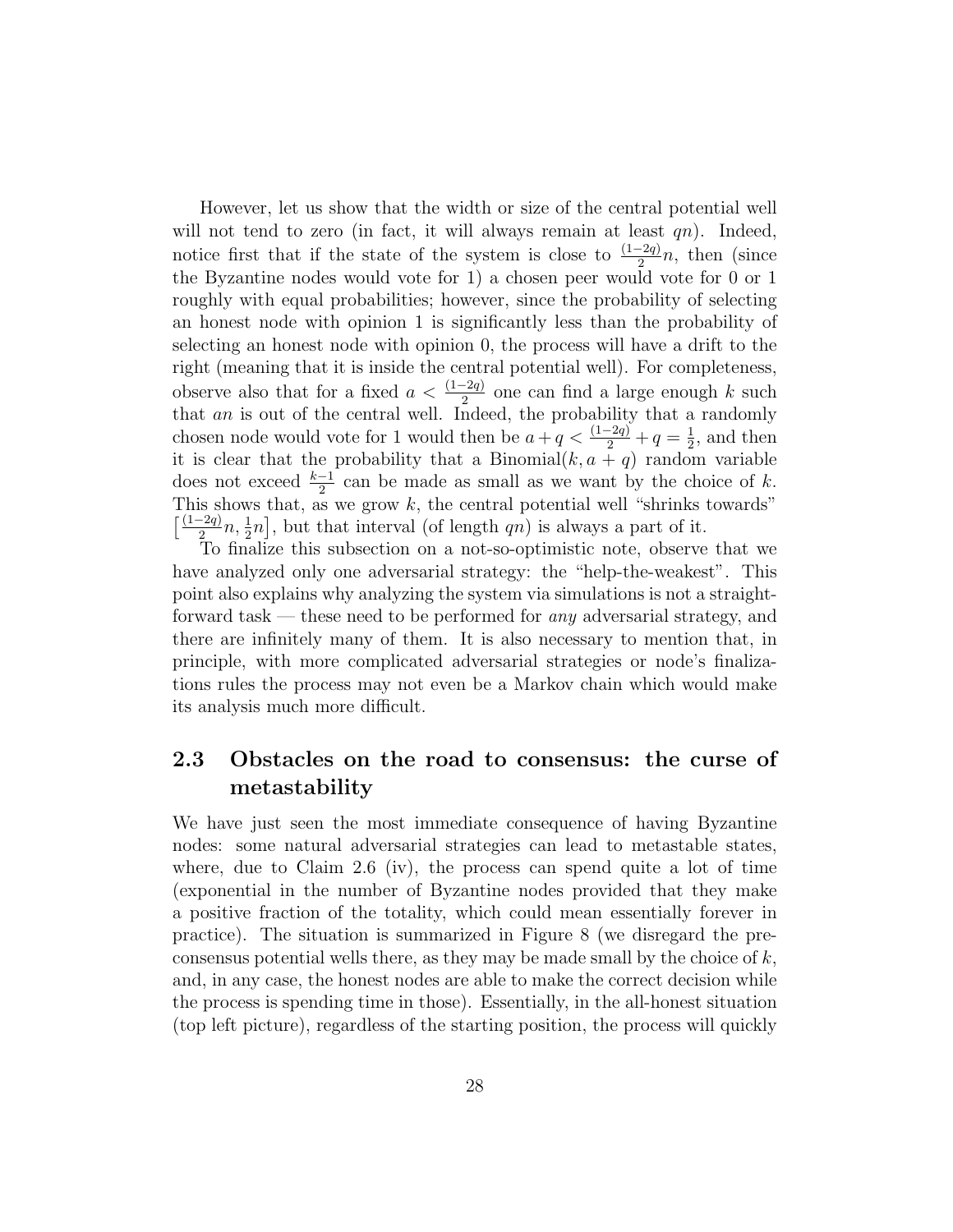However, let us show that the width or size of the central potential well will not tend to zero (in fact, it will always remain at least $qn$). Indeed, notice first that if the state of the system is close to $\frac{(1-2q)}{2}n$, then (since the Byzantine nodes would vote for 1) a chosen peer would vote for 0 or 1 roughly with equal probabilities; however, since the probability of selecting an honest node with opinion 1 is significantly less than the probability of selecting an honest node with opinion 0, the process will have a drift to the right (meaning that it is inside the central potential well). For completeness, observe also that for a fixed $a < \frac{(1-2q)}{2}$ one can find a large enough $k$ such that $an$ is out of the central well. Indeed, the probability that a randomly chosen node would vote for 1 would then be $a + q < \frac{(1-2q)}{2} + q = \frac{1}{2}$, and then it is clear that the probability that a Binomial$(k, a + q)$ random variable does not exceed $\frac{k-1}{2}$ can be made as small as we want by the choice of $k$. This shows that, as we grow $k$, the central potential well "shrinks towards" $\big[\frac{(1-2q)}{2}n, \frac{1}{2}n\big]$, but that interval (of length $qn$) is always a part of it.

To finalize this subsection on a not-so-optimistic note, observe that we have analyzed only one adversarial strategy: the "help-the-weakest". This point also explains why analyzing the system via simulations is not a straightforward task — these need to be performed for *any* adversarial strategy, and there are infinitely many of them. It is also necessary to mention that, in principle, with more complicated adversarial strategies or node's finalizations rules the process may not even be a Markov chain which would make its analysis much more difficult.

## 2.3 Obstacles on the road to consensus: the curse of metastability

We have just seen the most immediate consequence of having Byzantine nodes: some natural adversarial strategies can lead to metastable states, where, due to Claim 2.6 (iv), the process can spend quite a lot of time (exponential in the number of Byzantine nodes provided that they make a positive fraction of the totality, which could mean essentially forever in practice). The situation is summarized in Figure 8 (we disregard the pre-consensus potential wells there, as they may be made small by the choice of $k$, and, in any case, the honest nodes are able to make the correct decision while the process is spending time in those). Essentially, in the all-honest situation (top left picture), regardless of the starting position, the process will quickly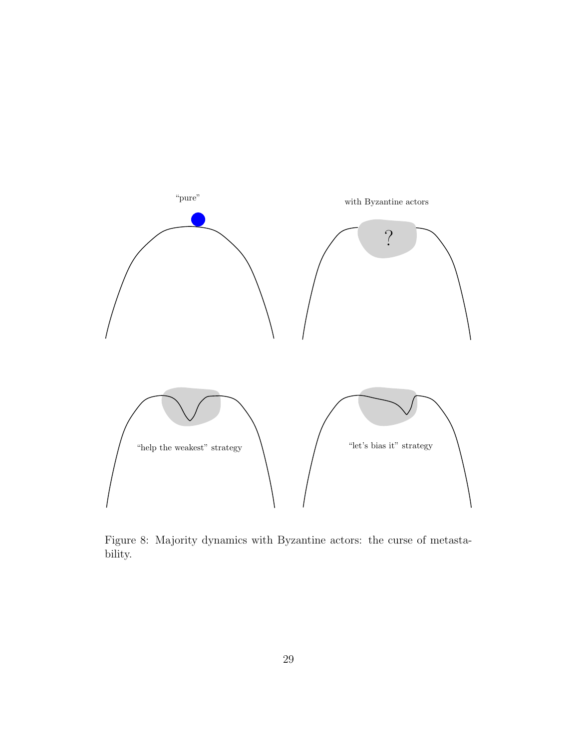“pure”

with Byzantine actors

?

“help the weakest” strategy

“let’s bias it” strategy

Figure 8: Majority dynamics with Byzantine actors: the curse of metastability.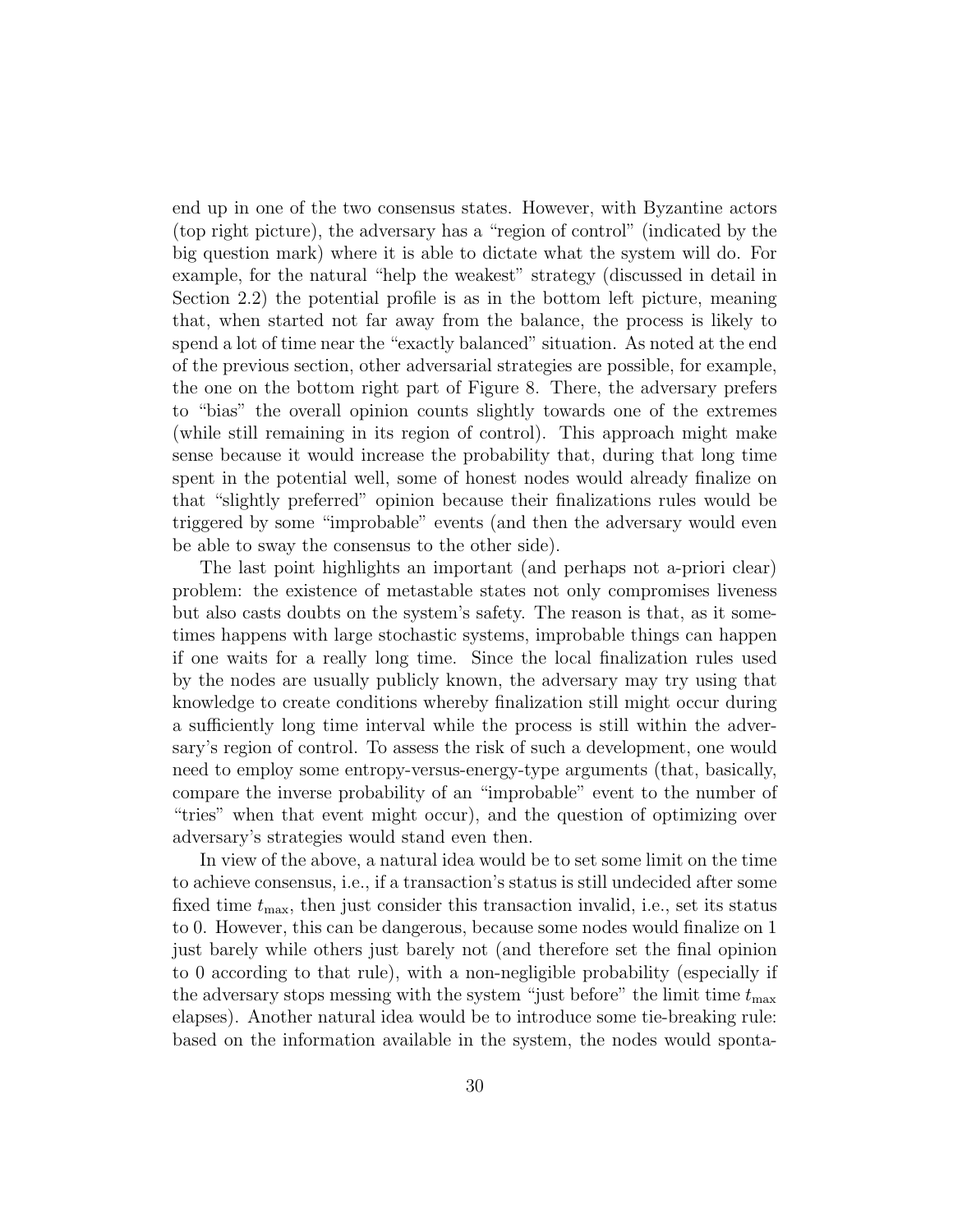end up in one of the two consensus states. However, with Byzantine actors (top right picture), the adversary has a "region of control" (indicated by the big question mark) where it is able to dictate what the system will do. For example, for the natural "help the weakest" strategy (discussed in detail in Section 2.2) the potential profile is as in the bottom left picture, meaning that, when started not far away from the balance, the process is likely to spend a lot of time near the "exactly balanced" situation. As noted at the end of the previous section, other adversarial strategies are possible, for example, the one on the bottom right part of Figure 8. There, the adversary prefers to "bias" the overall opinion counts slightly towards one of the extremes (while still remaining in its region of control). This approach might make sense because it would increase the probability that, during that long time spent in the potential well, some of honest nodes would already finalize on that "slightly preferred" opinion because their finalizations rules would be triggered by some "improbable" events (and then the adversary would even be able to sway the consensus to the other side).

The last point highlights an important (and perhaps not a-priori clear) problem: the existence of metastable states not only compromises liveness but also casts doubts on the system's safety. The reason is that, as it sometimes happens with large stochastic systems, improbable things can happen if one waits for a really long time. Since the local finalization rules used by the nodes are usually publicly known, the adversary may try using that knowledge to create conditions whereby finalization still might occur during a sufficiently long time interval while the process is still within the adversary's region of control. To assess the risk of such a development, one would need to employ some entropy-versus-energy-type arguments (that, basically, compare the inverse probability of an "improbable" event to the number of "tries" when that event might occur), and the question of optimizing over adversary's strategies would stand even then.

In view of the above, a natural idea would be to set some limit on the time to achieve consensus, i.e., if a transaction's status is still undecided after some fixed time $t_{\max}$, then just consider this transaction invalid, i.e., set its status to 0. However, this can be dangerous, because some nodes would finalize on 1 just barely while others just barely not (and therefore set the final opinion to 0 according to that rule), with a non-negligible probability (especially if the adversary stops messing with the system "just before" the limit time $t_{\max}$ elapses). Another natural idea would be to introduce some tie-breaking rule: based on the information available in the system, the nodes would sponta-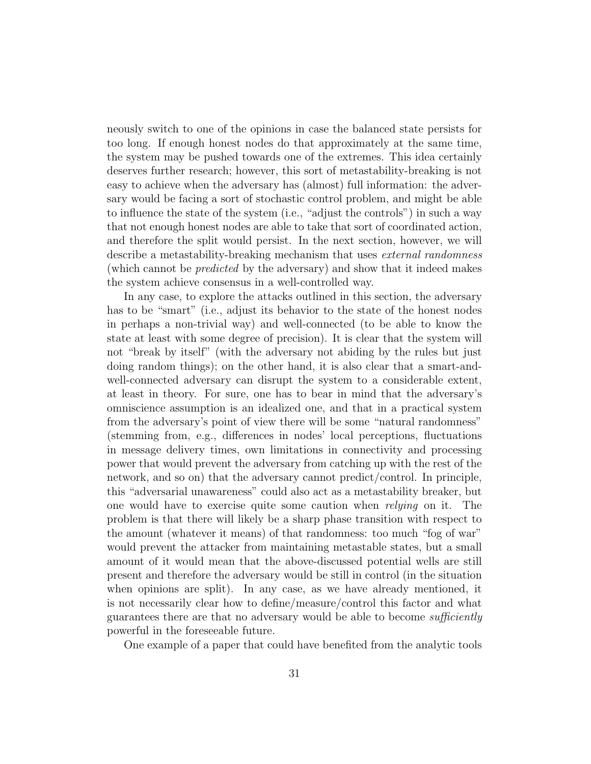neously switch to one of the opinions in case the balanced state persists for too long. If enough honest nodes do that approximately at the same time, the system may be pushed towards one of the extremes. This idea certainly deserves further research; however, this sort of metastability-breaking is not easy to achieve when the adversary has (almost) full information: the adversary would be facing a sort of stochastic control problem, and might be able to influence the state of the system (i.e., "adjust the controls") in such a way that not enough honest nodes are able to take that sort of coordinated action, and therefore the split would persist. In the next section, however, we will describe a metastability-breaking mechanism that uses *external randomness* (which cannot be *predicted* by the adversary) and show that it indeed makes the system achieve consensus in a well-controlled way.

In any case, to explore the attacks outlined in this section, the adversary has to be "smart" (i.e., adjust its behavior to the state of the honest nodes in perhaps a non-trivial way) and well-connected (to be able to know the state at least with some degree of precision). It is clear that the system will not "break by itself" (with the adversary not abiding by the rules but just doing random things); on the other hand, it is also clear that a smart-and-well-connected adversary can disrupt the system to a considerable extent, at least in theory. For sure, one has to bear in mind that the adversary's omniscience assumption is an idealized one, and that in a practical system from the adversary's point of view there will be some "natural randomness" (stemming from, e.g., differences in nodes' local perceptions, fluctuations in message delivery times, own limitations in connectivity and processing power that would prevent the adversary from catching up with the rest of the network, and so on) that the adversary cannot predict/control. In principle, this "adversarial unawareness" could also act as a metastability breaker, but one would have to exercise quite some caution when *relying* on it. The problem is that there will likely be a sharp phase transition with respect to the amount (whatever it means) of that randomness: too much "fog of war" would prevent the attacker from maintaining metastable states, but a small amount of it would mean that the above-discussed potential wells are still present and therefore the adversary would be still in control (in the situation when opinions are split). In any case, as we have already mentioned, it is not necessarily clear how to define/measure/control this factor and what guarantees there are that no adversary would be able to become *sufficiently* powerful in the foreseeable future.

One example of a paper that could have benefited from the analytic tools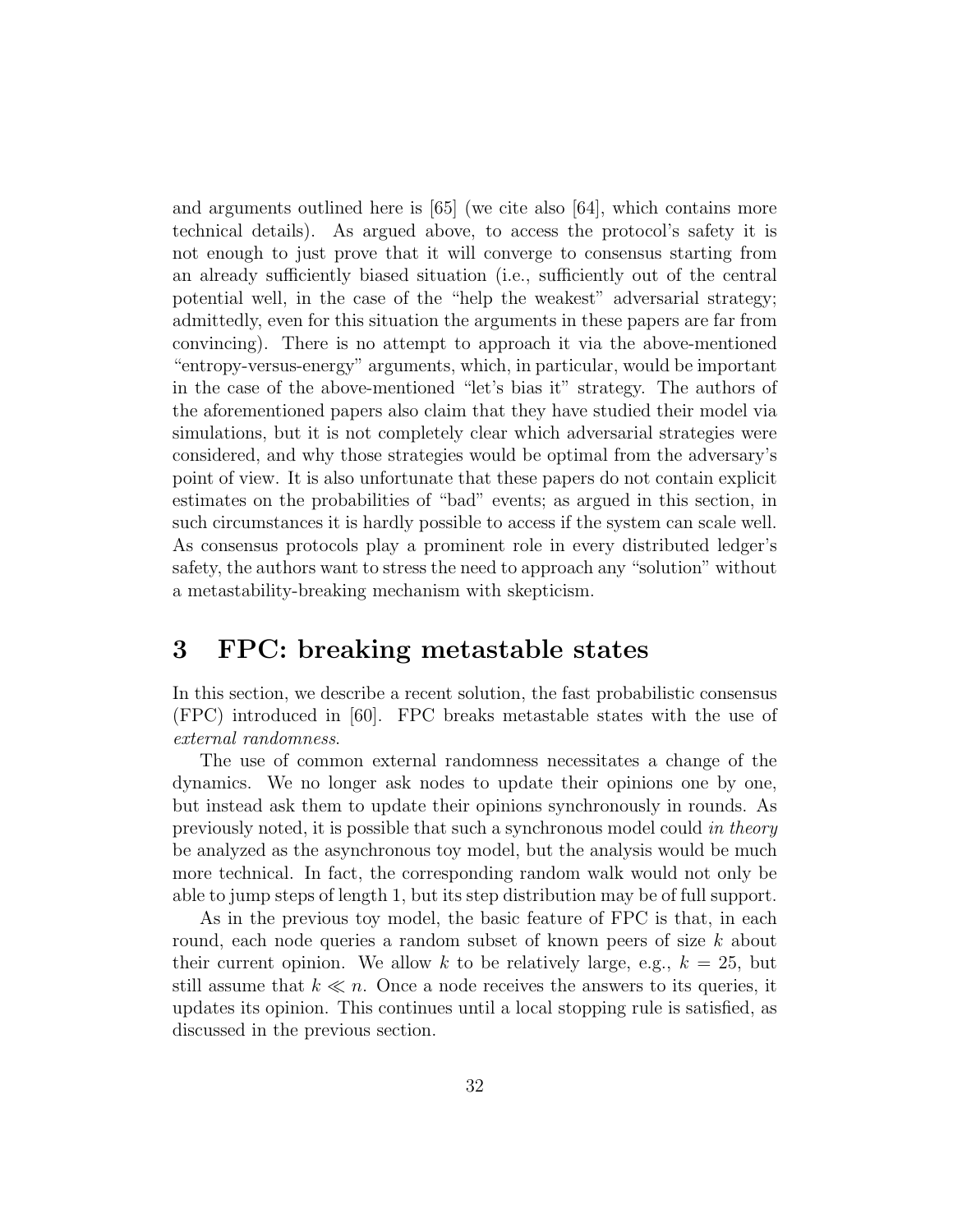and arguments outlined here is [65] (we cite also [64], which contains more technical details). As argued above, to access the protocol's safety it is not enough to just prove that it will converge to consensus starting from an already sufficiently biased situation (i.e., sufficiently out of the central potential well, in the case of the "help the weakest" adversarial strategy; admittedly, even for this situation the arguments in these papers are far from convincing). There is no attempt to approach it via the above-mentioned "entropy-versus-energy" arguments, which, in particular, would be important in the case of the above-mentioned "let's bias it" strategy. The authors of the aforementioned papers also claim that they have studied their model via simulations, but it is not completely clear which adversarial strategies were considered, and why those strategies would be optimal from the adversary's point of view. It is also unfortunate that these papers do not contain explicit estimates on the probabilities of "bad" events; as argued in this section, in such circumstances it is hardly possible to access if the system can scale well. As consensus protocols play a prominent role in every distributed ledger's safety, the authors want to stress the need to approach any "solution" without a metastability-breaking mechanism with skepticism.

# 3 FPC: breaking metastable states

In this section, we describe a recent solution, the fast probabilistic consensus (FPC) introduced in [60]. FPC breaks metastable states with the use of *external randomness*.

The use of common external randomness necessitates a change of the dynamics. We no longer ask nodes to update their opinions one by one, but instead ask them to update their opinions synchronously in rounds. As previously noted, it is possible that such a synchronous model could *in theory* be analyzed as the asynchronous toy model, but the analysis would be much more technical. In fact, the corresponding random walk would not only be able to jump steps of length 1, but its step distribution may be of full support.

As in the previous toy model, the basic feature of FPC is that, in each round, each node queries a random subset of known peers of size $k$ about their current opinion. We allow $k$ to be relatively large, e.g., $k = 25$, but still assume that $k \ll n$. Once a node receives the answers to its queries, it updates its opinion. This continues until a local stopping rule is satisfied, as discussed in the previous section.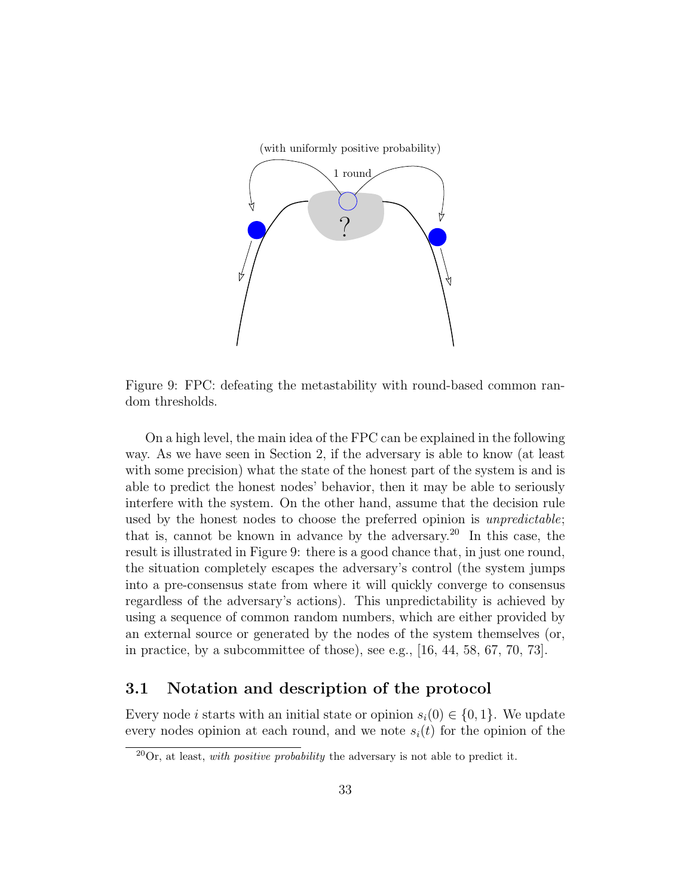Figure 9: FPC: defeating the metastability with round-based common random thresholds.

On a high level, the main idea of the FPC can be explained in the following way. As we have seen in Section 2, if the adversary is able to know (at least with some precision) what the state of the honest part of the system is and is able to predict the honest nodes' behavior, then it may be able to seriously interfere with the system. On the other hand, assume that the decision rule used by the honest nodes to choose the preferred opinion is *unpredictable*; that is, cannot be known in advance by the adversary.[20] In this case, the result is illustrated in Figure 9: there is a good chance that, in just one round, the situation completely escapes the adversary's control (the system jumps into a pre-consensus state from where it will quickly converge to consensus regardless of the adversary's actions). This unpredictability is achieved by using a sequence of common random numbers, which are either provided by an external source or generated by the nodes of the system themselves (or, in practice, by a subcommittee of those), see e.g., [16, 44, 58, 67, 70, 73].

## 3.1 Notation and description of the protocol

Every node $i$ starts with an initial state or opinion $s_i(0) \in \{0, 1\}$. We update every nodes opinion at each round, and we note $s_i(t)$ for the opinion of the

[20] Or, at least, *with positive probability* the adversary is not able to predict it.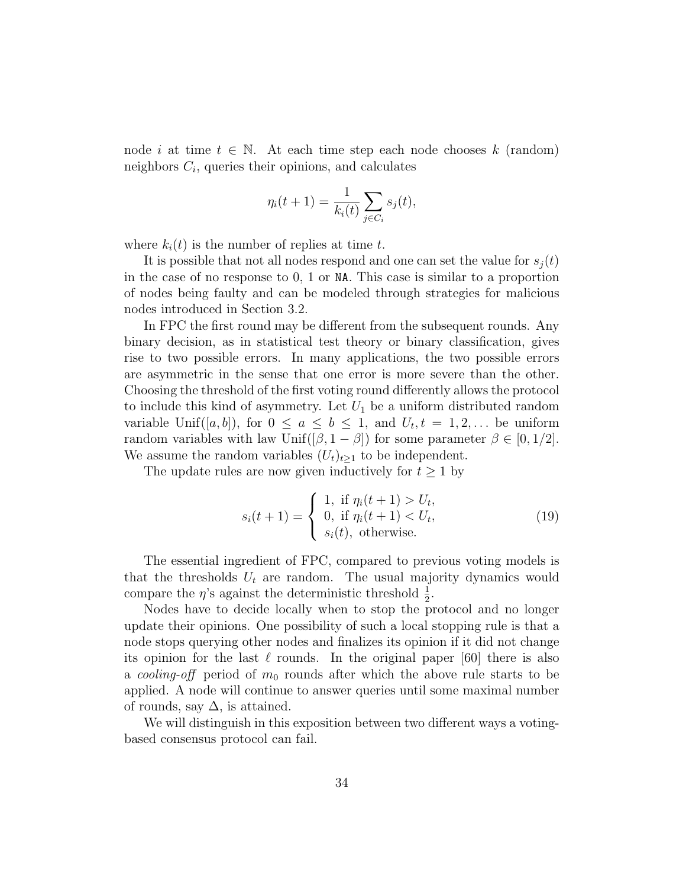node $i$ at time $t \in \mathbb{N}$. At each time step each node chooses $k$ (random) neighbors $C_i$, queries their opinions, and calculates

$$\eta_i(t+1) = \frac{1}{k_i(t)} \sum_{j \in C_i} s_j(t),$$

where $k_i(t)$ is the number of replies at time $t$.

It is possible that not all nodes respond and one can set the value for $s_j(t)$ in the case of no response to 0, 1 or `NA`. This case is similar to a proportion of nodes being faulty and can be modeled through strategies for malicious nodes introduced in Section 3.2.

In FPC the first round may be different from the subsequent rounds. Any binary decision, as in statistical test theory or binary classification, gives rise to two possible errors. In many applications, the two possible errors are asymmetric in the sense that one error is more severe than the other. Choosing the threshold of the first voting round differently allows the protocol to include this kind of asymmetry. Let $U_1$ be a uniform distributed random variable $\text{Unif}([a, b])$, for $0 \leq a \leq b \leq 1$, and $U_t, t = 1, 2, \ldots$ be uniform random variables with law $\text{Unif}([\beta, 1-\beta])$ for some parameter $\beta \in [0, 1/2]$. We assume the random variables $(U_t)_{t \geq 1}$ to be independent.

The update rules are now given inductively for $t \geq 1$ by

$$s_i(t+1) = \begin{cases} 1, \text{ if } \eta_i(t+1) > U_t, \\ 0, \text{ if } \eta_i(t+1) < U_t, \\ s_i(t), \text{ otherwise.} \end{cases} \tag{19}$$

The essential ingredient of FPC, compared to previous voting models is that the thresholds $U_t$ are random. The usual majority dynamics would compare the $\eta$'s against the deterministic threshold $\frac{1}{2}$.

Nodes have to decide locally when to stop the protocol and no longer update their opinions. One possibility of such a local stopping rule is that a node stops querying other nodes and finalizes its opinion if it did not change its opinion for the last $\ell$ rounds. In the original paper [60] there is also a *cooling-off* period of $m_0$ rounds after which the above rule starts to be applied. A node will continue to answer queries until some maximal number of rounds, say $\Delta$, is attained.

We will distinguish in this exposition between two different ways a voting-based consensus protocol can fail.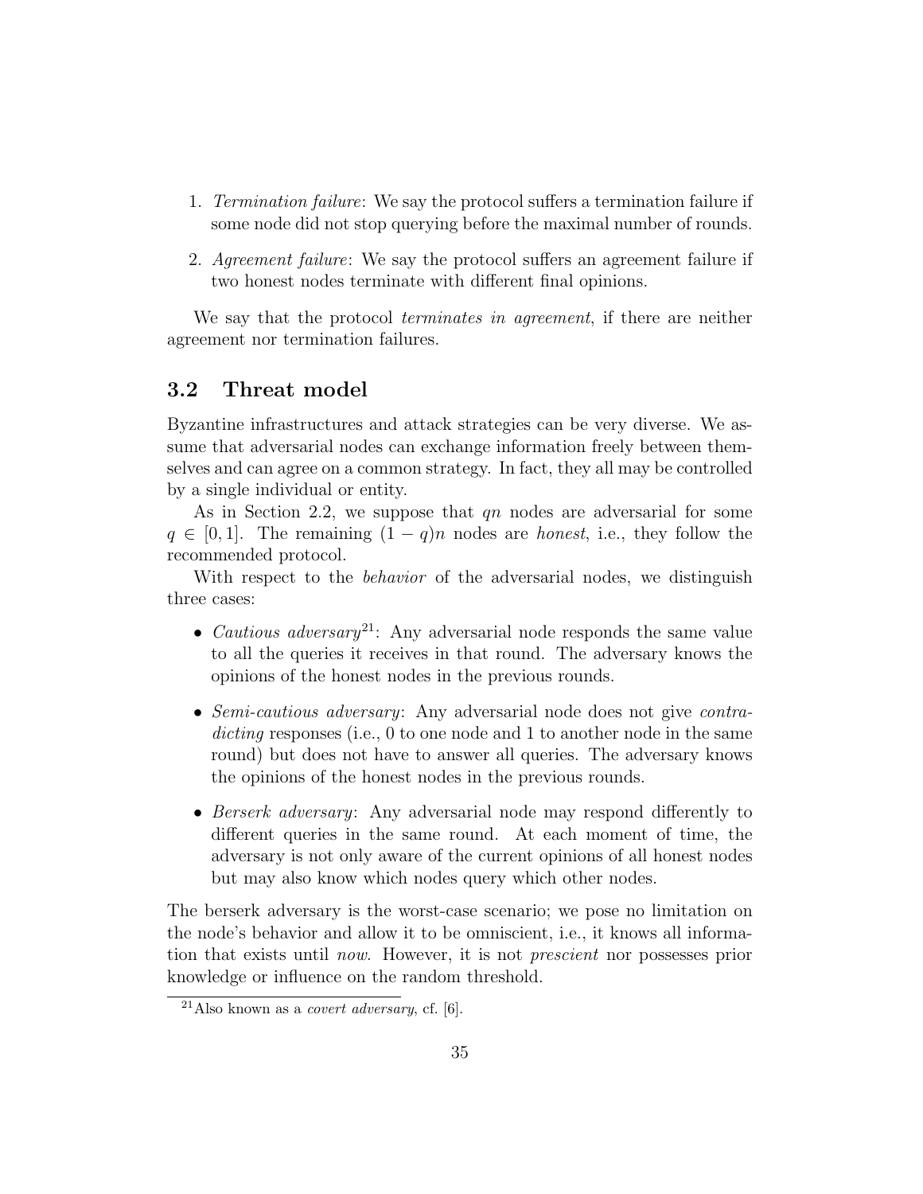1. *Termination failure*: We say the protocol suffers a termination failure if some node did not stop querying before the maximal number of rounds.
2. *Agreement failure*: We say the protocol suffers an agreement failure if two honest nodes terminate with different final opinions.

We say that the protocol *terminates in agreement*, if there are neither agreement nor termination failures.

## 3.2 Threat model

Byzantine infrastructures and attack strategies can be very diverse. We assume that adversarial nodes can exchange information freely between themselves and can agree on a common strategy. In fact, they all may be controlled by a single individual or entity.

As in Section 2.2, we suppose that $qn$ nodes are adversarial for some $q \in [0, 1]$. The remaining $(1 - q)n$ nodes are *honest*, i.e., they follow the recommended protocol.

With respect to the *behavior* of the adversarial nodes, we distinguish three cases:

- *Cautious adversary*[21]: Any adversarial node responds the same value to all the queries it receives in that round. The adversary knows the opinions of the honest nodes in the previous rounds.
- *Semi-cautious adversary*: Any adversarial node does not give *contradicting* responses (i.e., 0 to one node and 1 to another node in the same round) but does not have to answer all queries. The adversary knows the opinions of the honest nodes in the previous rounds.
- *Berserk adversary*: Any adversarial node may respond differently to different queries in the same round. At each moment of time, the adversary is not only aware of the current opinions of all honest nodes but may also know which nodes query which other nodes.

The berserk adversary is the worst-case scenario; we pose no limitation on the node's behavior and allow it to be omniscient, i.e., it knows all information that exists until *now*. However, it is not *prescient* nor possesses prior knowledge or influence on the random threshold.

[21] Also known as a *covert adversary*, cf. [6].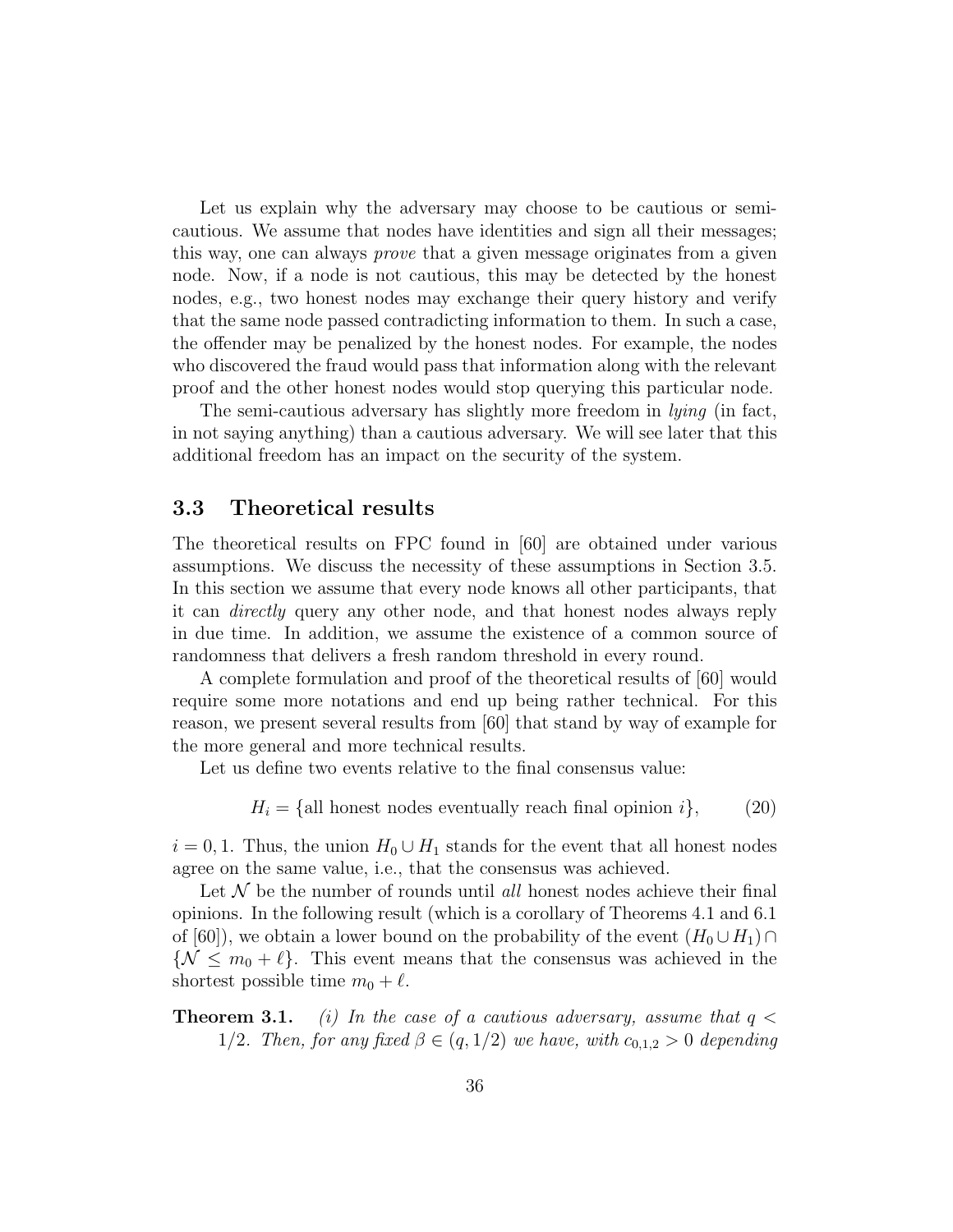Let us explain why the adversary may choose to be cautious or semi-cautious. We assume that nodes have identities and sign all their messages; this way, one can always *prove* that a given message originates from a given node. Now, if a node is not cautious, this may be detected by the honest nodes, e.g., two honest nodes may exchange their query history and verify that the same node passed contradicting information to them. In such a case, the offender may be penalized by the honest nodes. For example, the nodes who discovered the fraud would pass that information along with the relevant proof and the other honest nodes would stop querying this particular node.

The semi-cautious adversary has slightly more freedom in *lying* (in fact, in not saying anything) than a cautious adversary. We will see later that this additional freedom has an impact on the security of the system.

## 3.3 Theoretical results

The theoretical results on FPC found in [60] are obtained under various assumptions. We discuss the necessity of these assumptions in Section 3.5. In this section we assume that every node knows all other participants, that it can *directly* query any other node, and that honest nodes always reply in due time. In addition, we assume the existence of a common source of randomness that delivers a fresh random threshold in every round.

A complete formulation and proof of the theoretical results of [60] would require some more notations and end up being rather technical. For this reason, we present several results from [60] that stand by way of example for the more general and more technical results.

Let us define two events relative to the final consensus value:

$$H_i = \{\text{all honest nodes eventually reach final opinion } i\}, \qquad (20)$$

$i = 0, 1$. Thus, the union $H_0 \cup H_1$ stands for the event that all honest nodes agree on the same value, i.e., that the consensus was achieved.

Let $\mathcal{N}$ be the number of rounds until *all* honest nodes achieve their final opinions. In the following result (which is a corollary of Theorems 4.1 and 6.1 of [60]), we obtain a lower bound on the probability of the event $(H_0 \cup H_1) \cap \{\mathcal{N} \leq m_0 + \ell\}$. This event means that the consensus was achieved in the shortest possible time $m_0 + \ell$.

**Theorem 3.1.** *(i) In the case of a cautious adversary, assume that $q < 1/2$. Then, for any fixed $\beta \in (q, 1/2)$ we have, with $c_{0,1,2} > 0$ depending*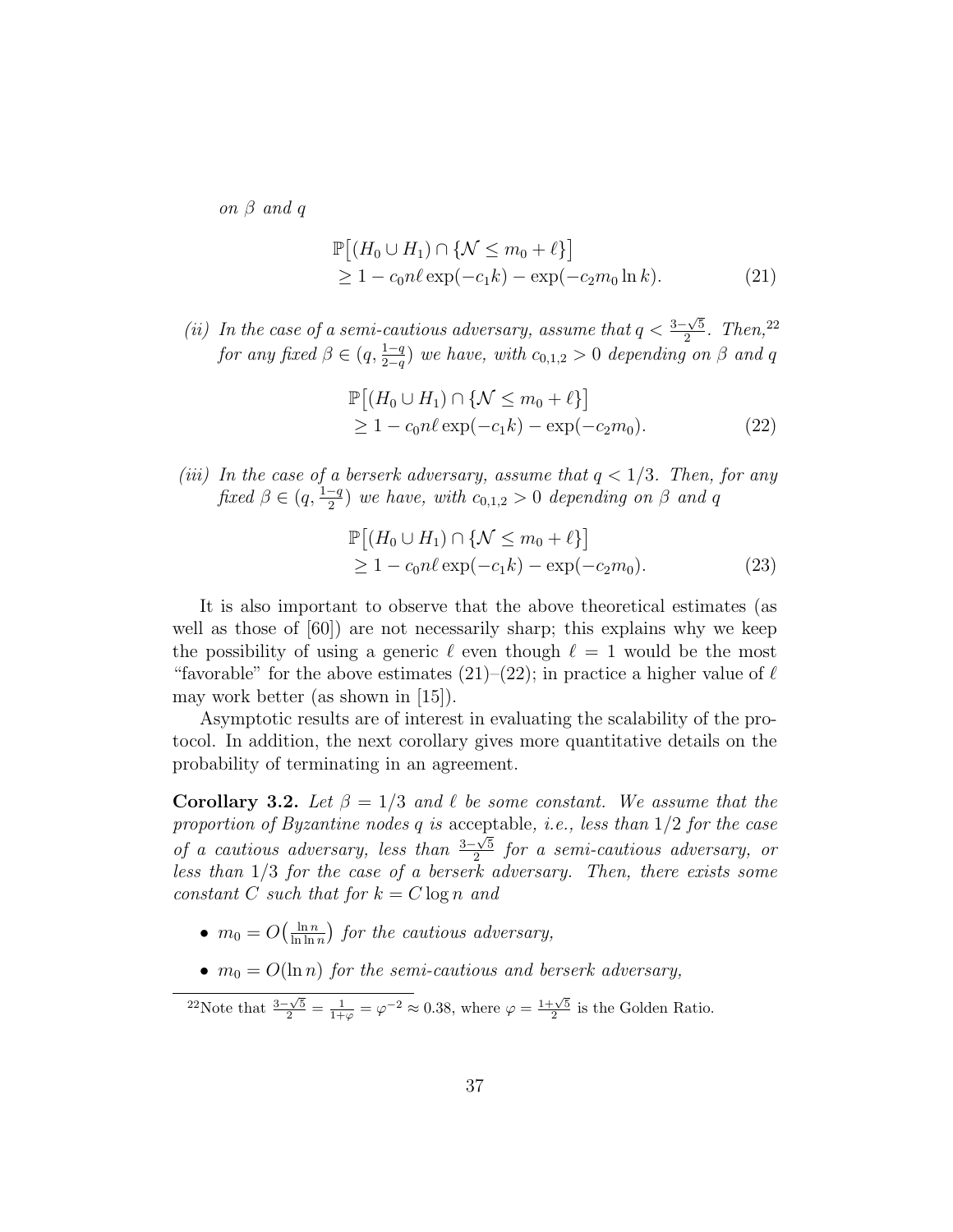*on $\beta$ and $q$*

$$\begin{aligned}&\mathbb{P}\big[(H_0 \cup H_1) \cap \{\mathcal{N} \le m_0 + \ell\}\big]\\&\ge 1 - c_0 n\ell \exp(-c_1 k) - \exp(-c_2 m_0 \ln k).\end{aligned} \tag{21}$$

*(ii) In the case of a semi-cautious adversary, assume that $q < \frac{3-\sqrt{5}}{2}$. Then,*[22] *for any fixed $\beta \in (q, \frac{1-q}{2-q})$ we have, with $c_{0,1,2} > 0$ depending on $\beta$ and $q$*

$$\begin{aligned}&\mathbb{P}\big[(H_0 \cup H_1) \cap \{\mathcal{N} \le m_0 + \ell\}\big]\\&\ge 1 - c_0 n\ell \exp(-c_1 k) - \exp(-c_2 m_0).\end{aligned} \tag{22}$$

*(iii) In the case of a berserk adversary, assume that $q < 1/3$. Then, for any fixed $\beta \in (q, \frac{1-q}{2})$ we have, with $c_{0,1,2} > 0$ depending on $\beta$ and $q$*

$$\begin{aligned}&\mathbb{P}\big[(H_0 \cup H_1) \cap \{\mathcal{N} \le m_0 + \ell\}\big]\\&\ge 1 - c_0 n\ell \exp(-c_1 k) - \exp(-c_2 m_0).\end{aligned} \tag{23}$$

It is also important to observe that the above theoretical estimates (as well as those of [60]) are not necessarily sharp; this explains why we keep the possibility of using a generic $\ell$ even though $\ell = 1$ would be the most "favorable" for the above estimates (21)–(22); in practice a higher value of $\ell$ may work better (as shown in [15]).

Asymptotic results are of interest in evaluating the scalability of the protocol. In addition, the next corollary gives more quantitative details on the probability of terminating in an agreement.

**Corollary 3.2.** *Let $\beta = 1/3$ and $\ell$ be some constant. We assume that the proportion of Byzantine nodes $q$ is* acceptable, *i.e., less than $1/2$ for the case of a cautious adversary, less than $\frac{3-\sqrt{5}}{2}$ for a semi-cautious adversary, or less than $1/3$ for the case of a berserk adversary. Then, there exists some constant $C$ such that for $k = C \log n$ and*

- *$m_0 = O\big(\frac{\ln n}{\ln \ln n}\big)$ for the cautious adversary,*
- *$m_0 = O(\ln n)$ for the semi-cautious and berserk adversary,*

[22] Note that $\frac{3-\sqrt{5}}{2} = \frac{1}{1+\varphi} = \varphi^{-2} \approx 0.38$, where $\varphi = \frac{1+\sqrt{5}}{2}$ is the Golden Ratio.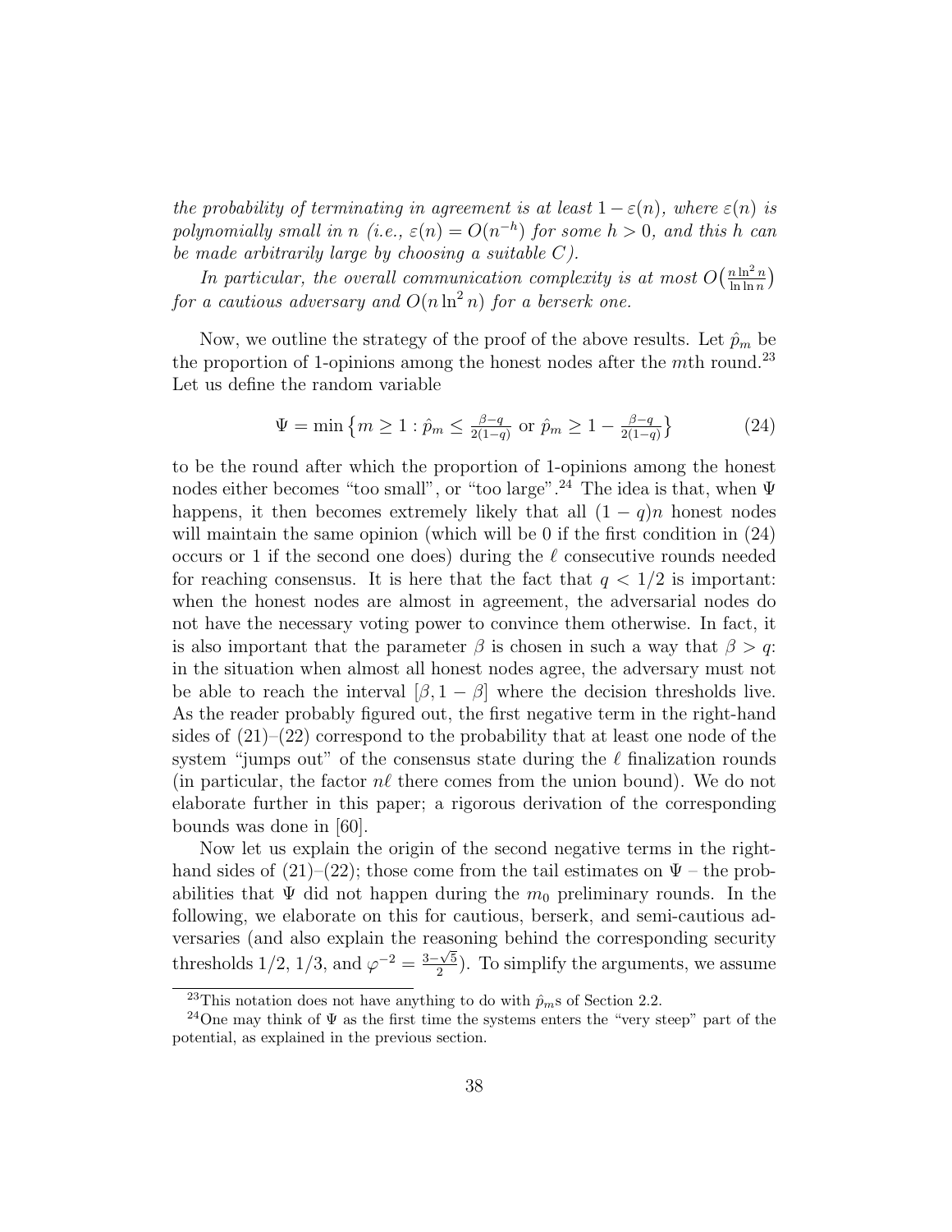*the probability of terminating in agreement is at least $1-\varepsilon(n)$, where $\varepsilon(n)$ is polynomially small in $n$ (i.e., $\varepsilon(n) = O(n^{-h})$ for some $h > 0$, and this $h$ can be made arbitrarily large by choosing a suitable $C$).*

*In particular, the overall communication complexity is at most $O\big(\frac{n \ln^2 n}{\ln \ln n}\big)$ for a cautious adversary and $O(n \ln^2 n)$ for a berserk one.*

Now, we outline the strategy of the proof of the above results. Let $\hat{p}_m$ be the proportion of 1-opinions among the honest nodes after the $m$th round.[23] Let us define the random variable

$$\Psi = \min\big\{m \geq 1 : \hat{p}_m \leq \tfrac{\beta - q}{2(1-q)} \text{ or } \hat{p}_m \geq 1 - \tfrac{\beta - q}{2(1-q)}\big\} \tag{24}$$

to be the round after which the proportion of 1-opinions among the honest nodes either becomes "too small", or "too large".[24] The idea is that, when $\Psi$ happens, it then becomes extremely likely that all $(1-q)n$ honest nodes will maintain the same opinion (which will be 0 if the first condition in (24) occurs or 1 if the second one does) during the $\ell$ consecutive rounds needed for reaching consensus. It is here that the fact that $q < 1/2$ is important: when the honest nodes are almost in agreement, the adversarial nodes do not have the necessary voting power to convince them otherwise. In fact, it is also important that the parameter $\beta$ is chosen in such a way that $\beta > q$: in the situation when almost all honest nodes agree, the adversary must not be able to reach the interval $[\beta, 1-\beta]$ where the decision thresholds live. As the reader probably figured out, the first negative term in the right-hand sides of (21)–(22) correspond to the probability that at least one node of the system "jumps out" of the consensus state during the $\ell$ finalization rounds (in particular, the factor $n\ell$ there comes from the union bound). We do not elaborate further in this paper; a rigorous derivation of the corresponding bounds was done in [60].

Now let us explain the origin of the second negative terms in the right-hand sides of (21)–(22); those come from the tail estimates on $\Psi$ – the probabilities that $\Psi$ did not happen during the $m_0$ preliminary rounds. In the following, we elaborate on this for cautious, berserk, and semi-cautious adversaries (and also explain the reasoning behind the corresponding security thresholds $1/2$, $1/3$, and $\varphi^{-2} = \frac{3-\sqrt{5}}{2}$). To simplify the arguments, we assume

---

[23] This notation does not have anything to do with $\hat{p}_m$s of Section 2.2.

[24] One may think of $\Psi$ as the first time the systems enters the "very steep" part of the potential, as explained in the previous section.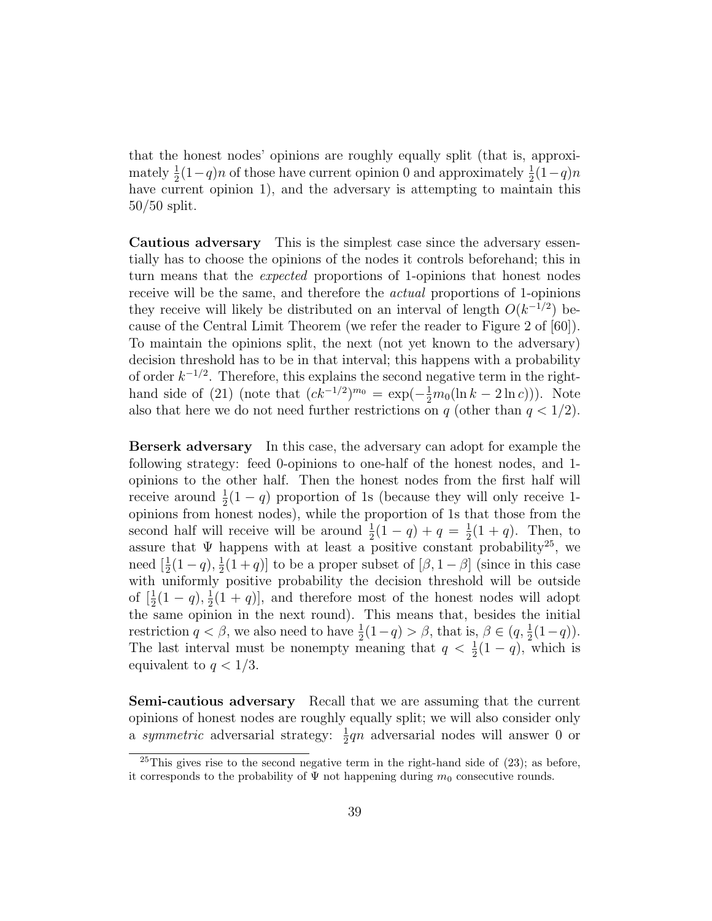that the honest nodes' opinions are roughly equally split (that is, approximately $\frac{1}{2}(1-q)n$ of those have current opinion 0 and approximately $\frac{1}{2}(1-q)n$ have current opinion 1), and the adversary is attempting to maintain this 50/50 split.

**Cautious adversary** This is the simplest case since the adversary essentially has to choose the opinions of the nodes it controls beforehand; this in turn means that the *expected* proportions of 1-opinions that honest nodes receive will be the same, and therefore the *actual* proportions of 1-opinions they receive will likely be distributed on an interval of length $O(k^{-1/2})$ because of the Central Limit Theorem (we refer the reader to Figure 2 of [60]). To maintain the opinions split, the next (not yet known to the adversary) decision threshold has to be in that interval; this happens with a probability of order $k^{-1/2}$. Therefore, this explains the second negative term in the right-hand side of (21) (note that $(ck^{-1/2})^{m_0} = \exp(-\frac{1}{2}m_0(\ln k - 2\ln c))$). Note also that here we do not need further restrictions on $q$ (other than $q < 1/2$).

**Berserk adversary** In this case, the adversary can adopt for example the following strategy: feed 0-opinions to one-half of the honest nodes, and 1-opinions to the other half. Then the honest nodes from the first half will receive around $\frac{1}{2}(1-q)$ proportion of 1s (because they will only receive 1-opinions from honest nodes), while the proportion of 1s that those from the second half will receive will be around $\frac{1}{2}(1-q) + q = \frac{1}{2}(1+q)$. Then, to assure that $\Psi$ happens with at least a positive constant probability[25], we need $[\frac{1}{2}(1-q), \frac{1}{2}(1+q)]$ to be a proper subset of $[\beta, 1-\beta]$ (since in this case with uniformly positive probability the decision threshold will be outside of $[\frac{1}{2}(1-q), \frac{1}{2}(1+q)]$, and therefore most of the honest nodes will adopt the same opinion in the next round). This means that, besides the initial restriction $q < \beta$, we also need to have $\frac{1}{2}(1-q) > \beta$, that is, $\beta \in (q, \frac{1}{2}(1-q))$. The last interval must be nonempty meaning that $q < \frac{1}{2}(1-q)$, which is equivalent to $q < 1/3$.

**Semi-cautious adversary** Recall that we are assuming that the current opinions of honest nodes are roughly equally split; we will also consider only a *symmetric* adversarial strategy: $\frac{1}{2}qn$ adversarial nodes will answer 0 or

[25] This gives rise to the second negative term in the right-hand side of (23); as before, it corresponds to the probability of $\Psi$ not happening during $m_0$ consecutive rounds.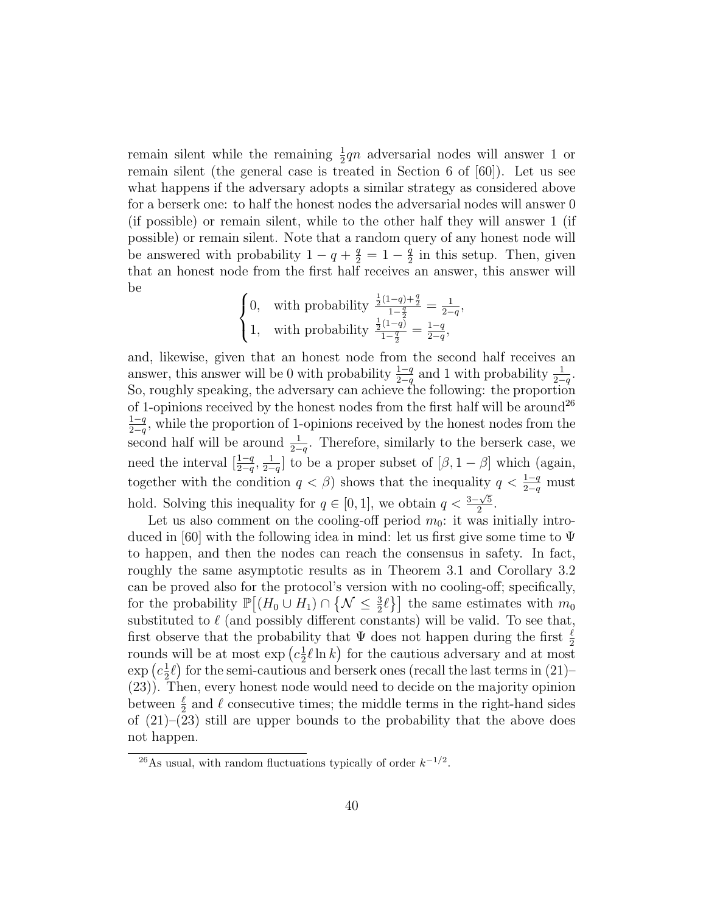remain silent while the remaining $\frac{1}{2}qn$ adversarial nodes will answer 1 or remain silent (the general case is treated in Section 6 of [60]). Let us see what happens if the adversary adopts a similar strategy as considered above for a berserk one: to half the honest nodes the adversarial nodes will answer 0 (if possible) or remain silent, while to the other half they will answer 1 (if possible) or remain silent. Note that a random query of any honest node will be answered with probability $1-q+\frac{q}{2}=1-\frac{q}{2}$ in this setup. Then, given that an honest node from the first half receives an answer, this answer will be

$$\begin{cases} 0, & \text{with probability } \frac{\frac{1}{2}(1-q)+\frac{q}{2}}{1-\frac{q}{2}}=\frac{1}{2-q}, \\ 1, & \text{with probability } \frac{\frac{1}{2}(1-q)}{1-\frac{q}{2}}=\frac{1-q}{2-q}, \end{cases}$$

and, likewise, given that an honest node from the second half receives an answer, this answer will be 0 with probability $\frac{1-q}{2-q}$ and 1 with probability $\frac{1}{2-q}$. So, roughly speaking, the adversary can achieve the following: the proportion of 1-opinions received by the honest nodes from the first half will be around[26] $\frac{1-q}{2-q}$, while the proportion of 1-opinions received by the honest nodes from the second half will be around $\frac{1}{2-q}$. Therefore, similarly to the berserk case, we need the interval $[\frac{1-q}{2-q},\frac{1}{2-q}]$ to be a proper subset of $[\beta, 1-\beta]$ which (again, together with the condition $q<\beta$) shows that the inequality $q<\frac{1-q}{2-q}$ must hold. Solving this inequality for $q\in[0,1]$, we obtain $q<\frac{3-\sqrt{5}}{2}$.

Let us also comment on the cooling-off period $m_0$: it was initially introduced in [60] with the following idea in mind: let us first give some time to $\Psi$ to happen, and then the nodes can reach the consensus in safety. In fact, roughly the same asymptotic results as in Theorem 3.1 and Corollary 3.2 can be proved also for the protocol's version with no cooling-off; specifically, for the probability $\mathbb{P}\big[(H_0\cup H_1)\cap\big\{\mathcal{N}\leq\frac{3}{2}\ell\big\}\big]$ the same estimates with $m_0$ substituted to $\ell$ (and possibly different constants) will be valid. To see that, first observe that the probability that $\Psi$ does not happen during the first $\frac{\ell}{2}$ rounds will be at most $\exp\big(c\frac{1}{2}\ell\ln k\big)$ for the cautious adversary and at most $\exp\big(c\frac{1}{2}\ell\big)$ for the semi-cautious and berserk ones (recall the last terms in (21)–(23)). Then, every honest node would need to decide on the majority opinion between $\frac{\ell}{2}$ and $\ell$ consecutive times; the middle terms in the right-hand sides of (21)–(23) still are upper bounds to the probability that the above does not happen.

---

[26] As usual, with random fluctuations typically of order $k^{-1/2}$.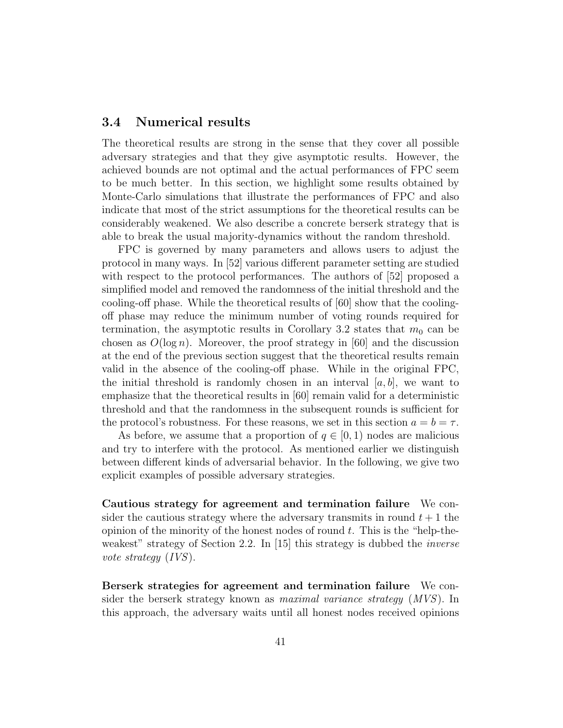### 3.4 Numerical results

The theoretical results are strong in the sense that they cover all possible adversary strategies and that they give asymptotic results. However, the achieved bounds are not optimal and the actual performances of FPC seem to be much better. In this section, we highlight some results obtained by Monte-Carlo simulations that illustrate the performances of FPC and also indicate that most of the strict assumptions for the theoretical results can be considerably weakened. We also describe a concrete berserk strategy that is able to break the usual majority-dynamics without the random threshold.

FPC is governed by many parameters and allows users to adjust the protocol in many ways. In [52] various different parameter setting are studied with respect to the protocol performances. The authors of [52] proposed a simplified model and removed the randomness of the initial threshold and the cooling-off phase. While the theoretical results of [60] show that the cooling-off phase may reduce the minimum number of voting rounds required for termination, the asymptotic results in Corollary 3.2 states that $m_0$ can be chosen as $O(\log n)$. Moreover, the proof strategy in [60] and the discussion at the end of the previous section suggest that the theoretical results remain valid in the absence of the cooling-off phase. While in the original FPC, the initial threshold is randomly chosen in an interval $[a, b]$, we want to emphasize that the theoretical results in [60] remain valid for a deterministic threshold and that the randomness in the subsequent rounds is sufficient for the protocol's robustness. For these reasons, we set in this section $a = b = \tau$.

As before, we assume that a proportion of $q \in [0, 1)$ nodes are malicious and try to interfere with the protocol. As mentioned earlier we distinguish between different kinds of adversarial behavior. In the following, we give two explicit examples of possible adversary strategies.

**Cautious strategy for agreement and termination failure** We consider the cautious strategy where the adversary transmits in round $t + 1$ the opinion of the minority of the honest nodes of round $t$. This is the "help-the-weakest" strategy of Section 2.2. In [15] this strategy is dubbed the *inverse vote strategy* (*IVS*).

**Berserk strategies for agreement and termination failure** We consider the berserk strategy known as *maximal variance strategy* (*MVS*). In this approach, the adversary waits until all honest nodes received opinions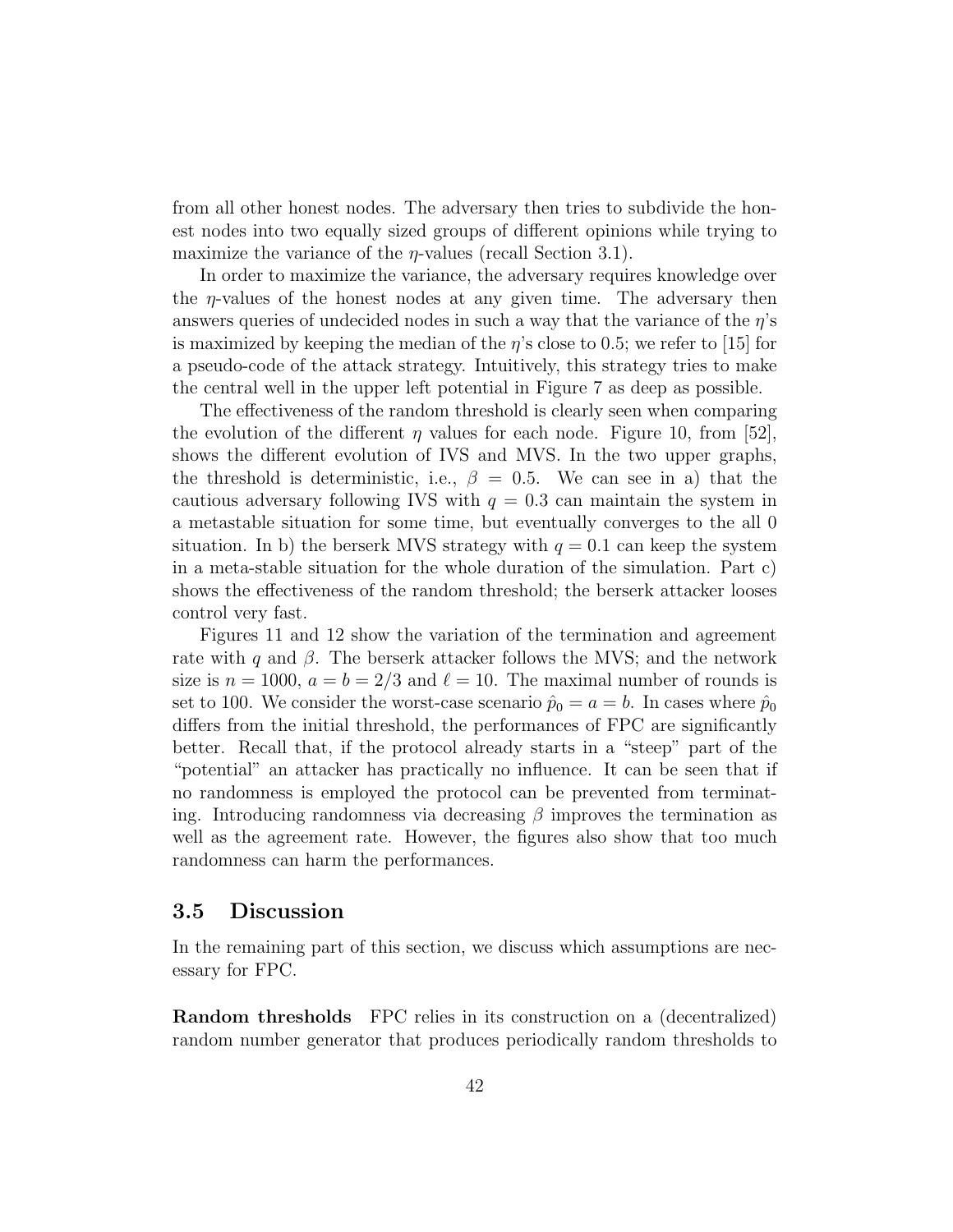from all other honest nodes. The adversary then tries to subdivide the honest nodes into two equally sized groups of different opinions while trying to maximize the variance of the $\eta$-values (recall Section 3.1).

In order to maximize the variance, the adversary requires knowledge over the $\eta$-values of the honest nodes at any given time. The adversary then answers queries of undecided nodes in such a way that the variance of the $\eta$'s is maximized by keeping the median of the $\eta$'s close to 0.5; we refer to [15] for a pseudo-code of the attack strategy. Intuitively, this strategy tries to make the central well in the upper left potential in Figure 7 as deep as possible.

The effectiveness of the random threshold is clearly seen when comparing the evolution of the different $\eta$ values for each node. Figure 10, from [52], shows the different evolution of IVS and MVS. In the two upper graphs, the threshold is deterministic, i.e., $\beta = 0.5$. We can see in a) that the cautious adversary following IVS with $q = 0.3$ can maintain the system in a metastable situation for some time, but eventually converges to the all 0 situation. In b) the berserk MVS strategy with $q = 0.1$ can keep the system in a meta-stable situation for the whole duration of the simulation. Part c) shows the effectiveness of the random threshold; the berserk attacker looses control very fast.

Figures 11 and 12 show the variation of the termination and agreement rate with $q$ and $\beta$. The berserk attacker follows the MVS; and the network size is $n = 1000$, $a = b = 2/3$ and $\ell = 10$. The maximal number of rounds is set to 100. We consider the worst-case scenario $\hat{p}_0 = a = b$. In cases where $\hat{p}_0$ differs from the initial threshold, the performances of FPC are significantly better. Recall that, if the protocol already starts in a "steep" part of the "potential" an attacker has practically no influence. It can be seen that if no randomness is employed the protocol can be prevented from terminating. Introducing randomness via decreasing $\beta$ improves the termination as well as the agreement rate. However, the figures also show that too much randomness can harm the performances.

### 3.5 Discussion

In the remaining part of this section, we discuss which assumptions are necessary for FPC.

**Random thresholds** FPC relies in its construction on a (decentralized) random number generator that produces periodically random thresholds to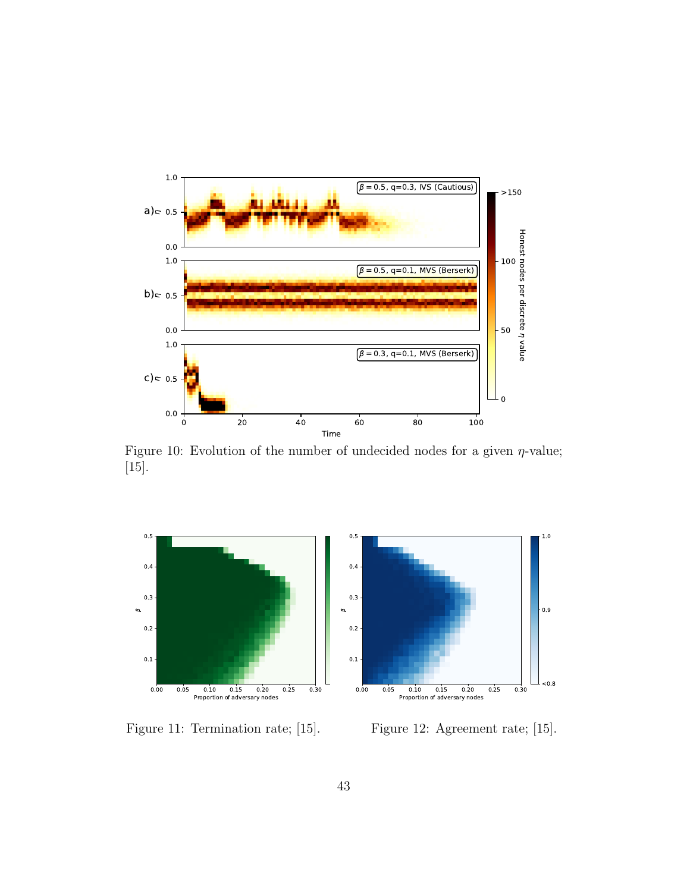Figure 10: Evolution of the number of undecided nodes for a given $\eta$-value; [15].

Figure 11: Termination rate; [15].

Figure 12: Agreement rate; [15].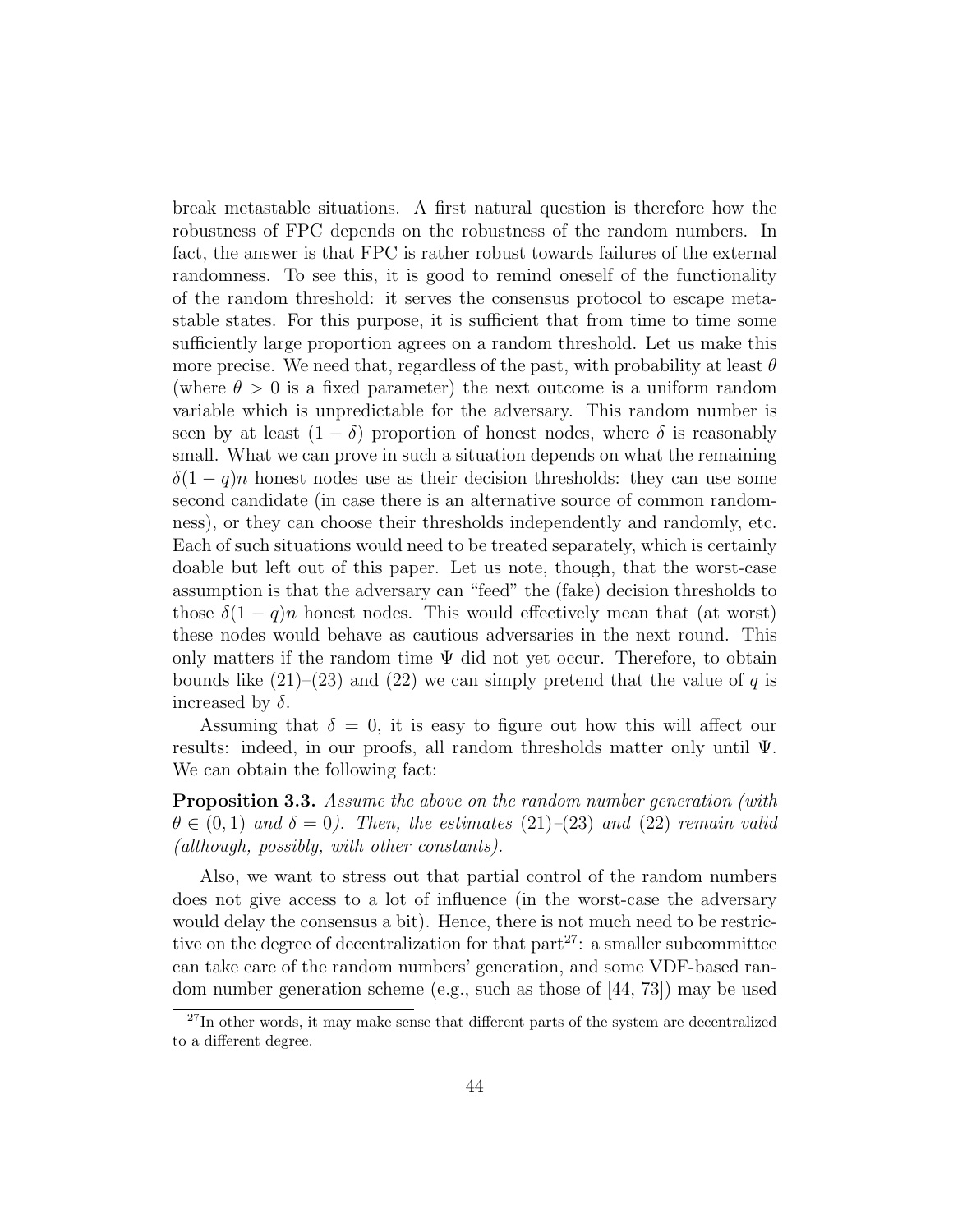break metastable situations. A first natural question is therefore how the robustness of FPC depends on the robustness of the random numbers. In fact, the answer is that FPC is rather robust towards failures of the external randomness. To see this, it is good to remind oneself of the functionality of the random threshold: it serves the consensus protocol to escape metastable states. For this purpose, it is sufficient that from time to time some sufficiently large proportion agrees on a random threshold. Let us make this more precise. We need that, regardless of the past, with probability at least $\theta$ (where $\theta > 0$ is a fixed parameter) the next outcome is a uniform random variable which is unpredictable for the adversary. This random number is seen by at least $(1-\delta)$ proportion of honest nodes, where $\delta$ is reasonably small. What we can prove in such a situation depends on what the remaining $\delta(1-q)n$ honest nodes use as their decision thresholds: they can use some second candidate (in case there is an alternative source of common randomness), or they can choose their thresholds independently and randomly, etc. Each of such situations would need to be treated separately, which is certainly doable but left out of this paper. Let us note, though, that the worst-case assumption is that the adversary can "feed" the (fake) decision thresholds to those $\delta(1-q)n$ honest nodes. This would effectively mean that (at worst) these nodes would behave as cautious adversaries in the next round. This only matters if the random time $\Psi$ did not yet occur. Therefore, to obtain bounds like (21)–(23) and (22) we can simply pretend that the value of $q$ is increased by $\delta$.

Assuming that $\delta = 0$, it is easy to figure out how this will affect our results: indeed, in our proofs, all random thresholds matter only until $\Psi$. We can obtain the following fact:

**Proposition 3.3.** *Assume the above on the random number generation (with $\theta \in (0,1)$ and $\delta = 0$). Then, the estimates (21)–(23) and (22) remain valid (although, possibly, with other constants).*

Also, we want to stress out that partial control of the random numbers does not give access to a lot of influence (in the worst-case the adversary would delay the consensus a bit). Hence, there is not much need to be restrictive on the degree of decentralization for that part[27]: a smaller subcommittee can take care of the random numbers' generation, and some VDF-based random number generation scheme (e.g., such as those of [44, 73]) may be used

[27] In other words, it may make sense that different parts of the system are decentralized to a different degree.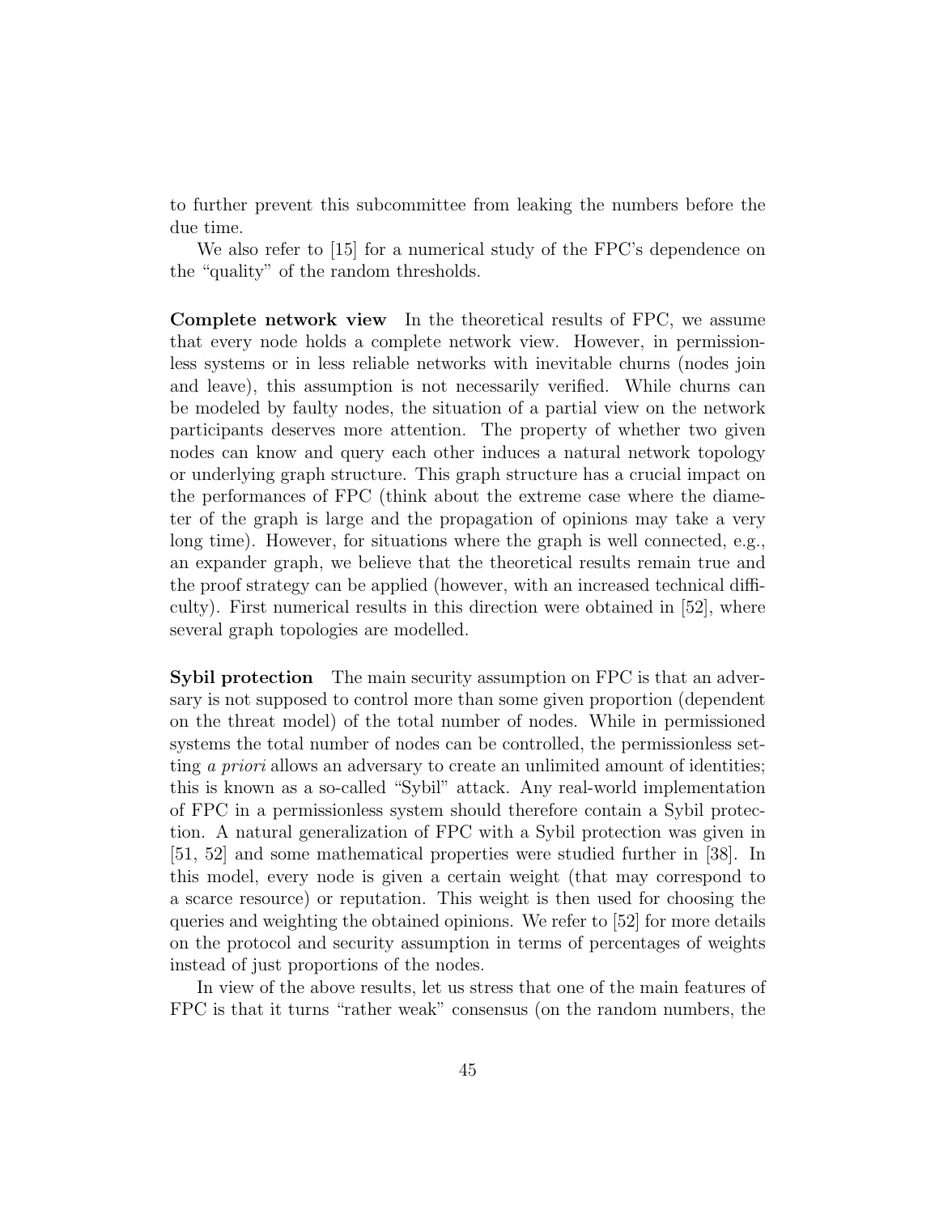to further prevent this subcommittee from leaking the numbers before the due time.

We also refer to [15] for a numerical study of the FPC's dependence on the "quality" of the random thresholds.

**Complete network view** In the theoretical results of FPC, we assume that every node holds a complete network view. However, in permissionless systems or in less reliable networks with inevitable churns (nodes join and leave), this assumption is not necessarily verified. While churns can be modeled by faulty nodes, the situation of a partial view on the network participants deserves more attention. The property of whether two given nodes can know and query each other induces a natural network topology or underlying graph structure. This graph structure has a crucial impact on the performances of FPC (think about the extreme case where the diameter of the graph is large and the propagation of opinions may take a very long time). However, for situations where the graph is well connected, e.g., an expander graph, we believe that the theoretical results remain true and the proof strategy can be applied (however, with an increased technical difficulty). First numerical results in this direction were obtained in [52], where several graph topologies are modelled.

**Sybil protection** The main security assumption on FPC is that an adversary is not supposed to control more than some given proportion (dependent on the threat model) of the total number of nodes. While in permissioned systems the total number of nodes can be controlled, the permissionless setting *a priori* allows an adversary to create an unlimited amount of identities; this is known as a so-called "Sybil" attack. Any real-world implementation of FPC in a permissionless system should therefore contain a Sybil protection. A natural generalization of FPC with a Sybil protection was given in [51, 52] and some mathematical properties were studied further in [38]. In this model, every node is given a certain weight (that may correspond to a scarce resource) or reputation. This weight is then used for choosing the queries and weighting the obtained opinions. We refer to [52] for more details on the protocol and security assumption in terms of percentages of weights instead of just proportions of the nodes.

In view of the above results, let us stress that one of the main features of FPC is that it turns "rather weak" consensus (on the random numbers, the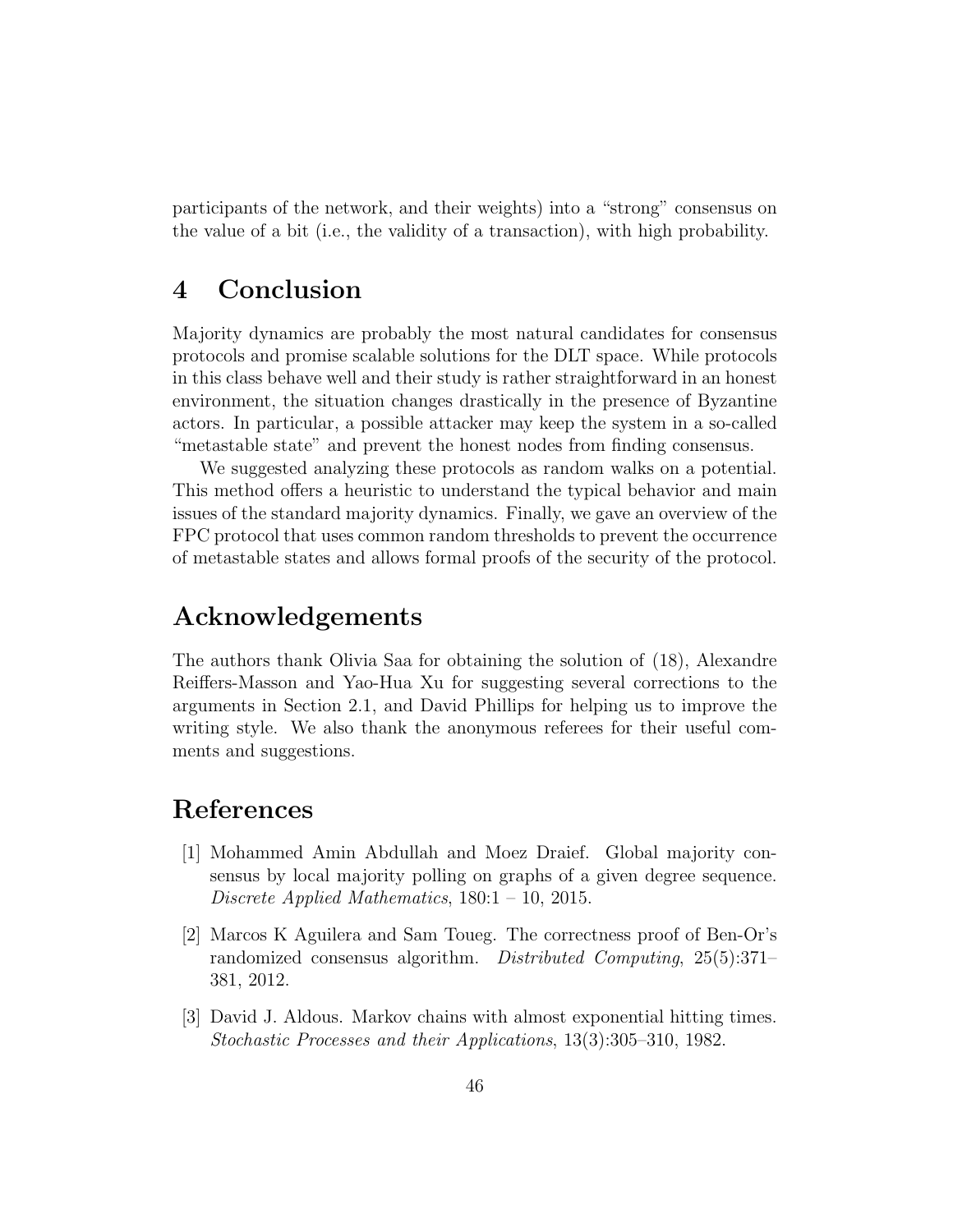participants of the network, and their weights) into a "strong" consensus on the value of a bit (i.e., the validity of a transaction), with high probability.

# 4 Conclusion

Majority dynamics are probably the most natural candidates for consensus protocols and promise scalable solutions for the DLT space. While protocols in this class behave well and their study is rather straightforward in an honest environment, the situation changes drastically in the presence of Byzantine actors. In particular, a possible attacker may keep the system in a so-called "metastable state" and prevent the honest nodes from finding consensus.

We suggested analyzing these protocols as random walks on a potential. This method offers a heuristic to understand the typical behavior and main issues of the standard majority dynamics. Finally, we gave an overview of the FPC protocol that uses common random thresholds to prevent the occurrence of metastable states and allows formal proofs of the security of the protocol.

# Acknowledgements

The authors thank Olivia Saa for obtaining the solution of (18), Alexandre Reiffers-Masson and Yao-Hua Xu for suggesting several corrections to the arguments in Section 2.1, and David Phillips for helping us to improve the writing style. We also thank the anonymous referees for their useful comments and suggestions.

# References

[1] Mohammed Amin Abdullah and Moez Draief. Global majority consensus by local majority polling on graphs of a given degree sequence. *Discrete Applied Mathematics*, 180:1 – 10, 2015.

[2] Marcos K Aguilera and Sam Toueg. The correctness proof of Ben-Or's randomized consensus algorithm. *Distributed Computing*, 25(5):371–381, 2012.

[3] David J. Aldous. Markov chains with almost exponential hitting times. *Stochastic Processes and their Applications*, 13(3):305–310, 1982.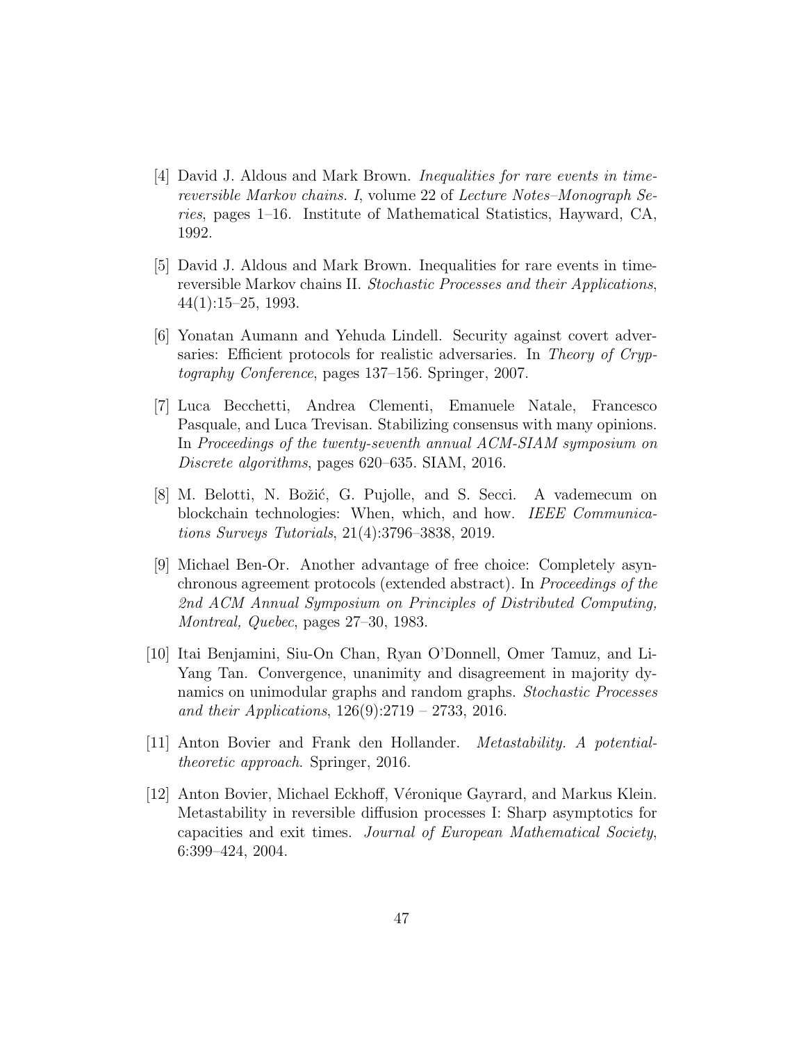[4] David J. Aldous and Mark Brown. *Inequalities for rare events in time-reversible Markov chains. I*, volume 22 of *Lecture Notes–Monograph Series*, pages 1–16. Institute of Mathematical Statistics, Hayward, CA, 1992.

[5] David J. Aldous and Mark Brown. Inequalities for rare events in time-reversible Markov chains II. *Stochastic Processes and their Applications*, 44(1):15–25, 1993.

[6] Yonatan Aumann and Yehuda Lindell. Security against covert adversaries: Efficient protocols for realistic adversaries. In *Theory of Cryptography Conference*, pages 137–156. Springer, 2007.

[7] Luca Becchetti, Andrea Clementi, Emanuele Natale, Francesco Pasquale, and Luca Trevisan. Stabilizing consensus with many opinions. In *Proceedings of the twenty-seventh annual ACM-SIAM symposium on Discrete algorithms*, pages 620–635. SIAM, 2016.

[8] M. Belotti, N. Božić, G. Pujolle, and S. Secci. A vademecum on blockchain technologies: When, which, and how. *IEEE Communications Surveys Tutorials*, 21(4):3796–3838, 2019.

[9] Michael Ben-Or. Another advantage of free choice: Completely asynchronous agreement protocols (extended abstract). In *Proceedings of the 2nd ACM Annual Symposium on Principles of Distributed Computing, Montreal, Quebec*, pages 27–30, 1983.

[10] Itai Benjamini, Siu-On Chan, Ryan O'Donnell, Omer Tamuz, and Li-Yang Tan. Convergence, unanimity and disagreement in majority dynamics on unimodular graphs and random graphs. *Stochastic Processes and their Applications*, 126(9):2719 – 2733, 2016.

[11] Anton Bovier and Frank den Hollander. *Metastability. A potential-theoretic approach*. Springer, 2016.

[12] Anton Bovier, Michael Eckhoff, Véronique Gayrard, and Markus Klein. Metastability in reversible diffusion processes I: Sharp asymptotics for capacities and exit times. *Journal of European Mathematical Society*, 6:399–424, 2004.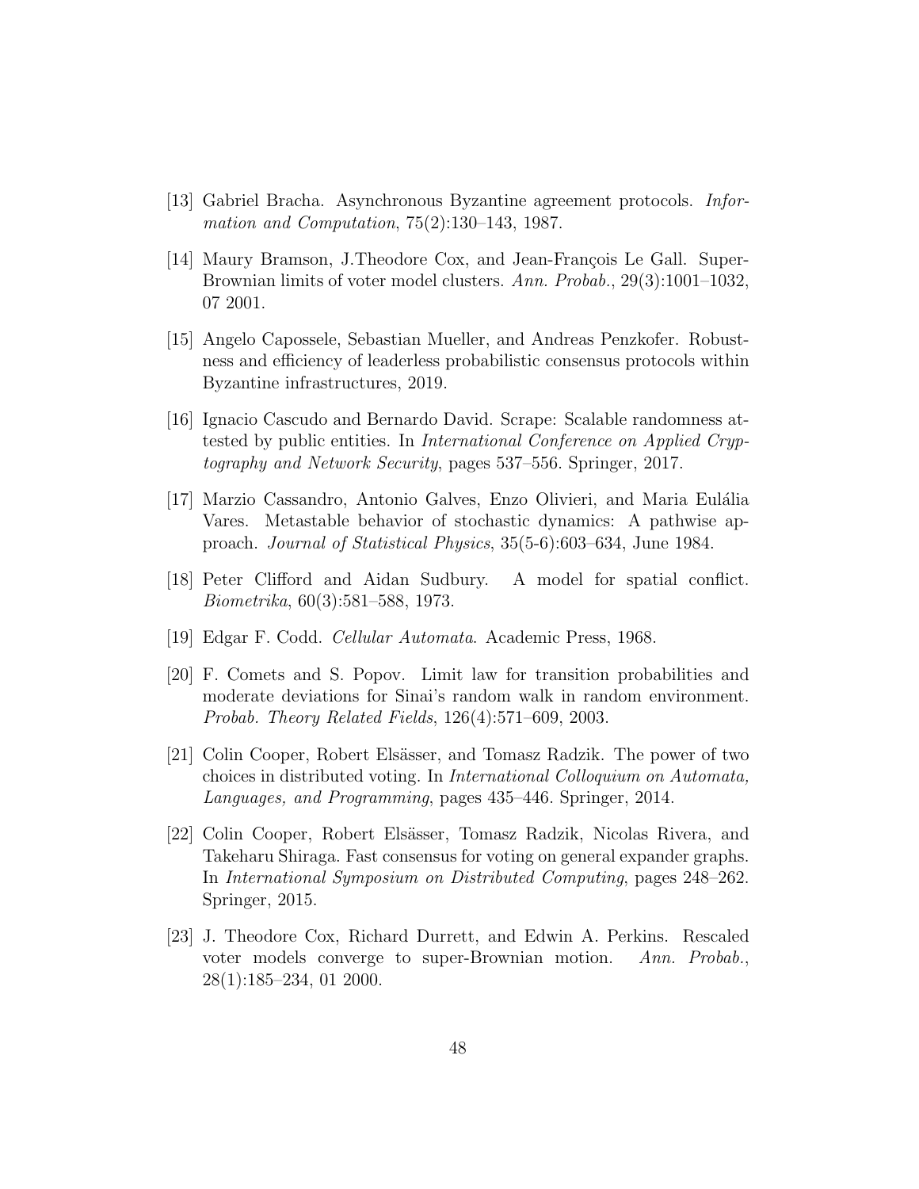[13] Gabriel Bracha. Asynchronous Byzantine agreement protocols. *Information and Computation*, 75(2):130–143, 1987.

[14] Maury Bramson, J.Theodore Cox, and Jean-François Le Gall. Super-Brownian limits of voter model clusters. *Ann. Probab.*, 29(3):1001–1032, 07 2001.

[15] Angelo Capossele, Sebastian Mueller, and Andreas Penzkofer. Robustness and efficiency of leaderless probabilistic consensus protocols within Byzantine infrastructures, 2019.

[16] Ignacio Cascudo and Bernardo David. Scrape: Scalable randomness attested by public entities. In *International Conference on Applied Cryptography and Network Security*, pages 537–556. Springer, 2017.

[17] Marzio Cassandro, Antonio Galves, Enzo Olivieri, and Maria Eulália Vares. Metastable behavior of stochastic dynamics: A pathwise approach. *Journal of Statistical Physics*, 35(5-6):603–634, June 1984.

[18] Peter Clifford and Aidan Sudbury. A model for spatial conflict. *Biometrika*, 60(3):581–588, 1973.

[19] Edgar F. Codd. *Cellular Automata*. Academic Press, 1968.

[20] F. Comets and S. Popov. Limit law for transition probabilities and moderate deviations for Sinai's random walk in random environment. *Probab. Theory Related Fields*, 126(4):571–609, 2003.

[21] Colin Cooper, Robert Elsässer, and Tomasz Radzik. The power of two choices in distributed voting. In *International Colloquium on Automata, Languages, and Programming*, pages 435–446. Springer, 2014.

[22] Colin Cooper, Robert Elsässer, Tomasz Radzik, Nicolas Rivera, and Takeharu Shiraga. Fast consensus for voting on general expander graphs. In *International Symposium on Distributed Computing*, pages 248–262. Springer, 2015.

[23] J. Theodore Cox, Richard Durrett, and Edwin A. Perkins. Rescaled voter models converge to super-Brownian motion. *Ann. Probab.*, 28(1):185–234, 01 2000.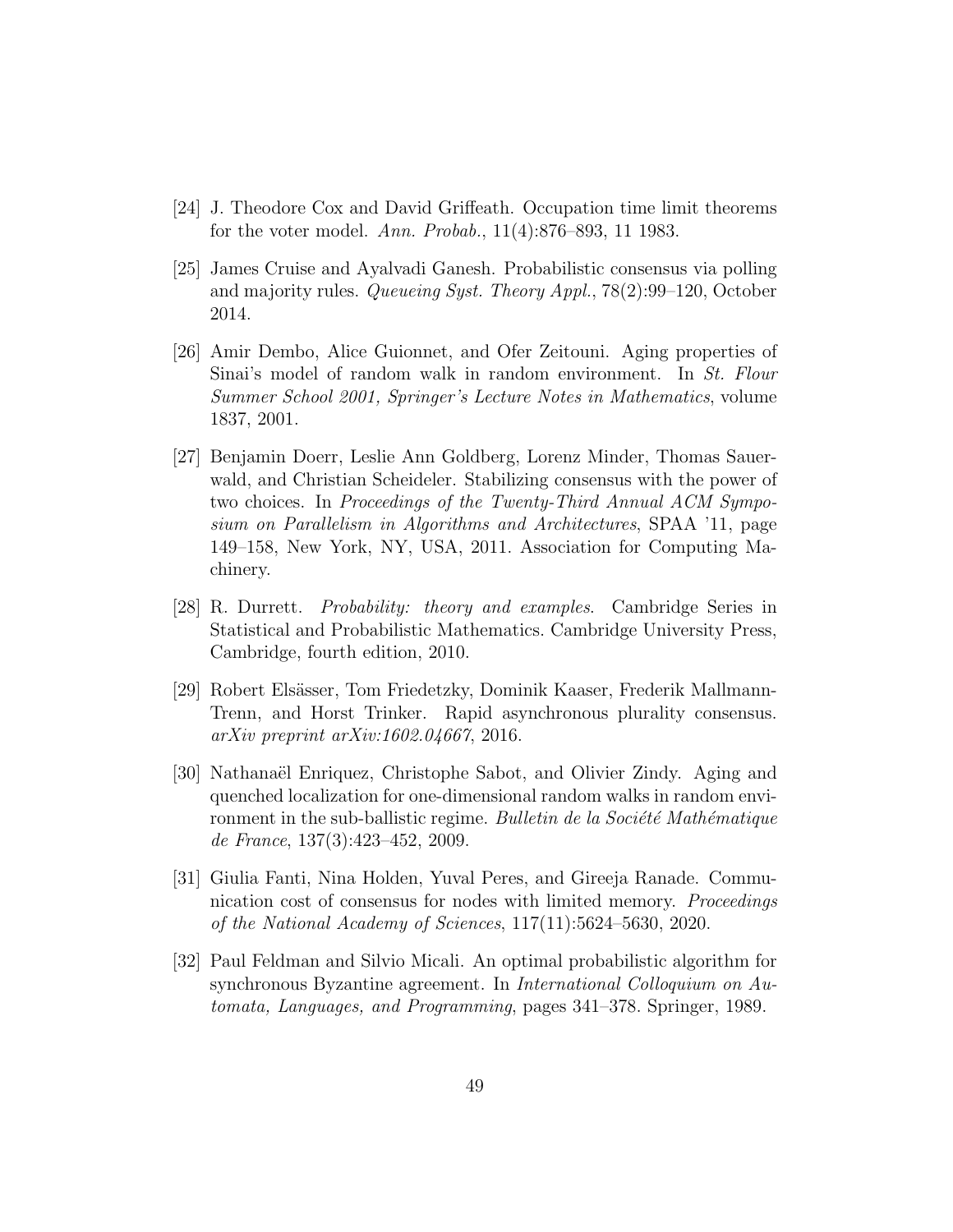[24] J. Theodore Cox and David Griffeath. Occupation time limit theorems for the voter model. *Ann. Probab.*, 11(4):876–893, 11 1983.

[25] James Cruise and Ayalvadi Ganesh. Probabilistic consensus via polling and majority rules. *Queueing Syst. Theory Appl.*, 78(2):99–120, October 2014.

[26] Amir Dembo, Alice Guionnet, and Ofer Zeitouni. Aging properties of Sinai's model of random walk in random environment. In *St. Flour Summer School 2001, Springer's Lecture Notes in Mathematics*, volume 1837, 2001.

[27] Benjamin Doerr, Leslie Ann Goldberg, Lorenz Minder, Thomas Sauerwald, and Christian Scheideler. Stabilizing consensus with the power of two choices. In *Proceedings of the Twenty-Third Annual ACM Symposium on Parallelism in Algorithms and Architectures*, SPAA '11, page 149–158, New York, NY, USA, 2011. Association for Computing Machinery.

[28] R. Durrett. *Probability: theory and examples*. Cambridge Series in Statistical and Probabilistic Mathematics. Cambridge University Press, Cambridge, fourth edition, 2010.

[29] Robert Elsässer, Tom Friedetzky, Dominik Kaaser, Frederik Mallmann-Trenn, and Horst Trinker. Rapid asynchronous plurality consensus. *arXiv preprint arXiv:1602.04667*, 2016.

[30] Nathanaël Enriquez, Christophe Sabot, and Olivier Zindy. Aging and quenched localization for one-dimensional random walks in random environment in the sub-ballistic regime. *Bulletin de la Société Mathématique de France*, 137(3):423–452, 2009.

[31] Giulia Fanti, Nina Holden, Yuval Peres, and Gireeja Ranade. Communication cost of consensus for nodes with limited memory. *Proceedings of the National Academy of Sciences*, 117(11):5624–5630, 2020.

[32] Paul Feldman and Silvio Micali. An optimal probabilistic algorithm for synchronous Byzantine agreement. In *International Colloquium on Automata, Languages, and Programming*, pages 341–378. Springer, 1989.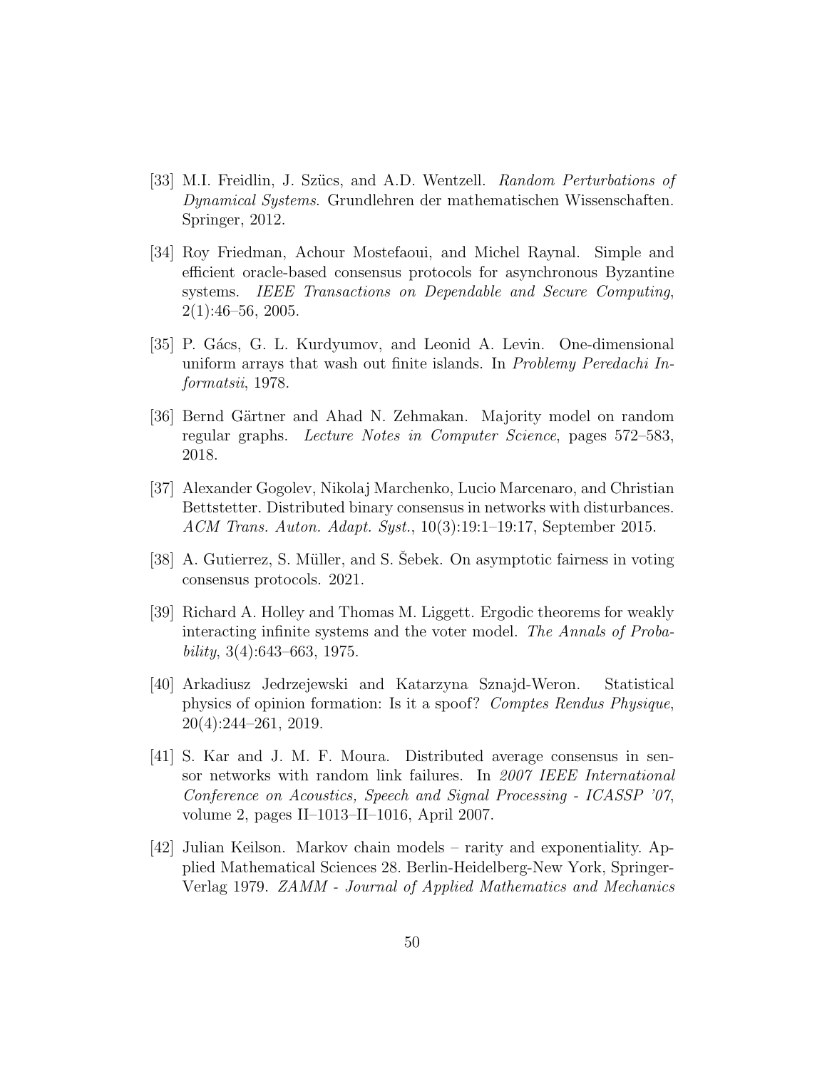[33] M.I. Freidlin, J. Szücs, and A.D. Wentzell. *Random Perturbations of Dynamical Systems*. Grundlehren der mathematischen Wissenschaften. Springer, 2012.

[34] Roy Friedman, Achour Mostefaoui, and Michel Raynal. Simple and efficient oracle-based consensus protocols for asynchronous Byzantine systems. *IEEE Transactions on Dependable and Secure Computing*, 2(1):46–56, 2005.

[35] P. Gács, G. L. Kurdyumov, and Leonid A. Levin. One-dimensional uniform arrays that wash out finite islands. In *Problemy Peredachi Informatsii*, 1978.

[36] Bernd Gärtner and Ahad N. Zehmakan. Majority model on random regular graphs. *Lecture Notes in Computer Science*, pages 572–583, 2018.

[37] Alexander Gogolev, Nikolaj Marchenko, Lucio Marcenaro, and Christian Bettstetter. Distributed binary consensus in networks with disturbances. *ACM Trans. Auton. Adapt. Syst.*, 10(3):19:1–19:17, September 2015.

[38] A. Gutierrez, S. Müller, and S. Šebek. On asymptotic fairness in voting consensus protocols. 2021.

[39] Richard A. Holley and Thomas M. Liggett. Ergodic theorems for weakly interacting infinite systems and the voter model. *The Annals of Probability*, 3(4):643–663, 1975.

[40] Arkadiusz Jedrzejewski and Katarzyna Sznajd-Weron. Statistical physics of opinion formation: Is it a spoof? *Comptes Rendus Physique*, 20(4):244–261, 2019.

[41] S. Kar and J. M. F. Moura. Distributed average consensus in sensor networks with random link failures. In *2007 IEEE International Conference on Acoustics, Speech and Signal Processing - ICASSP '07*, volume 2, pages II–1013–II–1016, April 2007.

[42] Julian Keilson. Markov chain models – rarity and exponentiality. Applied Mathematical Sciences 28. Berlin-Heidelberg-New York, Springer-Verlag 1979. *ZAMM - Journal of Applied Mathematics and Mechanics*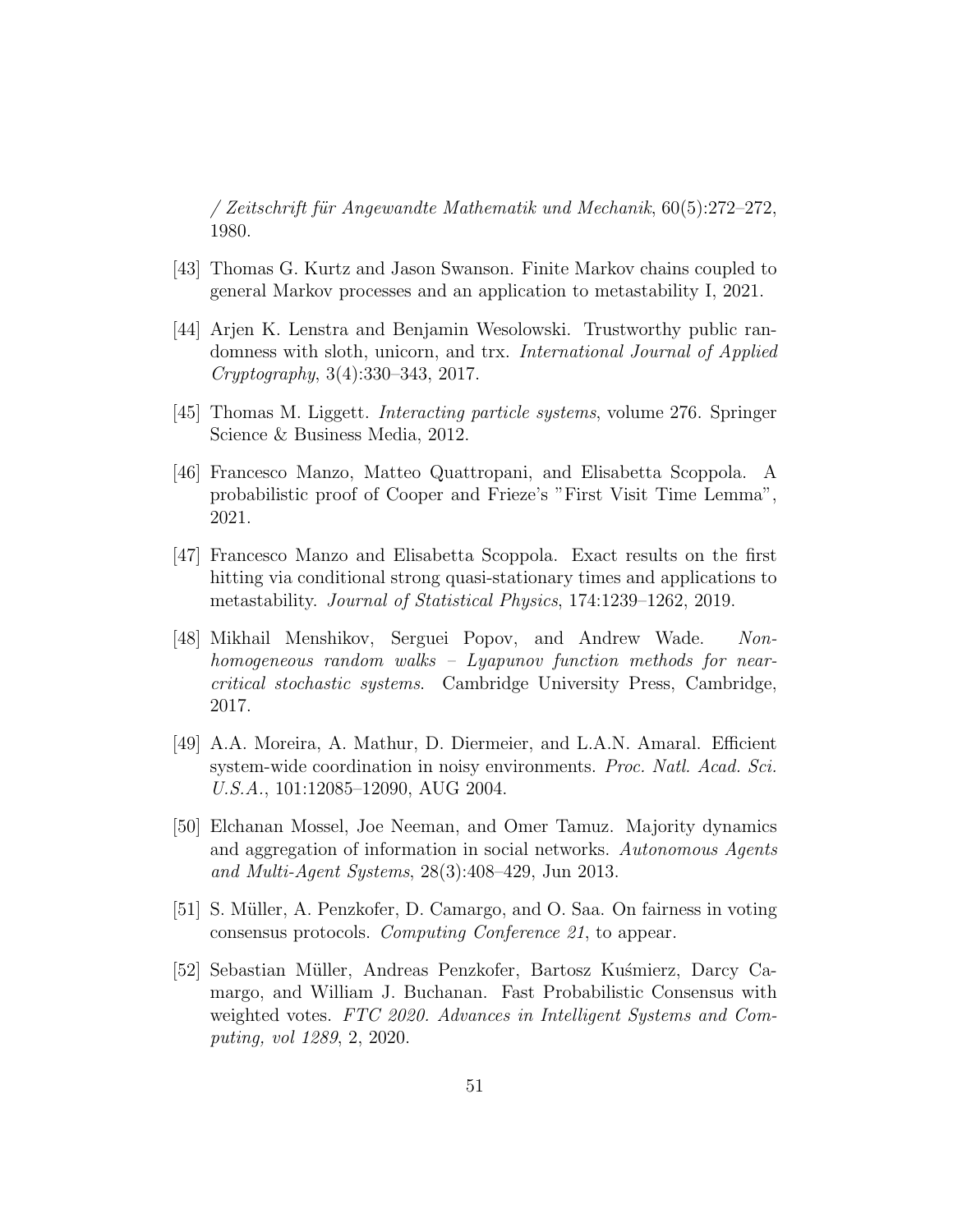/ *Zeitschrift für Angewandte Mathematik und Mechanik*, 60(5):272–272, 1980.

[43] Thomas G. Kurtz and Jason Swanson. Finite Markov chains coupled to general Markov processes and an application to metastability I, 2021.

[44] Arjen K. Lenstra and Benjamin Wesolowski. Trustworthy public randomness with sloth, unicorn, and trx. *International Journal of Applied Cryptography*, 3(4):330–343, 2017.

[45] Thomas M. Liggett. *Interacting particle systems*, volume 276. Springer Science & Business Media, 2012.

[46] Francesco Manzo, Matteo Quattropani, and Elisabetta Scoppola. A probabilistic proof of Cooper and Frieze's "First Visit Time Lemma", 2021.

[47] Francesco Manzo and Elisabetta Scoppola. Exact results on the first hitting via conditional strong quasi-stationary times and applications to metastability. *Journal of Statistical Physics*, 174:1239–1262, 2019.

[48] Mikhail Menshikov, Serguei Popov, and Andrew Wade. *Non-homogeneous random walks – Lyapunov function methods for near-critical stochastic systems*. Cambridge University Press, Cambridge, 2017.

[49] A.A. Moreira, A. Mathur, D. Diermeier, and L.A.N. Amaral. Efficient system-wide coordination in noisy environments. *Proc. Natl. Acad. Sci. U.S.A.*, 101:12085–12090, AUG 2004.

[50] Elchanan Mossel, Joe Neeman, and Omer Tamuz. Majority dynamics and aggregation of information in social networks. *Autonomous Agents and Multi-Agent Systems*, 28(3):408–429, Jun 2013.

[51] S. Müller, A. Penzkofer, D. Camargo, and O. Saa. On fairness in voting consensus protocols. *Computing Conference 21*, to appear.

[52] Sebastian Müller, Andreas Penzkofer, Bartosz Kuśmierz, Darcy Camargo, and William J. Buchanan. Fast Probabilistic Consensus with weighted votes. *FTC 2020. Advances in Intelligent Systems and Computing, vol 1289*, 2, 2020.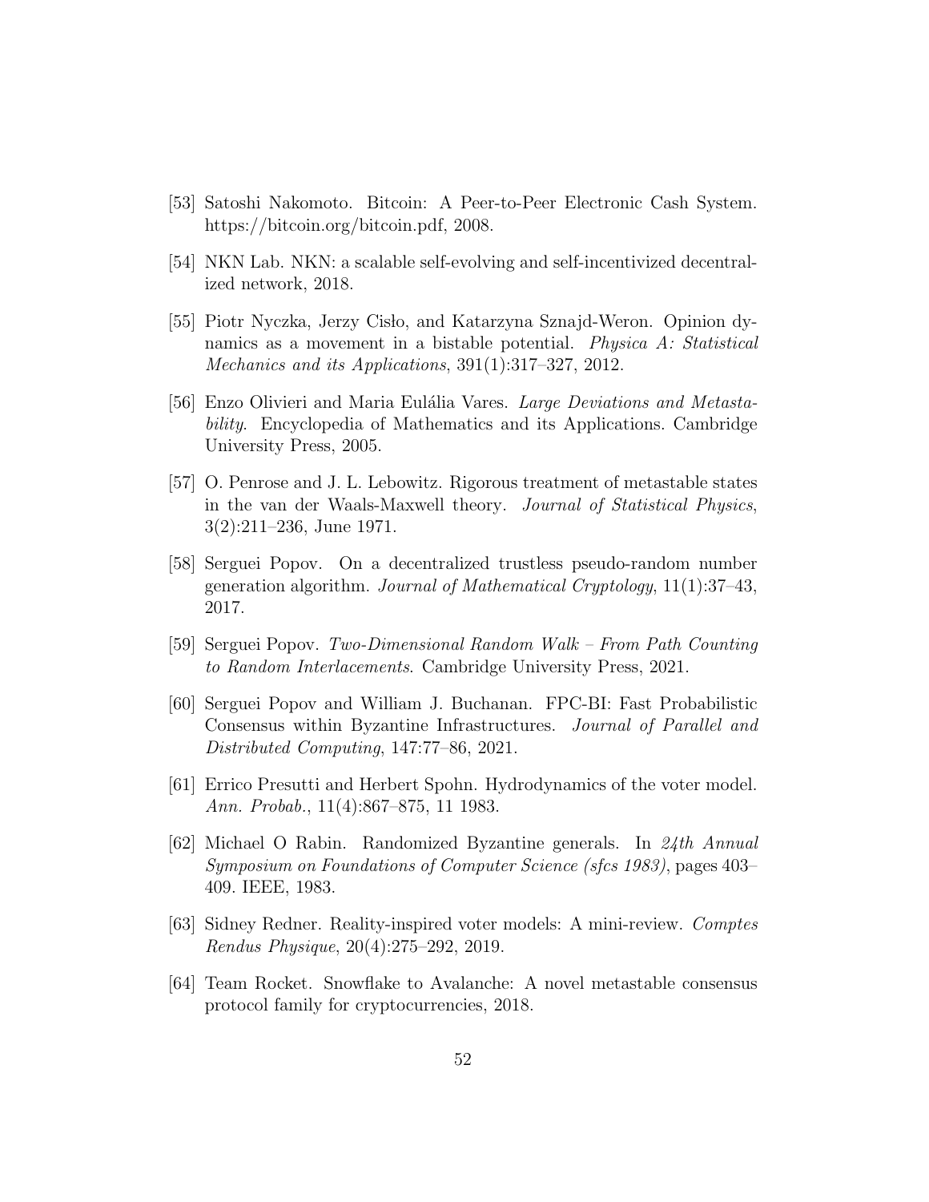[53] Satoshi Nakomoto. Bitcoin: A Peer-to-Peer Electronic Cash System. https://bitcoin.org/bitcoin.pdf, 2008.

[54] NKN Lab. NKN: a scalable self-evolving and self-incentivized decentralized network, 2018.

[55] Piotr Nyczka, Jerzy Cisło, and Katarzyna Sznajd-Weron. Opinion dynamics as a movement in a bistable potential. *Physica A: Statistical Mechanics and its Applications*, 391(1):317–327, 2012.

[56] Enzo Olivieri and Maria Eulália Vares. *Large Deviations and Metastability*. Encyclopedia of Mathematics and its Applications. Cambridge University Press, 2005.

[57] O. Penrose and J. L. Lebowitz. Rigorous treatment of metastable states in the van der Waals-Maxwell theory. *Journal of Statistical Physics*, 3(2):211–236, June 1971.

[58] Serguei Popov. On a decentralized trustless pseudo-random number generation algorithm. *Journal of Mathematical Cryptology*, 11(1):37–43, 2017.

[59] Serguei Popov. *Two-Dimensional Random Walk – From Path Counting to Random Interlacements*. Cambridge University Press, 2021.

[60] Serguei Popov and William J. Buchanan. FPC-BI: Fast Probabilistic Consensus within Byzantine Infrastructures. *Journal of Parallel and Distributed Computing*, 147:77–86, 2021.

[61] Errico Presutti and Herbert Spohn. Hydrodynamics of the voter model. *Ann. Probab.*, 11(4):867–875, 11 1983.

[62] Michael O Rabin. Randomized Byzantine generals. In *24th Annual Symposium on Foundations of Computer Science (sfcs 1983)*, pages 403–409. IEEE, 1983.

[63] Sidney Redner. Reality-inspired voter models: A mini-review. *Comptes Rendus Physique*, 20(4):275–292, 2019.

[64] Team Rocket. Snowflake to Avalanche: A novel metastable consensus protocol family for cryptocurrencies, 2018.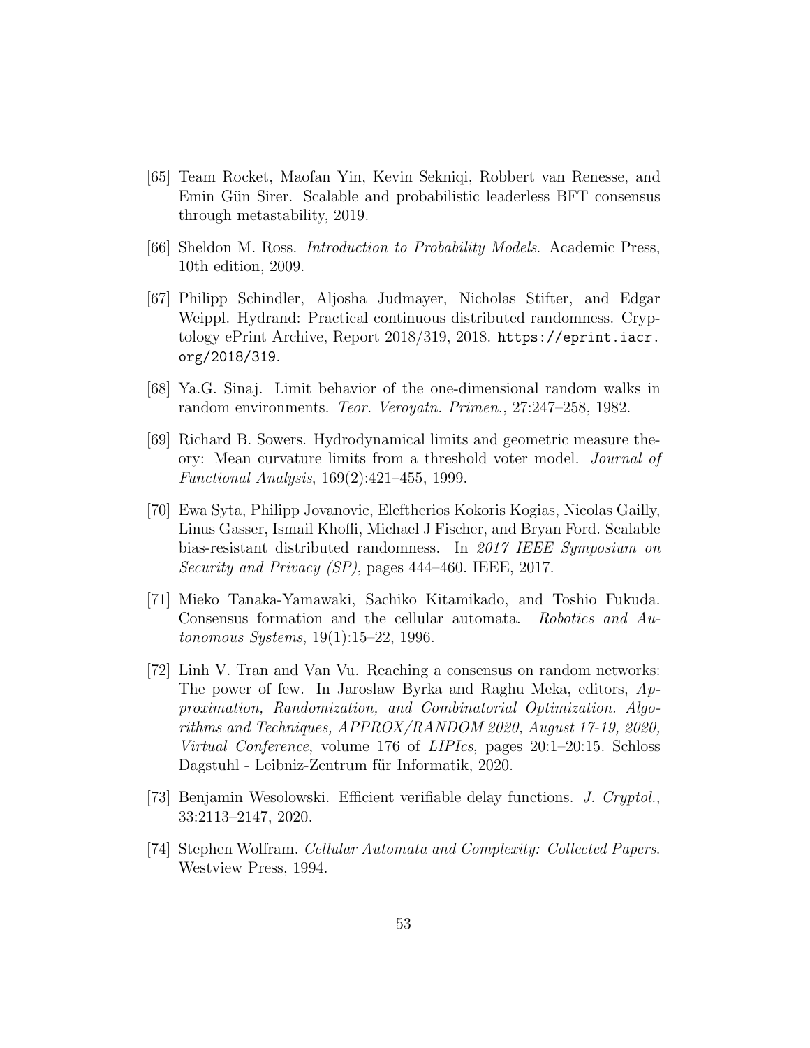[65] Team Rocket, Maofan Yin, Kevin Sekniqi, Robbert van Renesse, and Emin Gün Sirer. Scalable and probabilistic leaderless BFT consensus through metastability, 2019.

[66] Sheldon M. Ross. *Introduction to Probability Models*. Academic Press, 10th edition, 2009.

[67] Philipp Schindler, Aljosha Judmayer, Nicholas Stifter, and Edgar Weippl. Hydrand: Practical continuous distributed randomness. Cryptology ePrint Archive, Report 2018/319, 2018. https://eprint.iacr.org/2018/319.

[68] Ya.G. Sinaj. Limit behavior of the one-dimensional random walks in random environments. *Teor. Veroyatn. Primen.*, 27:247–258, 1982.

[69] Richard B. Sowers. Hydrodynamical limits and geometric measure theory: Mean curvature limits from a threshold voter model. *Journal of Functional Analysis*, 169(2):421–455, 1999.

[70] Ewa Syta, Philipp Jovanovic, Eleftherios Kokoris Kogias, Nicolas Gailly, Linus Gasser, Ismail Khoffi, Michael J Fischer, and Bryan Ford. Scalable bias-resistant distributed randomness. In *2017 IEEE Symposium on Security and Privacy (SP)*, pages 444–460. IEEE, 2017.

[71] Mieko Tanaka-Yamawaki, Sachiko Kitamikado, and Toshio Fukuda. Consensus formation and the cellular automata. *Robotics and Autonomous Systems*, 19(1):15–22, 1996.

[72] Linh V. Tran and Van Vu. Reaching a consensus on random networks: The power of few. In Jaroslaw Byrka and Raghu Meka, editors, *Approximation, Randomization, and Combinatorial Optimization. Algorithms and Techniques, APPROX/RANDOM 2020, August 17-19, 2020, Virtual Conference*, volume 176 of *LIPIcs*, pages 20:1–20:15. Schloss Dagstuhl - Leibniz-Zentrum für Informatik, 2020.

[73] Benjamin Wesolowski. Efficient verifiable delay functions. *J. Cryptol.*, 33:2113–2147, 2020.

[74] Stephen Wolfram. *Cellular Automata and Complexity: Collected Papers*. Westview Press, 1994.